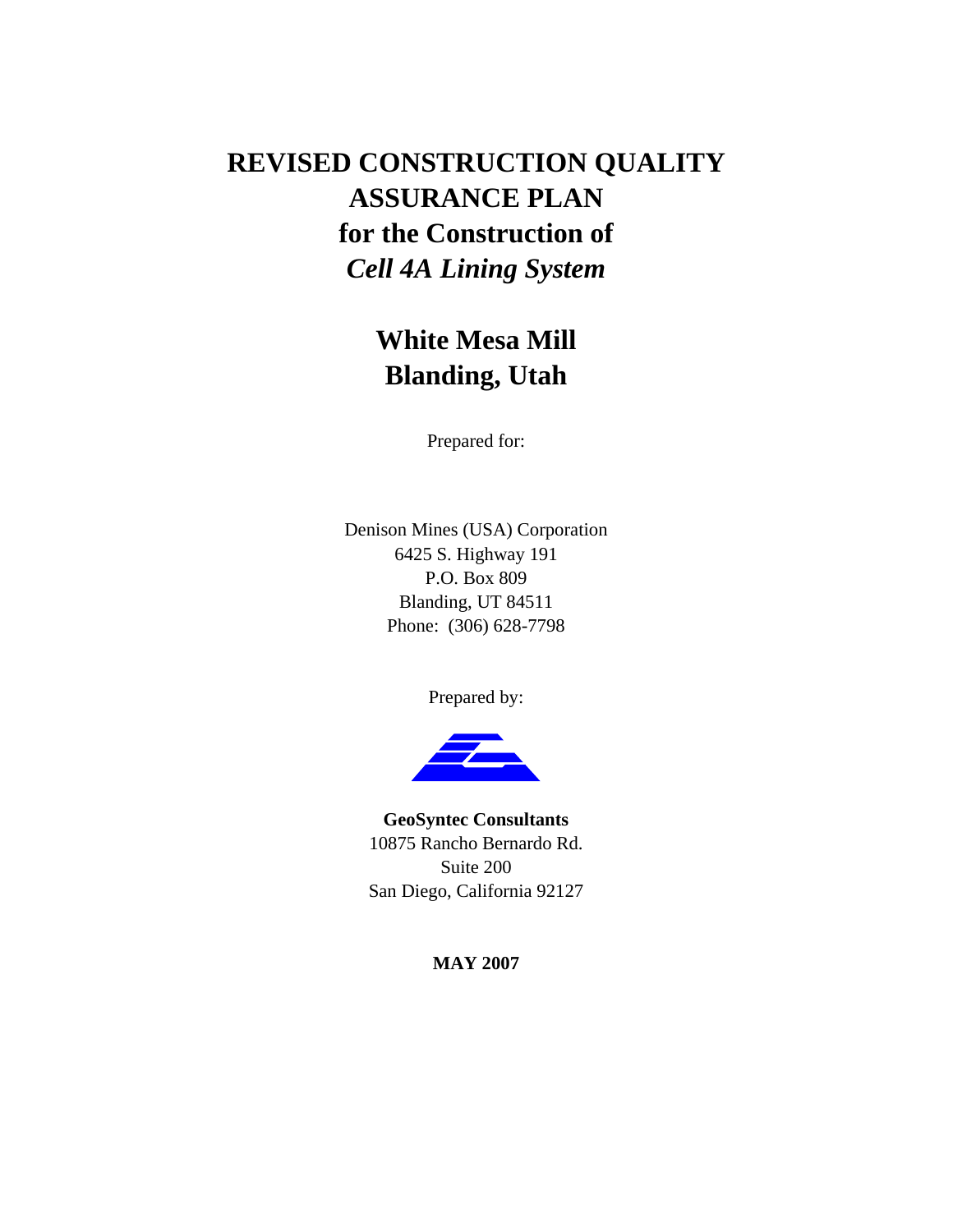# REVISED CONSTRUCTION QUALITY ASSURANCE PLAN for the Construction of *Cell 4A Lining System*

## White Mesa Mill Blanding, Utah

Prepared for:

Denison Mines (USA) Corporation
6425 S. Highway 191
P.O. Box 809
Blanding, UT 84511
Phone: (306) 628-7798

Prepared by:

**GeoSyntec Consultants**
10875 Rancho Bernardo Rd.
Suite 200
San Diego, California 92127

**MAY 2007**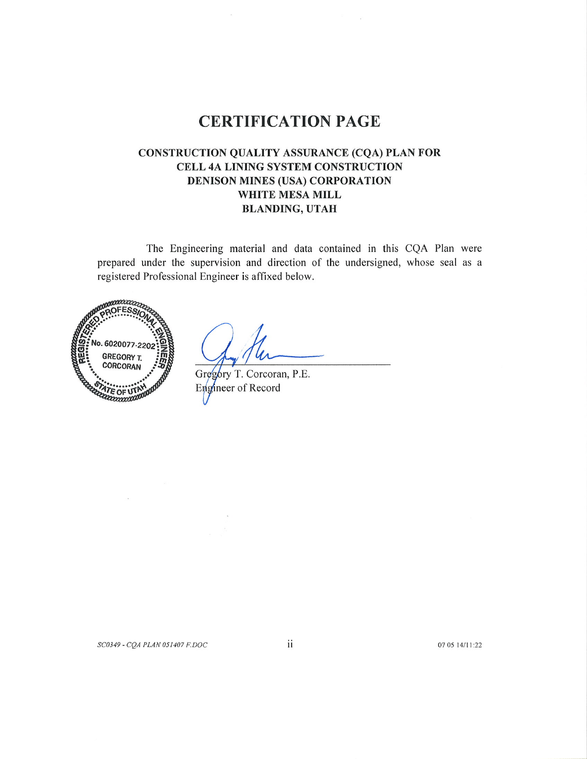# CERTIFICATION PAGE

**CONSTRUCTION QUALITY ASSURANCE (CQA) PLAN FOR
CELL 4A LINING SYSTEM CONSTRUCTION
DENISON MINES (USA) CORPORATION
WHITE MESA MILL
BLANDING, UTAH**

The Engineering material and data contained in this CQA Plan were prepared under the supervision and direction of the undersigned, whose seal as a registered Professional Engineer is affixed below.

REGISTERED PROFESSIONAL ENGINEER
No. 6020077-2202
GREGORY T. CORCORAN
STATE OF UTAH

Gregory T. Corcoran, P.E.
Engineer of Record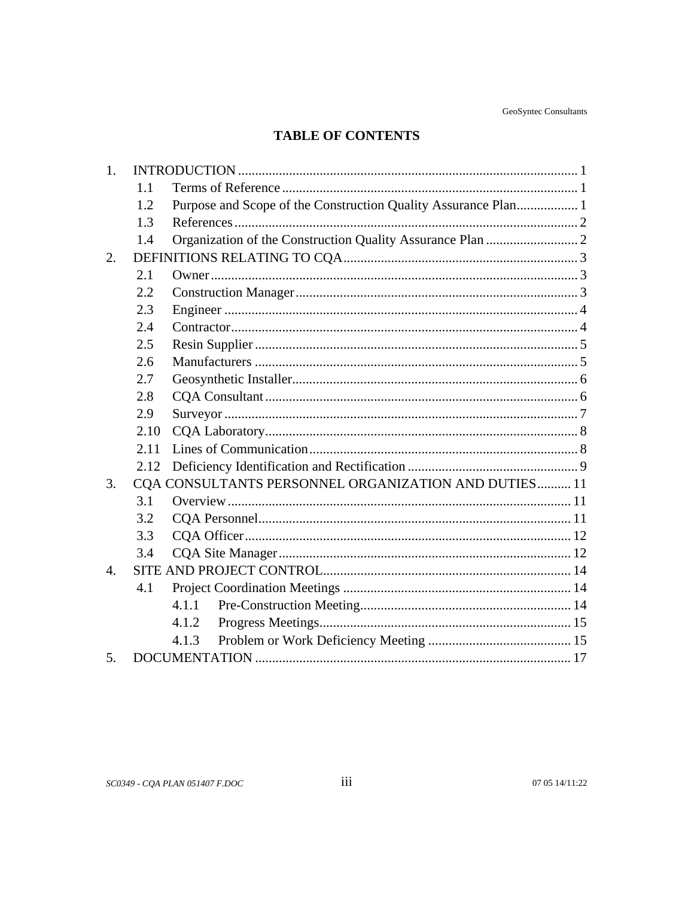# TABLE OF CONTENTS

1. INTRODUCTION ..... 1
   - 1.1 Terms of Reference ..... 1
   - 1.2 Purpose and Scope of the Construction Quality Assurance Plan ..... 1
   - 1.3 References ..... 2
   - 1.4 Organization of the Construction Quality Assurance Plan ..... 2
2. DEFINITIONS RELATING TO CQA ..... 3
   - 2.1 Owner ..... 3
   - 2.2 Construction Manager ..... 3
   - 2.3 Engineer ..... 4
   - 2.4 Contractor ..... 4
   - 2.5 Resin Supplier ..... 5
   - 2.6 Manufacturers ..... 5
   - 2.7 Geosynthetic Installer ..... 6
   - 2.8 CQA Consultant ..... 6
   - 2.9 Surveyor ..... 7
   - 2.10 CQA Laboratory ..... 8
   - 2.11 Lines of Communication ..... 8
   - 2.12 Deficiency Identification and Rectification ..... 9
3. CQA CONSULTANTS PERSONNEL ORGANIZATION AND DUTIES ..... 11
   - 3.1 Overview ..... 11
   - 3.2 CQA Personnel ..... 11
   - 3.3 CQA Officer ..... 12
   - 3.4 CQA Site Manager ..... 12
4. SITE AND PROJECT CONTROL ..... 14
   - 4.1 Project Coordination Meetings ..... 14
     - 4.1.1 Pre-Construction Meeting ..... 14
     - 4.1.2 Progress Meetings ..... 15
     - 4.1.3 Problem or Work Deficiency Meeting ..... 15
5. DOCUMENTATION ..... 17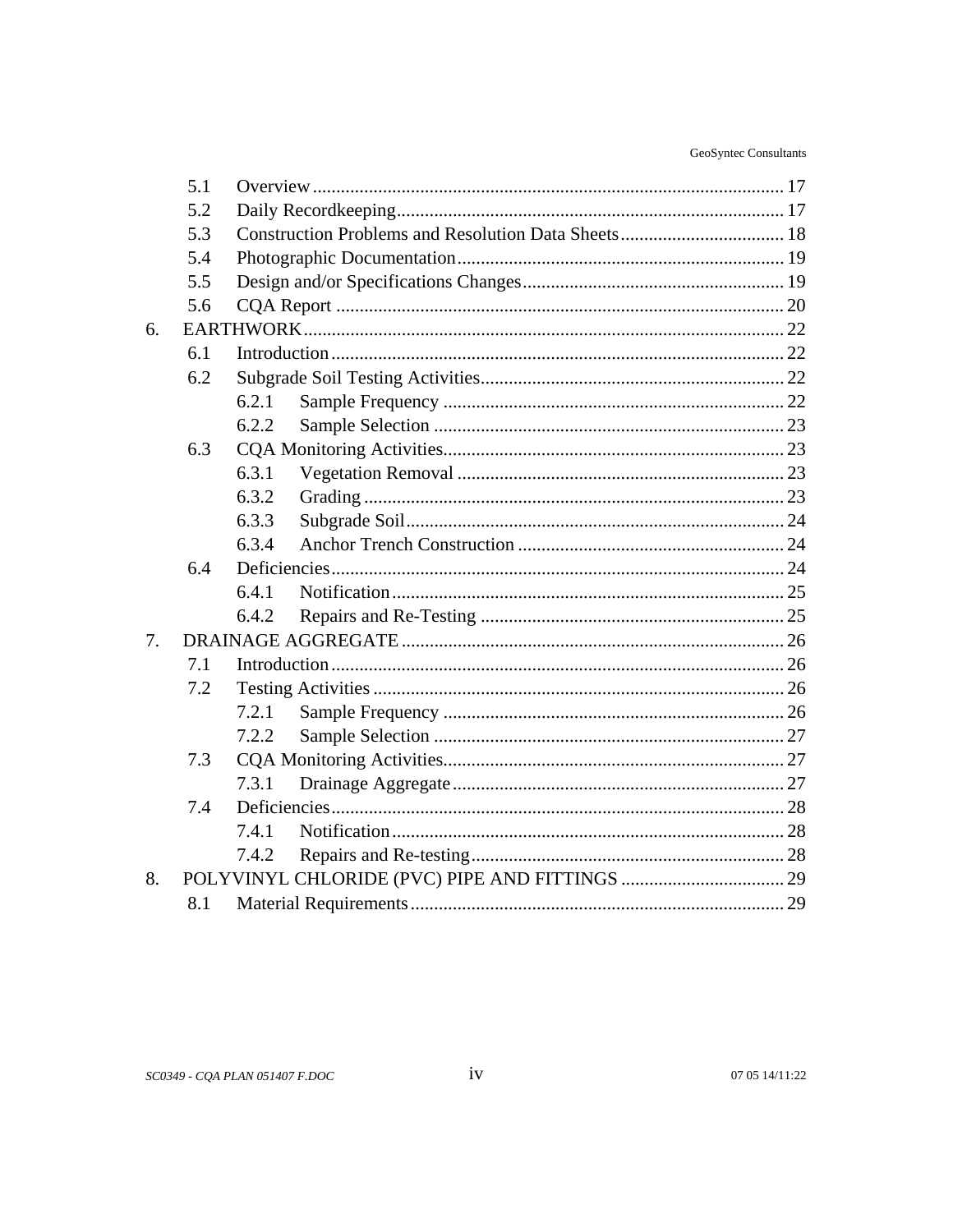5.1 Overview ... 17
5.2 Daily Recordkeeping ... 17
5.3 Construction Problems and Resolution Data Sheets ... 18
5.4 Photographic Documentation ... 19
5.5 Design and/or Specifications Changes ... 19
5.6 CQA Report ... 20

6. EARTHWORK ... 22
6.1 Introduction ... 22
6.2 Subgrade Soil Testing Activities ... 22
6.2.1 Sample Frequency ... 22
6.2.2 Sample Selection ... 23
6.3 CQA Monitoring Activities ... 23
6.3.1 Vegetation Removal ... 23
6.3.2 Grading ... 23
6.3.3 Subgrade Soil ... 24
6.3.4 Anchor Trench Construction ... 24
6.4 Deficiencies ... 24
6.4.1 Notification ... 25
6.4.2 Repairs and Re-Testing ... 25

7. DRAINAGE AGGREGATE ... 26
7.1 Introduction ... 26
7.2 Testing Activities ... 26
7.2.1 Sample Frequency ... 26
7.2.2 Sample Selection ... 27
7.3 CQA Monitoring Activities ... 27
7.3.1 Drainage Aggregate ... 27
7.4 Deficiencies ... 28
7.4.1 Notification ... 28
7.4.2 Repairs and Re-testing ... 28

8. POLYVINYL CHLORIDE (PVC) PIPE AND FITTINGS ... 29
8.1 Material Requirements ... 29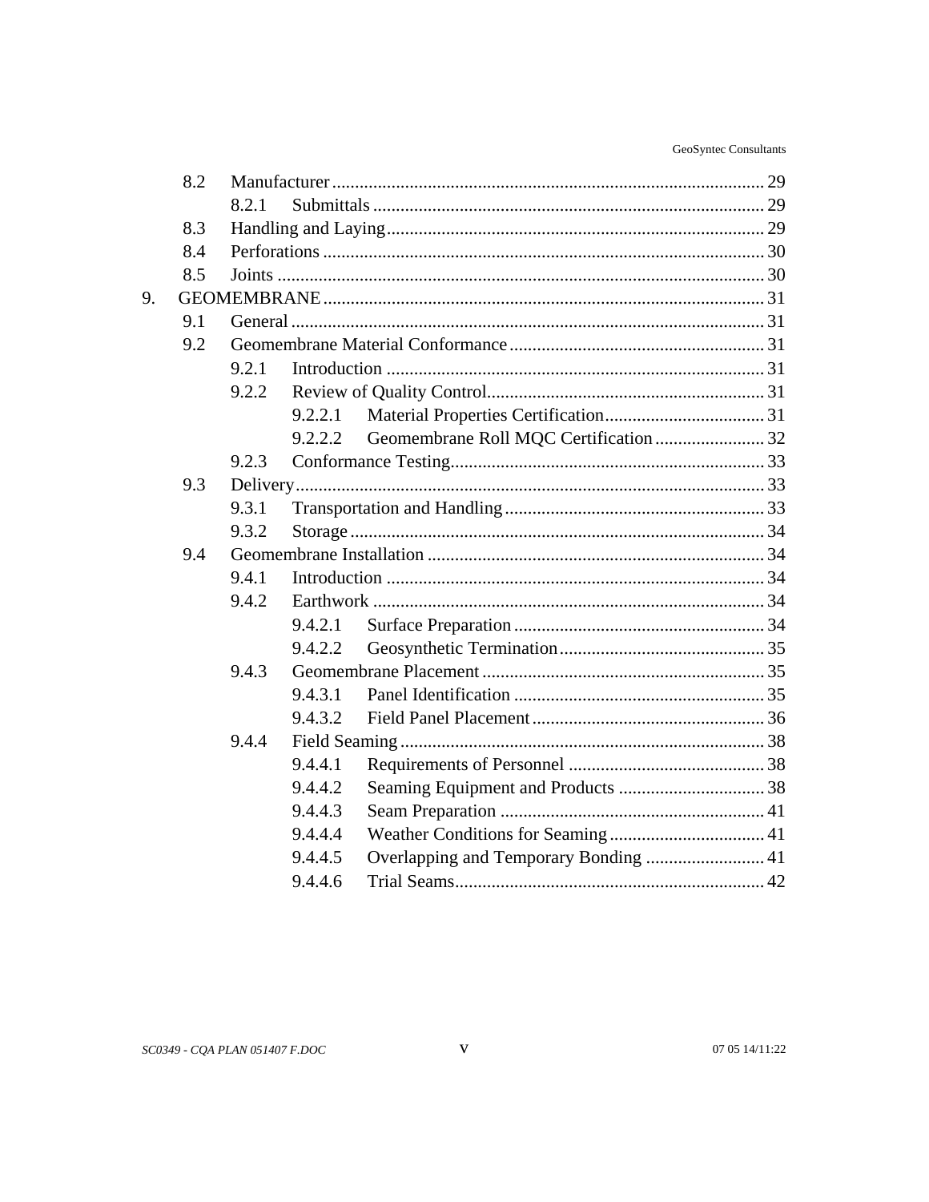| | | | | |
|---|---|---|---|---|
| | 8.2 | Manufacturer | | 29 |
| | | 8.2.1 | Submittals | 29 |
| | 8.3 | Handling and Laying | | 29 |
| | 8.4 | Perforations | | 30 |
| | 8.5 | Joints | | 30 |
| 9. | GEOMEMBRANE | | | 31 |
| | 9.1 | General | | 31 |
| | 9.2 | Geomembrane Material Conformance | | 31 |
| | | 9.2.1 | Introduction | 31 |
| | | 9.2.2 | Review of Quality Control | 31 |
| | | | 9.2.2.1 Material Properties Certification | 31 |
| | | | 9.2.2.2 Geomembrane Roll MQC Certification | 32 |
| | | 9.2.3 | Conformance Testing | 33 |
| | 9.3 | Delivery | | 33 |
| | | 9.3.1 | Transportation and Handling | 33 |
| | | 9.3.2 | Storage | 34 |
| | 9.4 | Geomembrane Installation | | 34 |
| | | 9.4.1 | Introduction | 34 |
| | | 9.4.2 | Earthwork | 34 |
| | | | 9.4.2.1 Surface Preparation | 34 |
| | | | 9.4.2.2 Geosynthetic Termination | 35 |
| | | 9.4.3 | Geomembrane Placement | 35 |
| | | | 9.4.3.1 Panel Identification | 35 |
| | | | 9.4.3.2 Field Panel Placement | 36 |
| | | 9.4.4 | Field Seaming | 38 |
| | | | 9.4.4.1 Requirements of Personnel | 38 |
| | | | 9.4.4.2 Seaming Equipment and Products | 38 |
| | | | 9.4.4.3 Seam Preparation | 41 |
| | | | 9.4.4.4 Weather Conditions for Seaming | 41 |
| | | | 9.4.4.5 Overlapping and Temporary Bonding | 41 |
| | | | 9.4.4.6 Trial Seams | 42 |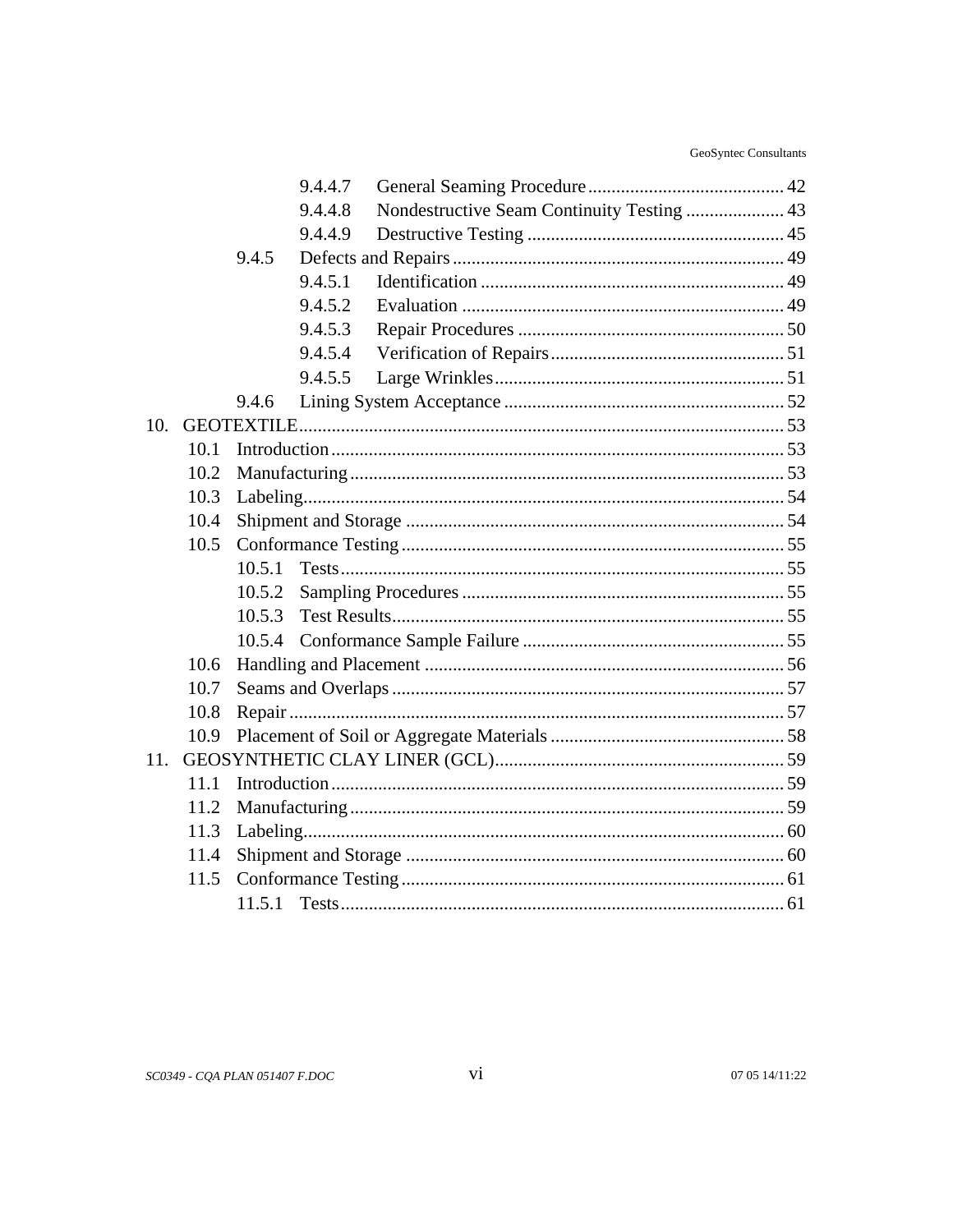| | | | | |
|---|---|---|---|---|
| | | 9.4.4.7 | General Seaming Procedure | 42 |
| | | 9.4.4.8 | Nondestructive Seam Continuity Testing | 43 |
| | | 9.4.4.9 | Destructive Testing | 45 |
| | 9.4.5 | Defects and Repairs | | 49 |
| | | 9.4.5.1 | Identification | 49 |
| | | 9.4.5.2 | Evaluation | 49 |
| | | 9.4.5.3 | Repair Procedures | 50 |
| | | 9.4.5.4 | Verification of Repairs | 51 |
| | | 9.4.5.5 | Large Wrinkles | 51 |
| | 9.4.6 | Lining System Acceptance | | 52 |
| 10. | GEOTEXTILE | | | 53 |
| 10.1 | Introduction | | | 53 |
| 10.2 | Manufacturing | | | 53 |
| 10.3 | Labeling | | | 54 |
| 10.4 | Shipment and Storage | | | 54 |
| 10.5 | Conformance Testing | | | 55 |
| | 10.5.1 | Tests | | 55 |
| | 10.5.2 | Sampling Procedures | | 55 |
| | 10.5.3 | Test Results | | 55 |
| | 10.5.4 | Conformance Sample Failure | | 55 |
| 10.6 | Handling and Placement | | | 56 |
| 10.7 | Seams and Overlaps | | | 57 |
| 10.8 | Repair | | | 57 |
| 10.9 | Placement of Soil or Aggregate Materials | | | 58 |
| 11. | GEOSYNTHETIC CLAY LINER (GCL) | | | 59 |
| 11.1 | Introduction | | | 59 |
| 11.2 | Manufacturing | | | 59 |
| 11.3 | Labeling | | | 60 |
| 11.4 | Shipment and Storage | | | 60 |
| 11.5 | Conformance Testing | | | 61 |
| | 11.5.1 | Tests | | 61 |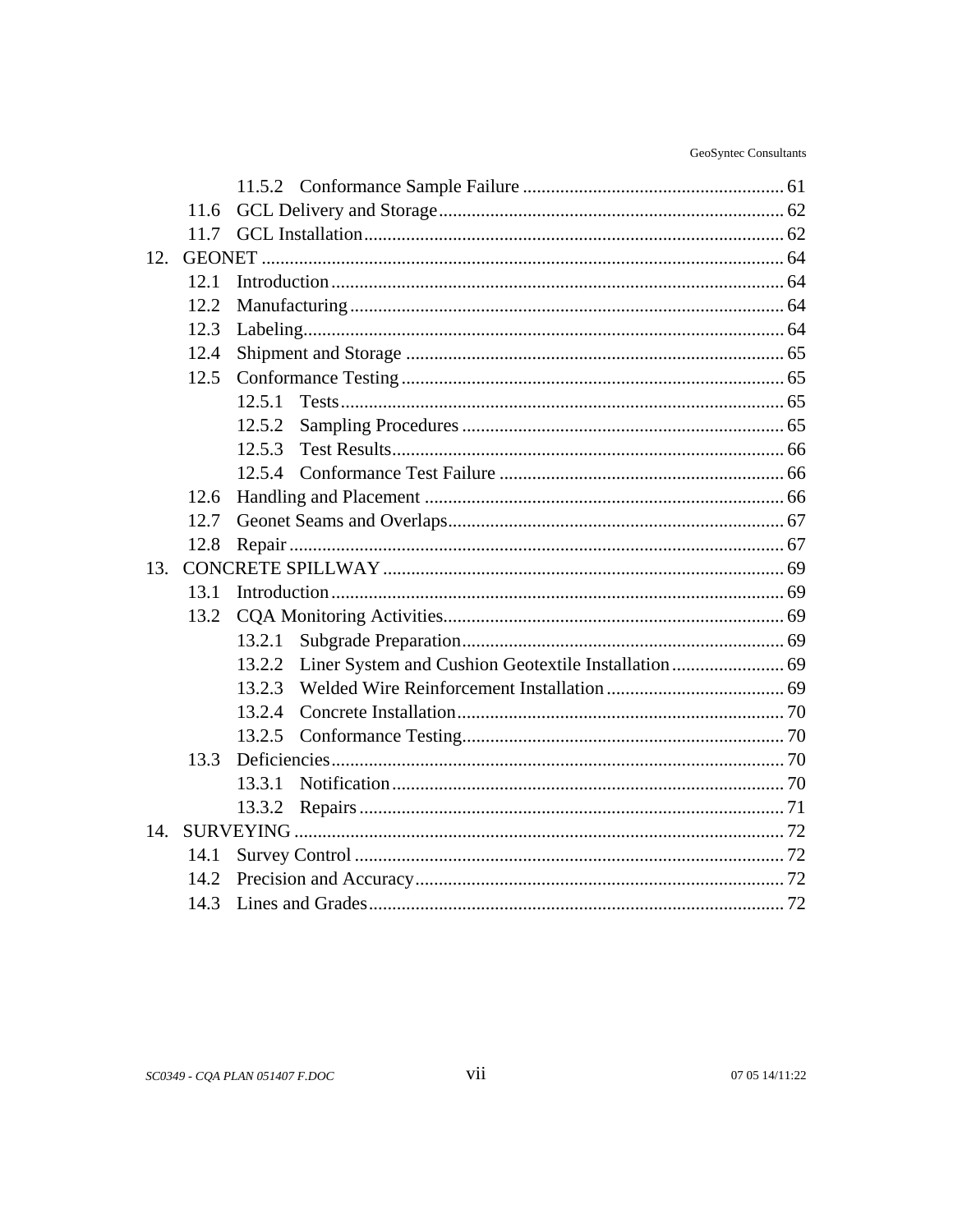11.5.2 Conformance Sample Failure ........................................................ 61
11.6 GCL Delivery and Storage .......................................................................... 62
11.7 GCL Installation .......................................................................................... 62

12. GEONET ........................................................................................................... 64
12.1 Introduction .................................................................................................. 64
12.2 Manufacturing .............................................................................................. 64
12.3 Labeling........................................................................................................ 64
12.4 Shipment and Storage .................................................................................. 65
12.5 Conformance Testing ................................................................................... 65
12.5.1 Tests ................................................................................................ 65
12.5.2 Sampling Procedures ...................................................................... 65
12.5.3 Test Results..................................................................................... 66
12.5.4 Conformance Test Failure .............................................................. 66
12.6 Handling and Placement .............................................................................. 66
12.7 Geonet Seams and Overlaps......................................................................... 67
12.8 Repair ........................................................................................................... 67

13. CONCRETE SPILLWAY ................................................................................... 69
13.1 Introduction .................................................................................................. 69
13.2 CQA Monitoring Activities.......................................................................... 69
13.2.1 Subgrade Preparation...................................................................... 69
13.2.2 Liner System and Cushion Geotextile Installation ......................... 69
13.2.3 Welded Wire Reinforcement Installation ....................................... 69
13.2.4 Concrete Installation ....................................................................... 70
13.2.5 Conformance Testing...................................................................... 70
13.3 Deficiencies.................................................................................................. 70
13.3.1 Notification ..................................................................................... 70
13.3.2 Repairs ............................................................................................ 71

14. SURVEYING ...................................................................................................... 72
14.1 Survey Control ............................................................................................. 72
14.2 Precision and Accuracy ................................................................................ 72
14.3 Lines and Grades .......................................................................................... 72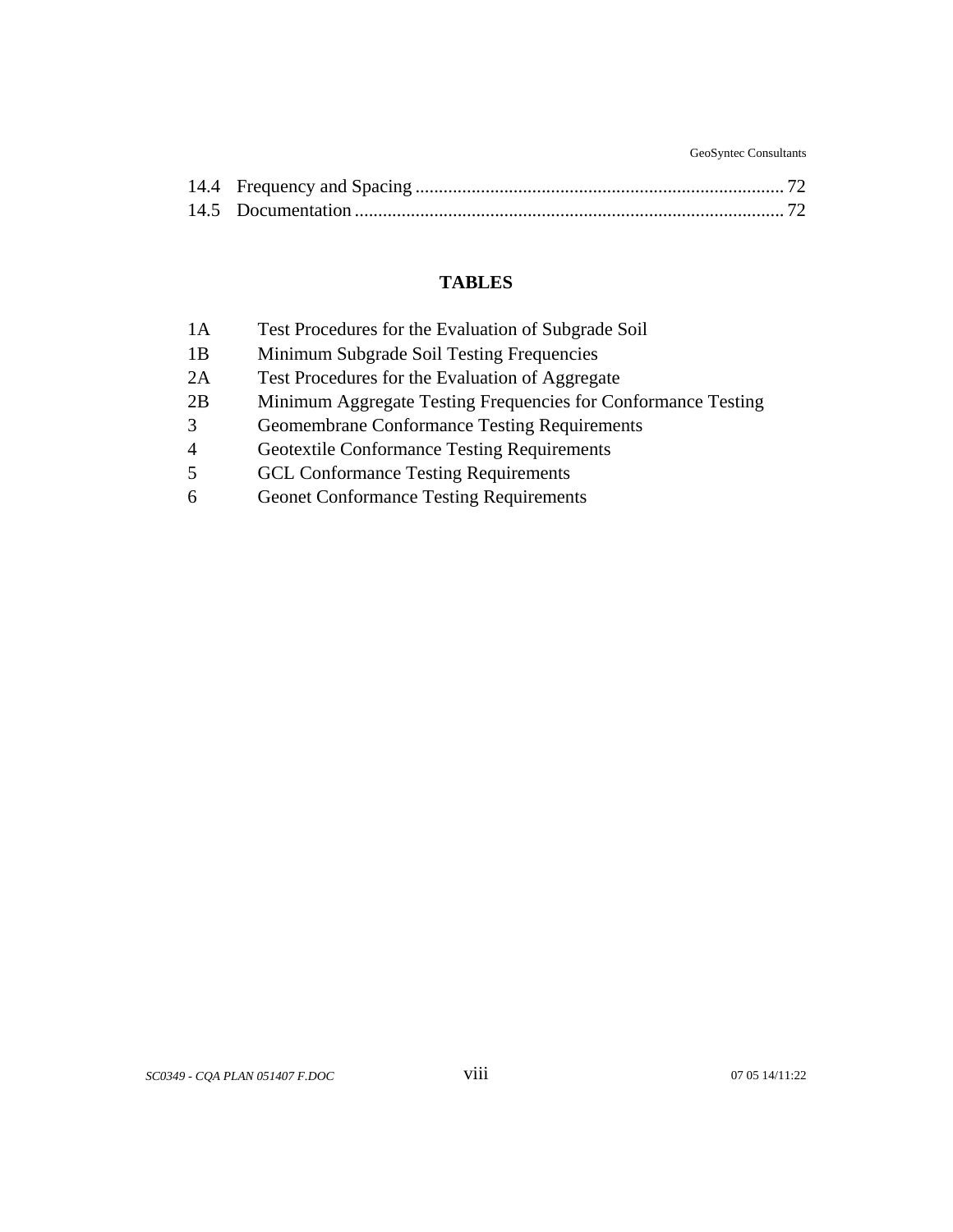14.4 Frequency and Spacing ............................................................................. 72
14.5 Documentation .......................................................................................... 72

## TABLES

| | |
|---|---|
| 1A | Test Procedures for the Evaluation of Subgrade Soil |
| 1B | Minimum Subgrade Soil Testing Frequencies |
| 2A | Test Procedures for the Evaluation of Aggregate |
| 2B | Minimum Aggregate Testing Frequencies for Conformance Testing |
| 3 | Geomembrane Conformance Testing Requirements |
| 4 | Geotextile Conformance Testing Requirements |
| 5 | GCL Conformance Testing Requirements |
| 6 | Geonet Conformance Testing Requirements |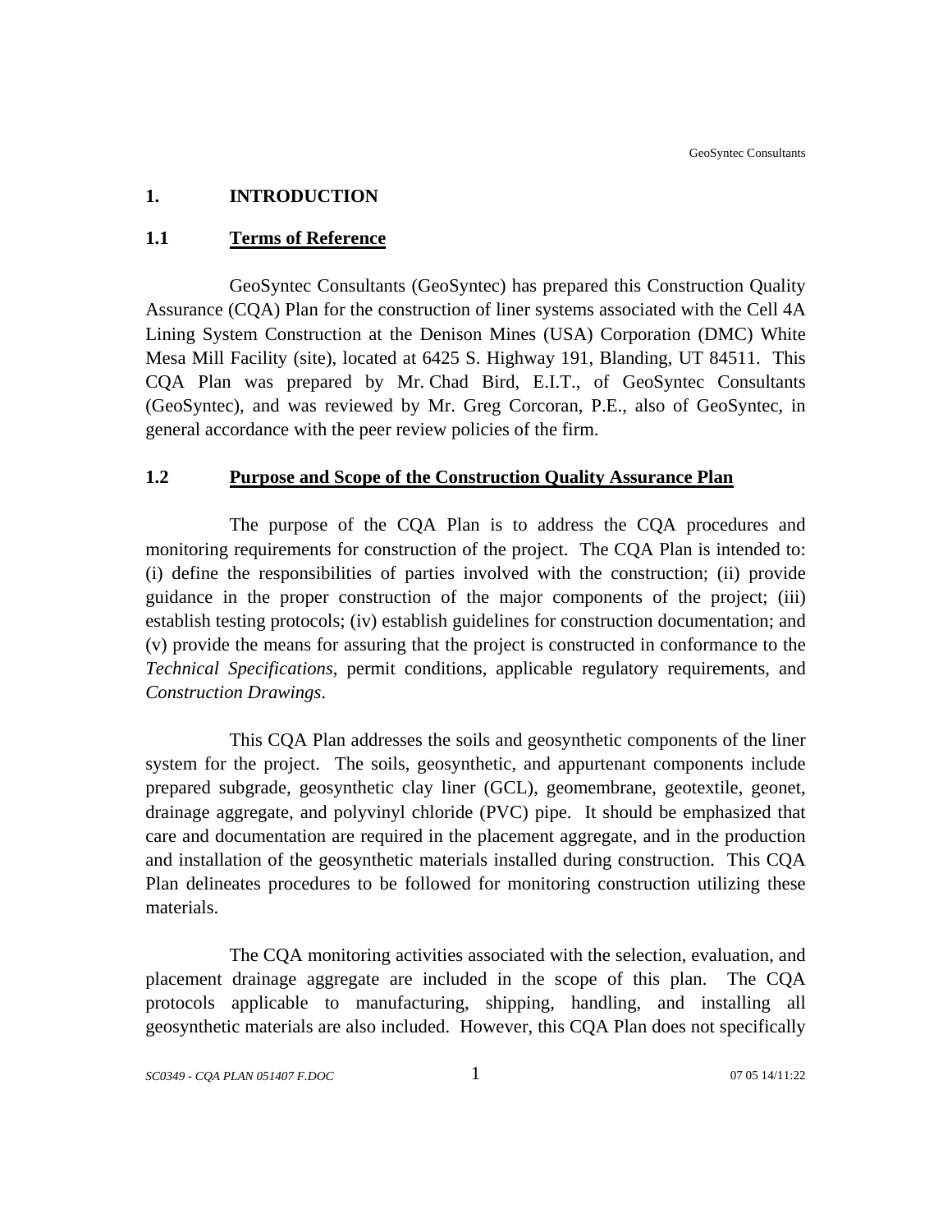# 1. INTRODUCTION

## 1.1 Terms of Reference

GeoSyntec Consultants (GeoSyntec) has prepared this Construction Quality Assurance (CQA) Plan for the construction of liner systems associated with the Cell 4A Lining System Construction at the Denison Mines (USA) Corporation (DMC) White Mesa Mill Facility (site), located at 6425 S. Highway 191, Blanding, UT 84511. This CQA Plan was prepared by Mr. Chad Bird, E.I.T., of GeoSyntec Consultants (GeoSyntec), and was reviewed by Mr. Greg Corcoran, P.E., also of GeoSyntec, in general accordance with the peer review policies of the firm.

## 1.2 Purpose and Scope of the Construction Quality Assurance Plan

The purpose of the CQA Plan is to address the CQA procedures and monitoring requirements for construction of the project. The CQA Plan is intended to: (i) define the responsibilities of parties involved with the construction; (ii) provide guidance in the proper construction of the major components of the project; (iii) establish testing protocols; (iv) establish guidelines for construction documentation; and (v) provide the means for assuring that the project is constructed in conformance to the *Technical Specifications*, permit conditions, applicable regulatory requirements, and *Construction Drawings*.

This CQA Plan addresses the soils and geosynthetic components of the liner system for the project. The soils, geosynthetic, and appurtenant components include prepared subgrade, geosynthetic clay liner (GCL), geomembrane, geotextile, geonet, drainage aggregate, and polyvinyl chloride (PVC) pipe. It should be emphasized that care and documentation are required in the placement aggregate, and in the production and installation of the geosynthetic materials installed during construction. This CQA Plan delineates procedures to be followed for monitoring construction utilizing these materials.

The CQA monitoring activities associated with the selection, evaluation, and placement drainage aggregate are included in the scope of this plan. The CQA protocols applicable to manufacturing, shipping, handling, and installing all geosynthetic materials are also included. However, this CQA Plan does not specifically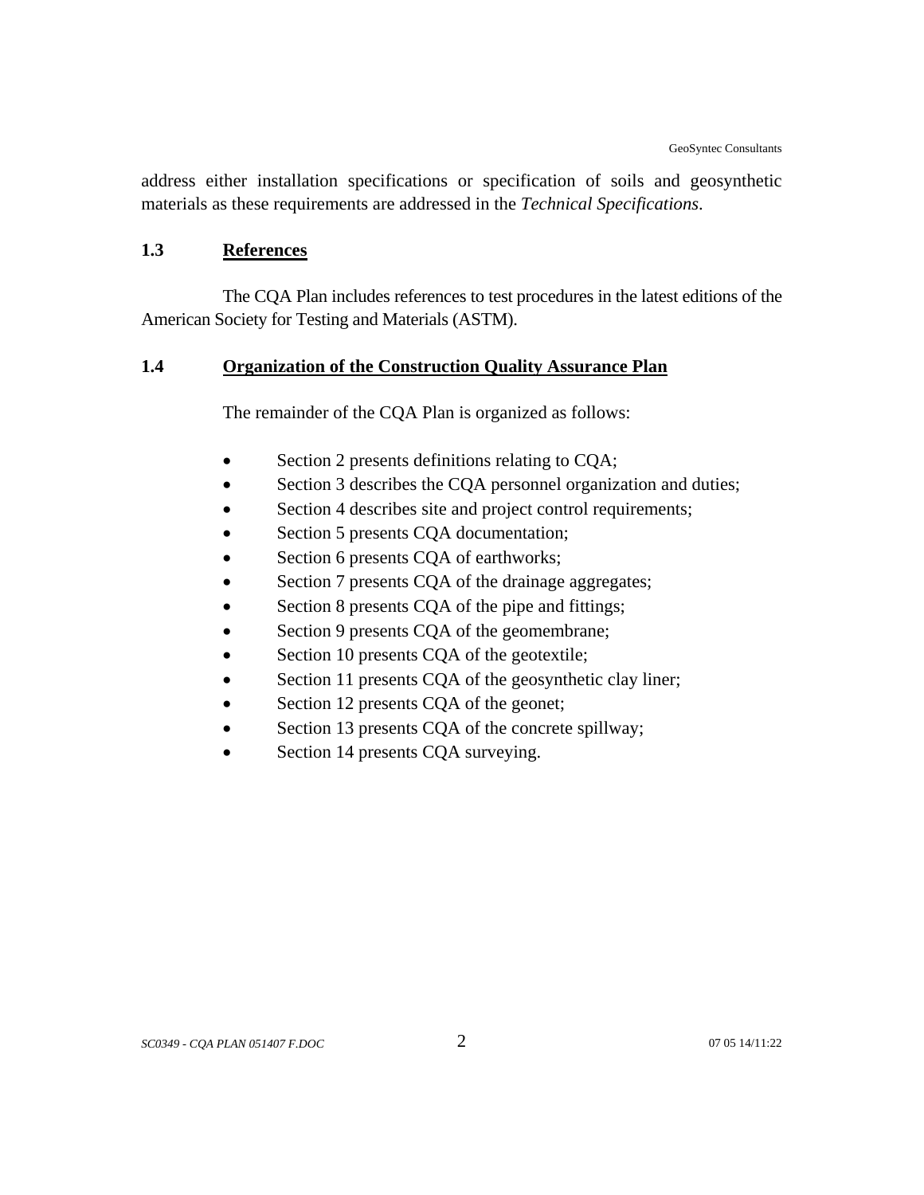address either installation specifications or specification of soils and geosynthetic materials as these requirements are addressed in the *Technical Specifications*.

## 1.3 References

The CQA Plan includes references to test procedures in the latest editions of the American Society for Testing and Materials (ASTM).

## 1.4 Organization of the Construction Quality Assurance Plan

The remainder of the CQA Plan is organized as follows:

- Section 2 presents definitions relating to CQA;
- Section 3 describes the CQA personnel organization and duties;
- Section 4 describes site and project control requirements;
- Section 5 presents CQA documentation;
- Section 6 presents CQA of earthworks;
- Section 7 presents CQA of the drainage aggregates;
- Section 8 presents CQA of the pipe and fittings;
- Section 9 presents CQA of the geomembrane;
- Section 10 presents CQA of the geotextile;
- Section 11 presents CQA of the geosynthetic clay liner;
- Section 12 presents CQA of the geonet;
- Section 13 presents CQA of the concrete spillway;
- Section 14 presents CQA surveying.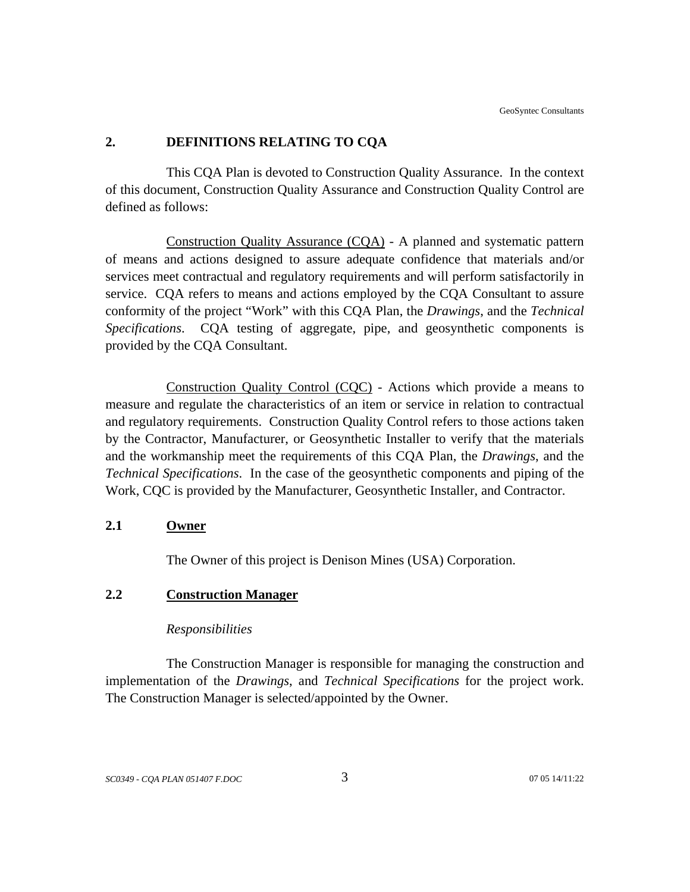## 2. DEFINITIONS RELATING TO CQA

This CQA Plan is devoted to Construction Quality Assurance. In the context of this document, Construction Quality Assurance and Construction Quality Control are defined as follows:

Construction Quality Assurance (CQA) - A planned and systematic pattern of means and actions designed to assure adequate confidence that materials and/or services meet contractual and regulatory requirements and will perform satisfactorily in service. CQA refers to means and actions employed by the CQA Consultant to assure conformity of the project "Work" with this CQA Plan, the *Drawings*, and the *Technical Specifications*. CQA testing of aggregate, pipe, and geosynthetic components is provided by the CQA Consultant.

Construction Quality Control (CQC) - Actions which provide a means to measure and regulate the characteristics of an item or service in relation to contractual and regulatory requirements. Construction Quality Control refers to those actions taken by the Contractor, Manufacturer, or Geosynthetic Installer to verify that the materials and the workmanship meet the requirements of this CQA Plan, the *Drawings*, and the *Technical Specifications*. In the case of the geosynthetic components and piping of the Work, CQC is provided by the Manufacturer, Geosynthetic Installer, and Contractor.

### 2.1 Owner

The Owner of this project is Denison Mines (USA) Corporation.

### 2.2 Construction Manager

*Responsibilities*

The Construction Manager is responsible for managing the construction and implementation of the *Drawings*, and *Technical Specifications* for the project work. The Construction Manager is selected/appointed by the Owner.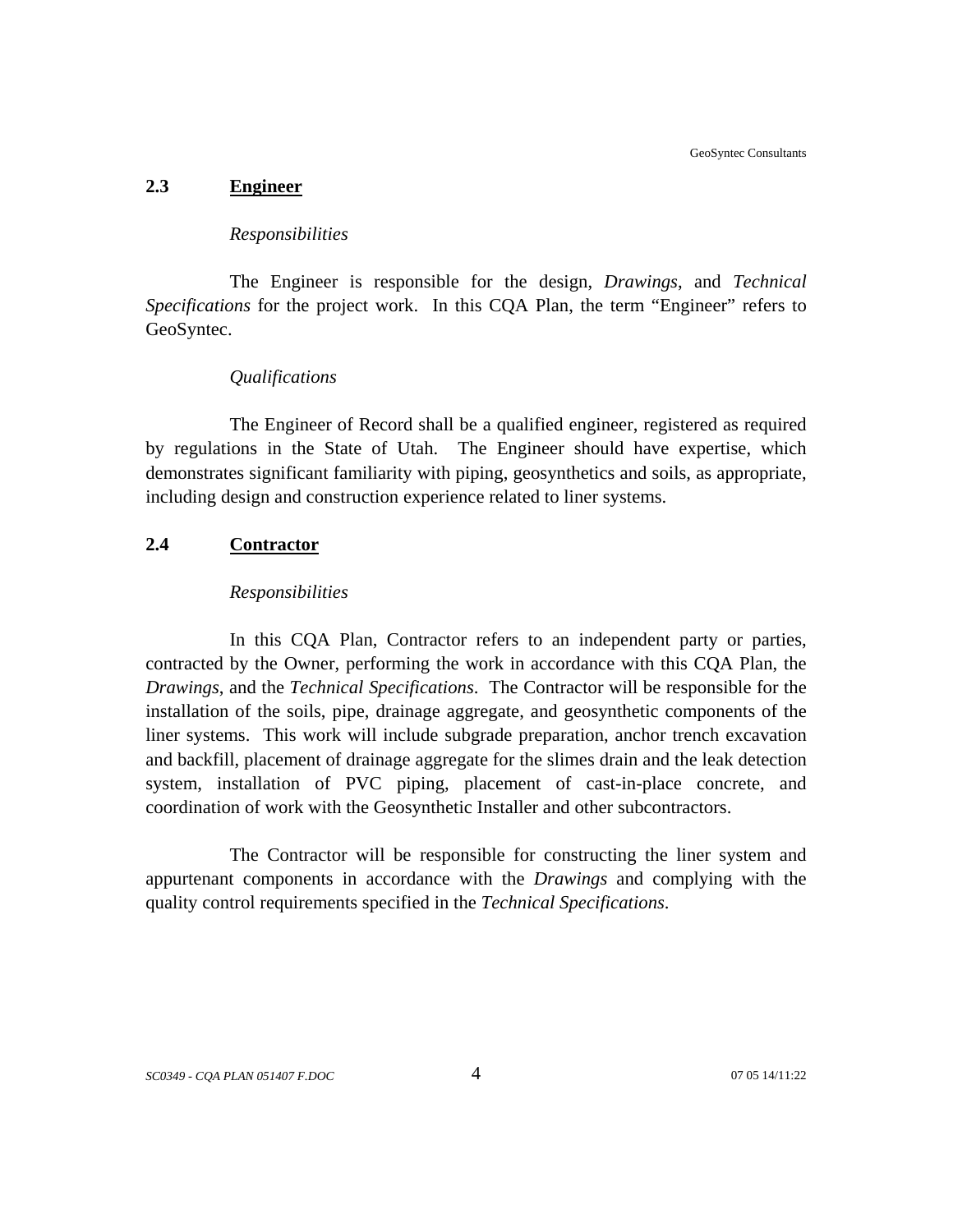## 2.3 Engineer

*Responsibilities*

The Engineer is responsible for the design, *Drawings*, and *Technical Specifications* for the project work. In this CQA Plan, the term "Engineer" refers to GeoSyntec.

*Qualifications*

The Engineer of Record shall be a qualified engineer, registered as required by regulations in the State of Utah. The Engineer should have expertise, which demonstrates significant familiarity with piping, geosynthetics and soils, as appropriate, including design and construction experience related to liner systems.

## 2.4 Contractor

*Responsibilities*

In this CQA Plan, Contractor refers to an independent party or parties, contracted by the Owner, performing the work in accordance with this CQA Plan, the *Drawings*, and the *Technical Specifications*. The Contractor will be responsible for the installation of the soils, pipe, drainage aggregate, and geosynthetic components of the liner systems. This work will include subgrade preparation, anchor trench excavation and backfill, placement of drainage aggregate for the slimes drain and the leak detection system, installation of PVC piping, placement of cast-in-place concrete, and coordination of work with the Geosynthetic Installer and other subcontractors.

The Contractor will be responsible for constructing the liner system and appurtenant components in accordance with the *Drawings* and complying with the quality control requirements specified in the *Technical Specifications*.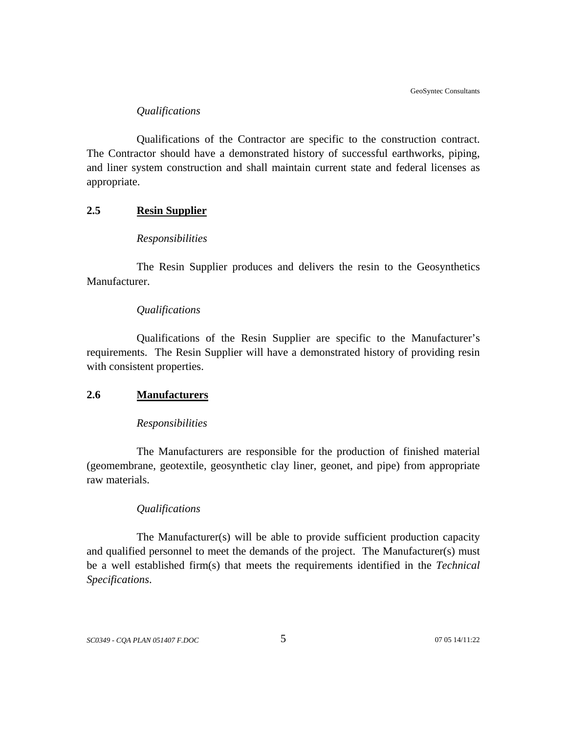*Qualifications*

Qualifications of the Contractor are specific to the construction contract. The Contractor should have a demonstrated history of successful earthworks, piping, and liner system construction and shall maintain current state and federal licenses as appropriate.

## 2.5 Resin Supplier

*Responsibilities*

The Resin Supplier produces and delivers the resin to the Geosynthetics Manufacturer.

*Qualifications*

Qualifications of the Resin Supplier are specific to the Manufacturer's requirements. The Resin Supplier will have a demonstrated history of providing resin with consistent properties.

## 2.6 Manufacturers

*Responsibilities*

The Manufacturers are responsible for the production of finished material (geomembrane, geotextile, geosynthetic clay liner, geonet, and pipe) from appropriate raw materials.

*Qualifications*

The Manufacturer(s) will be able to provide sufficient production capacity and qualified personnel to meet the demands of the project. The Manufacturer(s) must be a well established firm(s) that meets the requirements identified in the *Technical Specifications*.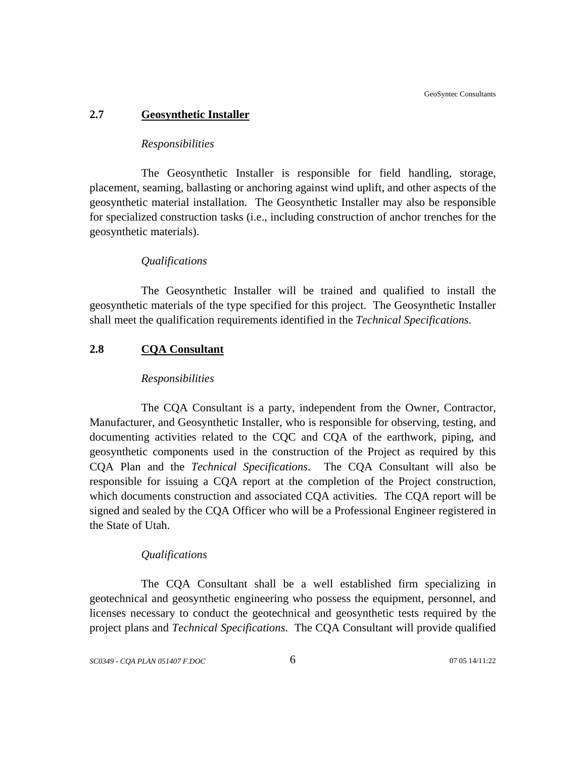## 2.7 Geosynthetic Installer

*Responsibilities*

The Geosynthetic Installer is responsible for field handling, storage, placement, seaming, ballasting or anchoring against wind uplift, and other aspects of the geosynthetic material installation. The Geosynthetic Installer may also be responsible for specialized construction tasks (i.e., including construction of anchor trenches for the geosynthetic materials).

*Qualifications*

The Geosynthetic Installer will be trained and qualified to install the geosynthetic materials of the type specified for this project. The Geosynthetic Installer shall meet the qualification requirements identified in the *Technical Specifications*.

## 2.8 CQA Consultant

*Responsibilities*

The CQA Consultant is a party, independent from the Owner, Contractor, Manufacturer, and Geosynthetic Installer, who is responsible for observing, testing, and documenting activities related to the CQC and CQA of the earthwork, piping, and geosynthetic components used in the construction of the Project as required by this CQA Plan and the *Technical Specifications*. The CQA Consultant will also be responsible for issuing a CQA report at the completion of the Project construction, which documents construction and associated CQA activities. The CQA report will be signed and sealed by the CQA Officer who will be a Professional Engineer registered in the State of Utah.

*Qualifications*

The CQA Consultant shall be a well established firm specializing in geotechnical and geosynthetic engineering who possess the equipment, personnel, and licenses necessary to conduct the geotechnical and geosynthetic tests required by the project plans and *Technical Specifications*. The CQA Consultant will provide qualified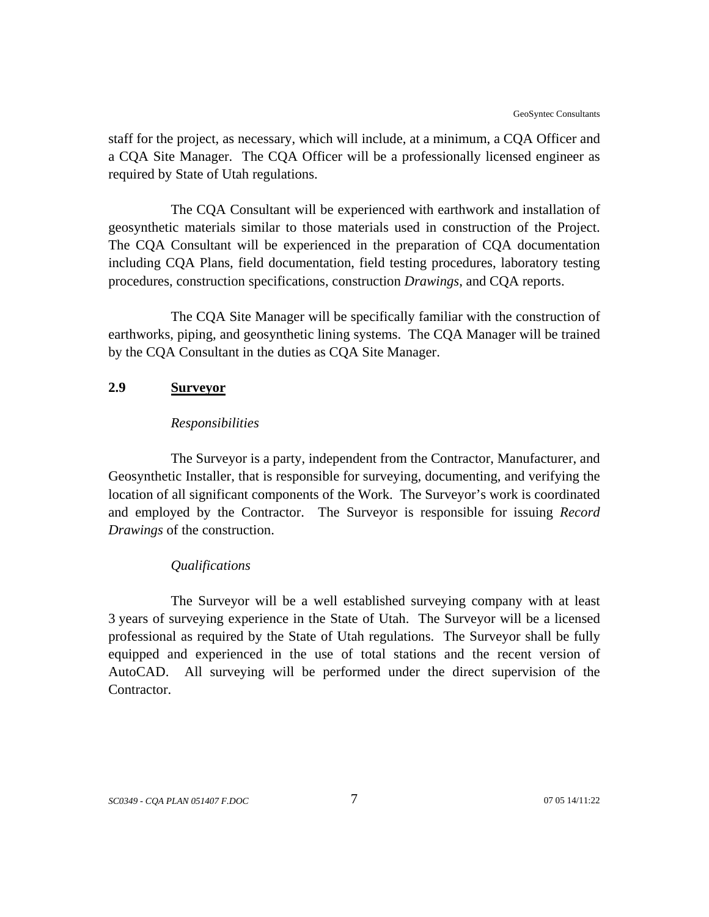staff for the project, as necessary, which will include, at a minimum, a CQA Officer and a CQA Site Manager. The CQA Officer will be a professionally licensed engineer as required by State of Utah regulations.

The CQA Consultant will be experienced with earthwork and installation of geosynthetic materials similar to those materials used in construction of the Project. The CQA Consultant will be experienced in the preparation of CQA documentation including CQA Plans, field documentation, field testing procedures, laboratory testing procedures, construction specifications, construction *Drawings*, and CQA reports.

The CQA Site Manager will be specifically familiar with the construction of earthworks, piping, and geosynthetic lining systems. The CQA Manager will be trained by the CQA Consultant in the duties as CQA Site Manager.

## 2.9 Surveyor

*Responsibilities*

The Surveyor is a party, independent from the Contractor, Manufacturer, and Geosynthetic Installer, that is responsible for surveying, documenting, and verifying the location of all significant components of the Work. The Surveyor's work is coordinated and employed by the Contractor. The Surveyor is responsible for issuing *Record Drawings* of the construction.

*Qualifications*

The Surveyor will be a well established surveying company with at least 3 years of surveying experience in the State of Utah. The Surveyor will be a licensed professional as required by the State of Utah regulations. The Surveyor shall be fully equipped and experienced in the use of total stations and the recent version of AutoCAD. All surveying will be performed under the direct supervision of the Contractor.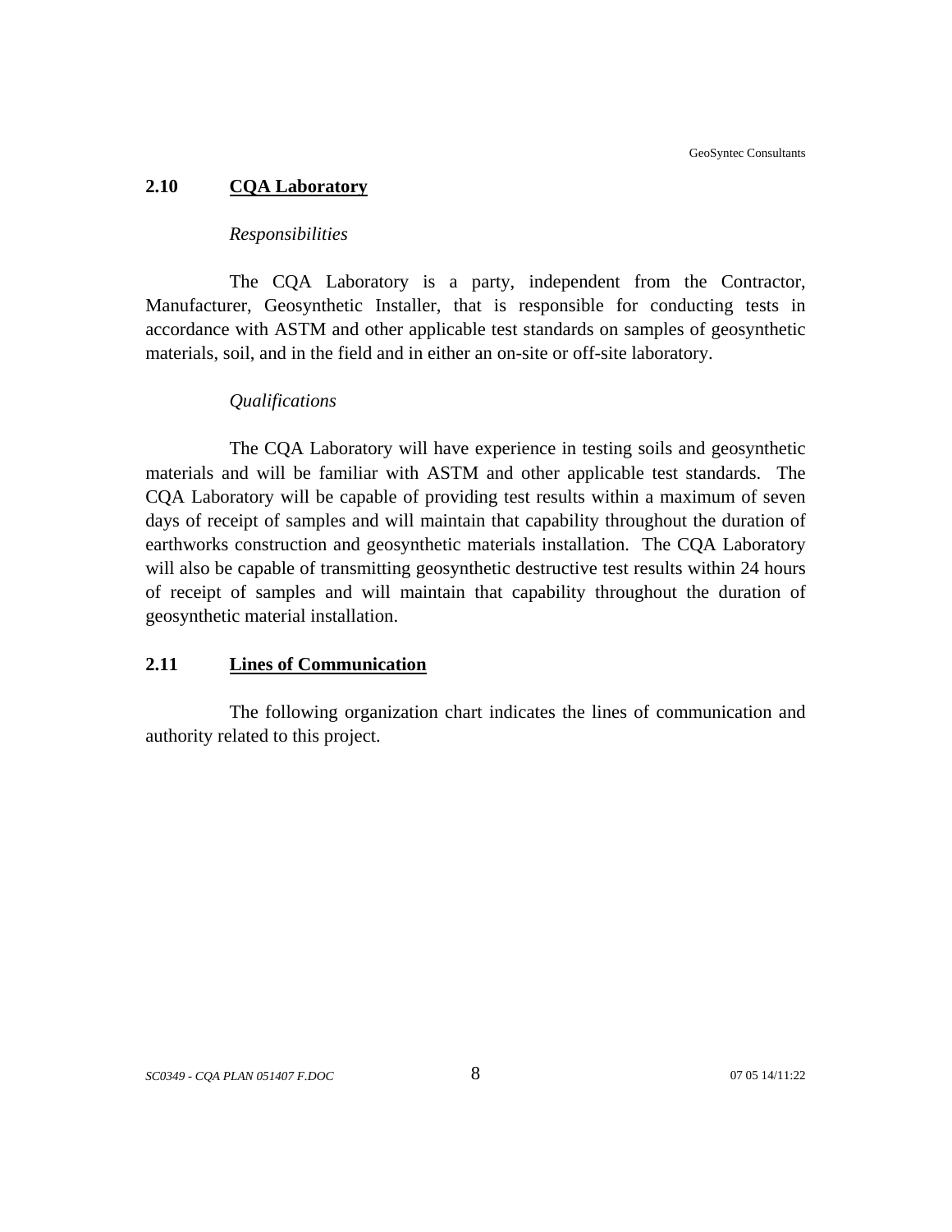## 2.10 CQA Laboratory

*Responsibilities*

The CQA Laboratory is a party, independent from the Contractor, Manufacturer, Geosynthetic Installer, that is responsible for conducting tests in accordance with ASTM and other applicable test standards on samples of geosynthetic materials, soil, and in the field and in either an on-site or off-site laboratory.

*Qualifications*

The CQA Laboratory will have experience in testing soils and geosynthetic materials and will be familiar with ASTM and other applicable test standards. The CQA Laboratory will be capable of providing test results within a maximum of seven days of receipt of samples and will maintain that capability throughout the duration of earthworks construction and geosynthetic materials installation. The CQA Laboratory will also be capable of transmitting geosynthetic destructive test results within 24 hours of receipt of samples and will maintain that capability throughout the duration of geosynthetic material installation.

## 2.11 Lines of Communication

The following organization chart indicates the lines of communication and authority related to this project.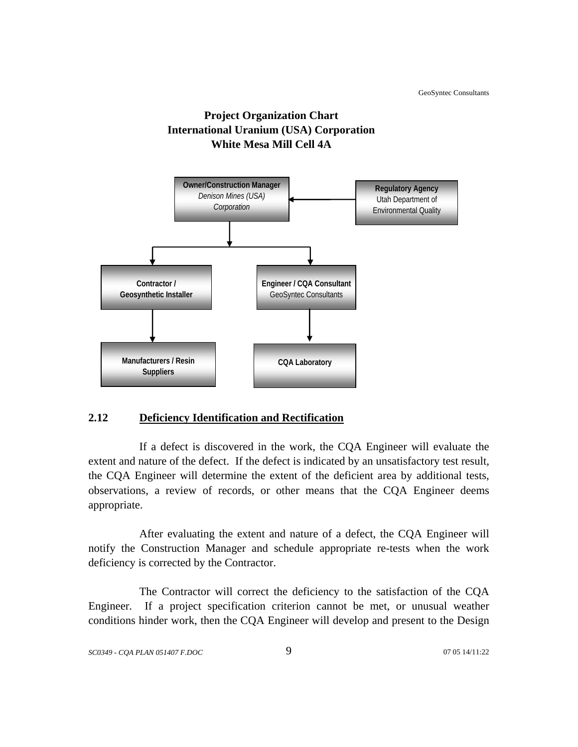**Project Organization Chart**
**International Uranium (USA) Corporation**
**White Mesa Mill Cell 4A**

**Owner/Construction Manager**
*Denison Mines (USA) Corporation*

**Regulatory Agency**
Utah Department of Environmental Quality

**Contractor / Geosynthetic Installer**

**Engineer / CQA Consultant**
GeoSyntec Consultants

**Manufacturers / Resin Suppliers**

**CQA Laboratory**

## 2.12 Deficiency Identification and Rectification

If a defect is discovered in the work, the CQA Engineer will evaluate the extent and nature of the defect. If the defect is indicated by an unsatisfactory test result, the CQA Engineer will determine the extent of the deficient area by additional tests, observations, a review of records, or other means that the CQA Engineer deems appropriate.

After evaluating the extent and nature of a defect, the CQA Engineer will notify the Construction Manager and schedule appropriate re-tests when the work deficiency is corrected by the Contractor.

The Contractor will correct the deficiency to the satisfaction of the CQA Engineer. If a project specification criterion cannot be met, or unusual weather conditions hinder work, then the CQA Engineer will develop and present to the Design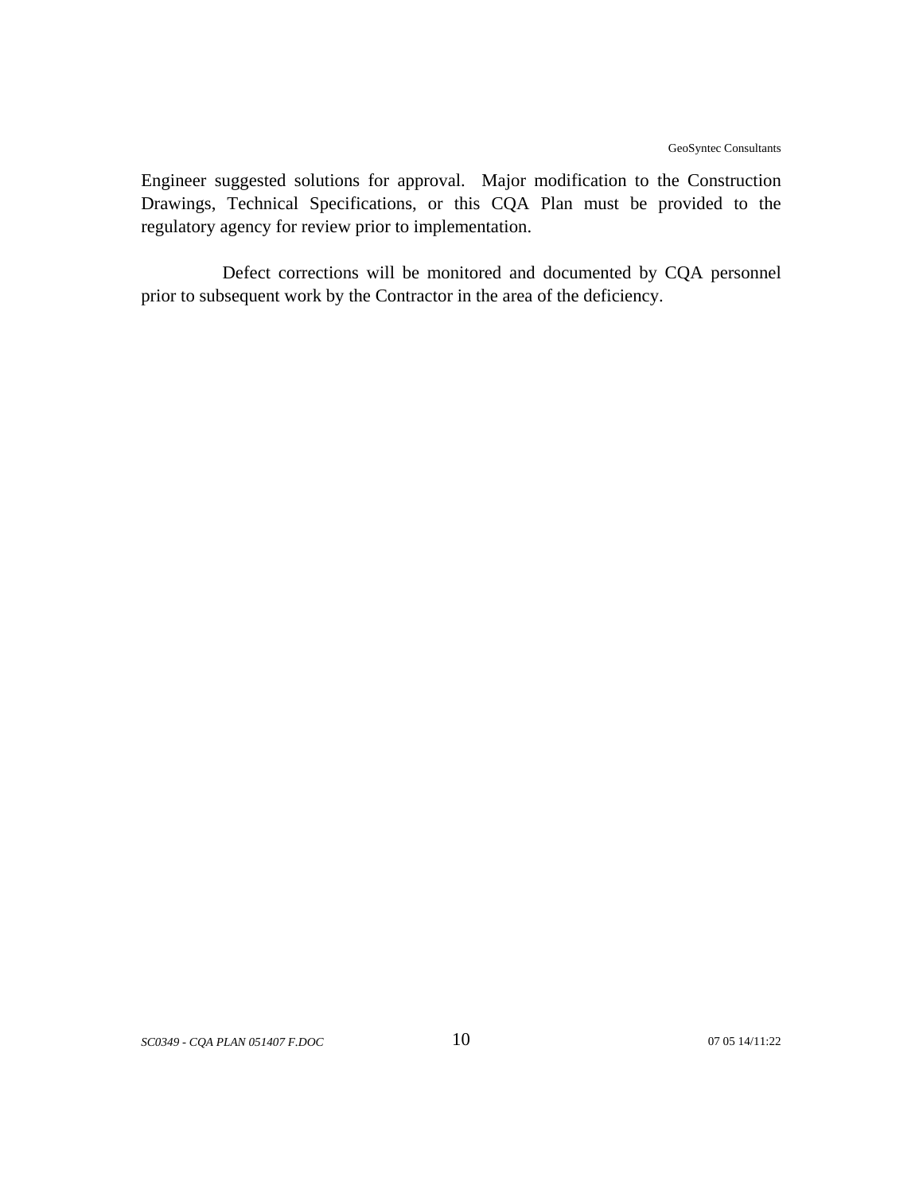Engineer suggested solutions for approval. Major modification to the Construction Drawings, Technical Specifications, or this CQA Plan must be provided to the regulatory agency for review prior to implementation.

Defect corrections will be monitored and documented by CQA personnel prior to subsequent work by the Contractor in the area of the deficiency.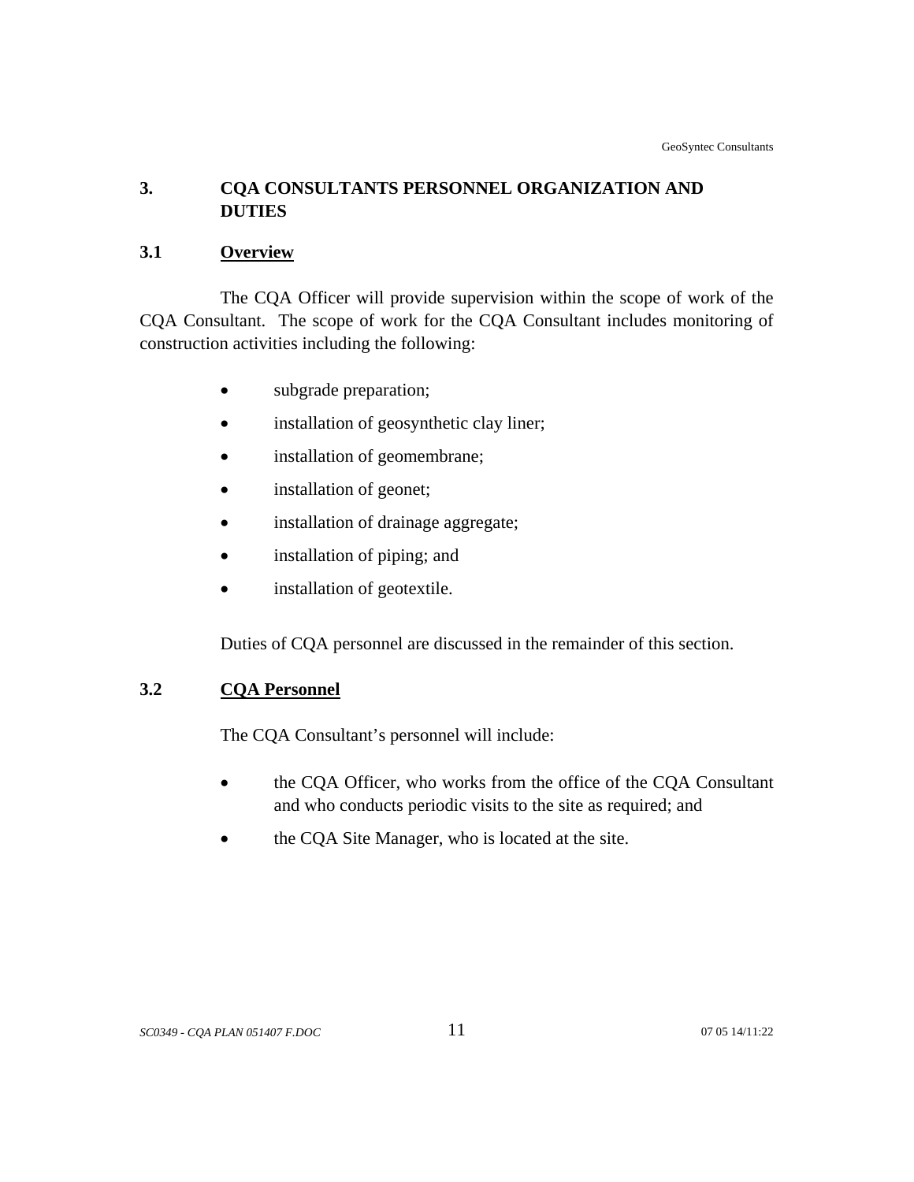# 3. CQA CONSULTANTS PERSONNEL ORGANIZATION AND DUTIES

## 3.1 Overview

The CQA Officer will provide supervision within the scope of work of the CQA Consultant. The scope of work for the CQA Consultant includes monitoring of construction activities including the following:

- subgrade preparation;
- installation of geosynthetic clay liner;
- installation of geomembrane;
- installation of geonet;
- installation of drainage aggregate;
- installation of piping; and
- installation of geotextile.

Duties of CQA personnel are discussed in the remainder of this section.

## 3.2 CQA Personnel

The CQA Consultant's personnel will include:

- the CQA Officer, who works from the office of the CQA Consultant and who conducts periodic visits to the site as required; and
- the CQA Site Manager, who is located at the site.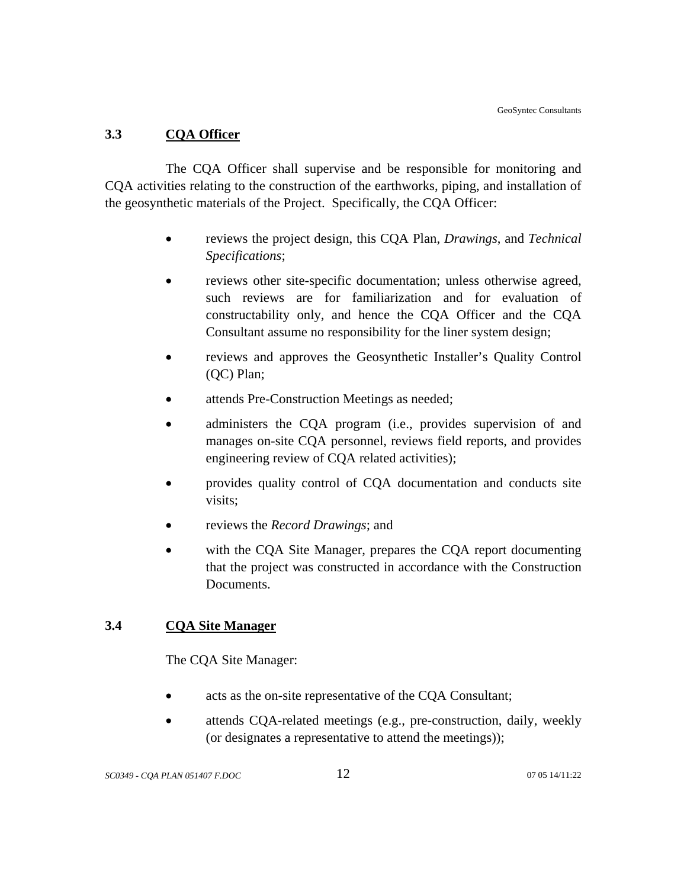## 3.3 CQA Officer

The CQA Officer shall supervise and be responsible for monitoring and CQA activities relating to the construction of the earthworks, piping, and installation of the geosynthetic materials of the Project. Specifically, the CQA Officer:

- reviews the project design, this CQA Plan, *Drawings*, and *Technical Specifications*;
- reviews other site-specific documentation; unless otherwise agreed, such reviews are for familiarization and for evaluation of constructability only, and hence the CQA Officer and the CQA Consultant assume no responsibility for the liner system design;
- reviews and approves the Geosynthetic Installer's Quality Control (QC) Plan;
- attends Pre-Construction Meetings as needed;
- administers the CQA program (i.e., provides supervision of and manages on-site CQA personnel, reviews field reports, and provides engineering review of CQA related activities);
- provides quality control of CQA documentation and conducts site visits;
- reviews the *Record Drawings*; and
- with the CQA Site Manager, prepares the CQA report documenting that the project was constructed in accordance with the Construction Documents.

## 3.4 CQA Site Manager

The CQA Site Manager:

- acts as the on-site representative of the CQA Consultant;
- attends CQA-related meetings (e.g., pre-construction, daily, weekly (or designates a representative to attend the meetings));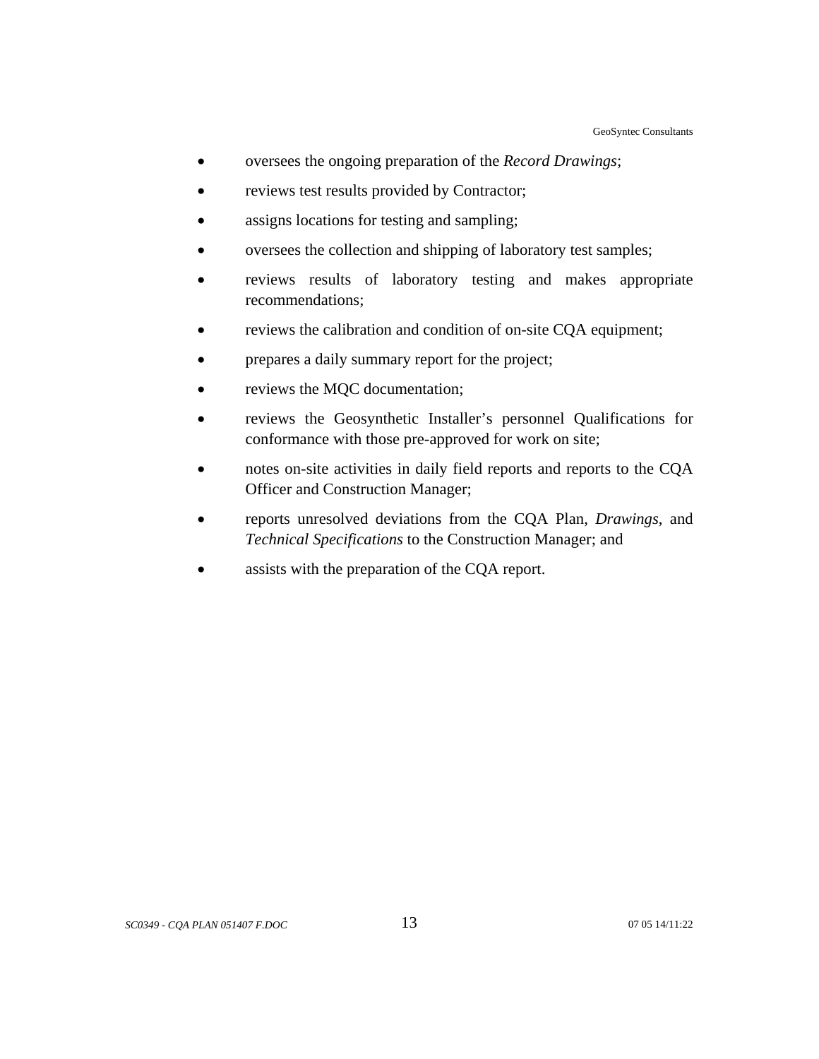- oversees the ongoing preparation of the *Record Drawings*;
- reviews test results provided by Contractor;
- assigns locations for testing and sampling;
- oversees the collection and shipping of laboratory test samples;
- reviews results of laboratory testing and makes appropriate recommendations;
- reviews the calibration and condition of on-site CQA equipment;
- prepares a daily summary report for the project;
- reviews the MQC documentation;
- reviews the Geosynthetic Installer's personnel Qualifications for conformance with those pre-approved for work on site;
- notes on-site activities in daily field reports and reports to the CQA Officer and Construction Manager;
- reports unresolved deviations from the CQA Plan, *Drawings*, and *Technical Specifications* to the Construction Manager; and
- assists with the preparation of the CQA report.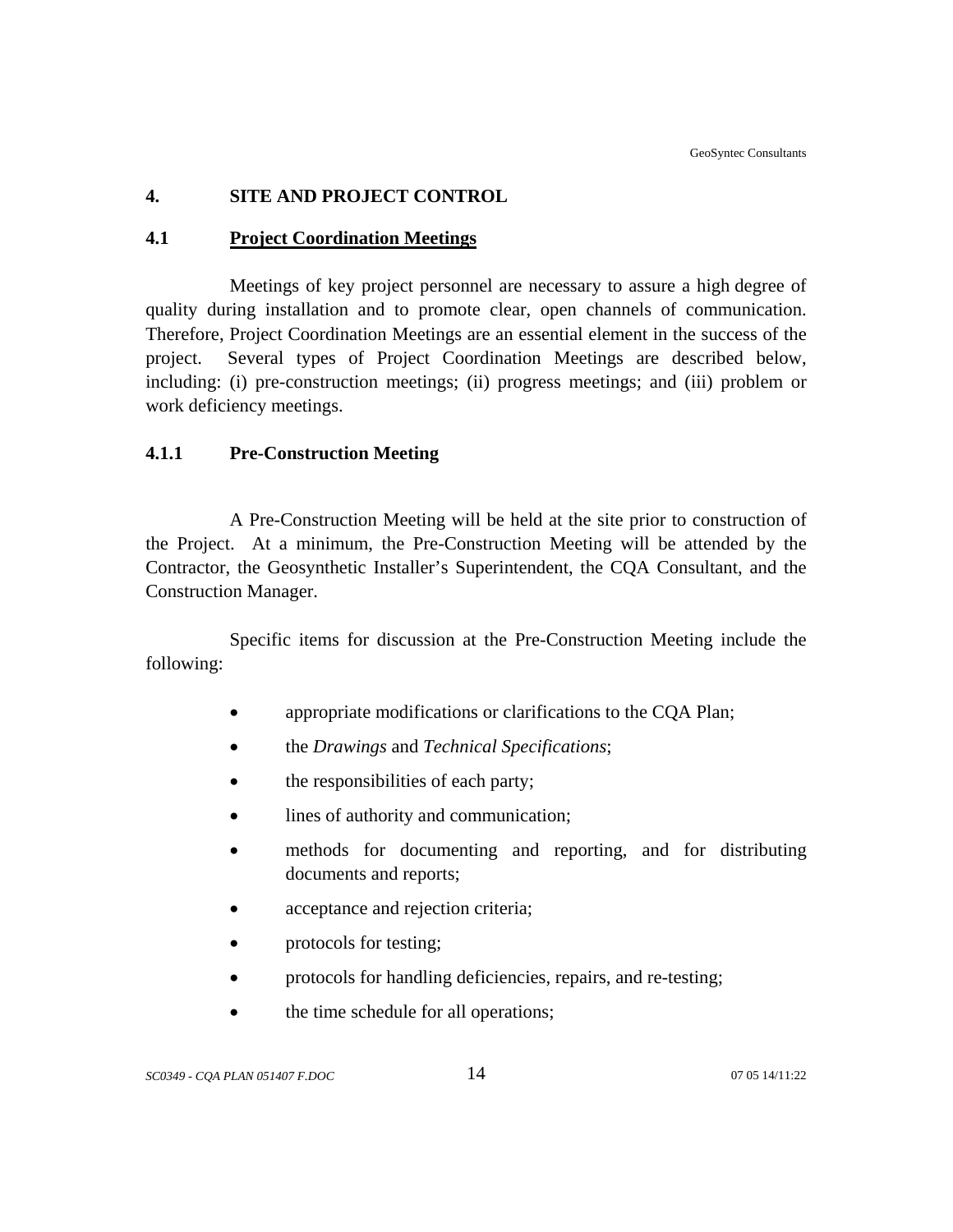# 4. SITE AND PROJECT CONTROL

## 4.1 Project Coordination Meetings

Meetings of key project personnel are necessary to assure a high degree of quality during installation and to promote clear, open channels of communication. Therefore, Project Coordination Meetings are an essential element in the success of the project. Several types of Project Coordination Meetings are described below, including: (i) pre-construction meetings; (ii) progress meetings; and (iii) problem or work deficiency meetings.

### 4.1.1 Pre-Construction Meeting

A Pre-Construction Meeting will be held at the site prior to construction of the Project. At a minimum, the Pre-Construction Meeting will be attended by the Contractor, the Geosynthetic Installer's Superintendent, the CQA Consultant, and the Construction Manager.

Specific items for discussion at the Pre-Construction Meeting include the following:

- appropriate modifications or clarifications to the CQA Plan;
- the *Drawings* and *Technical Specifications*;
- the responsibilities of each party;
- lines of authority and communication;
- methods for documenting and reporting, and for distributing documents and reports;
- acceptance and rejection criteria;
- protocols for testing;
- protocols for handling deficiencies, repairs, and re-testing;
- the time schedule for all operations;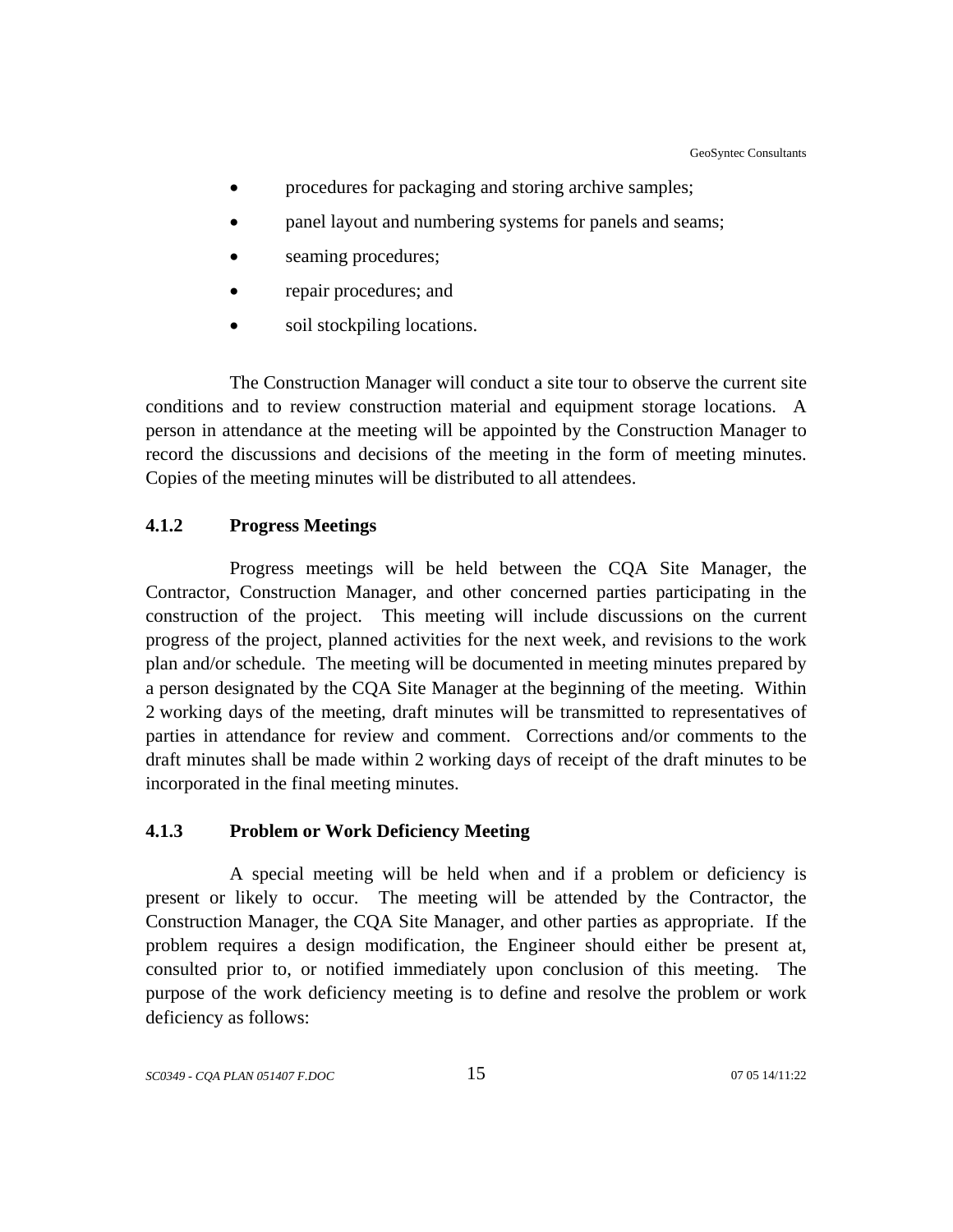- procedures for packaging and storing archive samples;
- panel layout and numbering systems for panels and seams;
- seaming procedures;
- repair procedures; and
- soil stockpiling locations.

The Construction Manager will conduct a site tour to observe the current site conditions and to review construction material and equipment storage locations. A person in attendance at the meeting will be appointed by the Construction Manager to record the discussions and decisions of the meeting in the form of meeting minutes. Copies of the meeting minutes will be distributed to all attendees.

#### 4.1.2 Progress Meetings

Progress meetings will be held between the CQA Site Manager, the Contractor, Construction Manager, and other concerned parties participating in the construction of the project. This meeting will include discussions on the current progress of the project, planned activities for the next week, and revisions to the work plan and/or schedule. The meeting will be documented in meeting minutes prepared by a person designated by the CQA Site Manager at the beginning of the meeting. Within 2 working days of the meeting, draft minutes will be transmitted to representatives of parties in attendance for review and comment. Corrections and/or comments to the draft minutes shall be made within 2 working days of receipt of the draft minutes to be incorporated in the final meeting minutes.

#### 4.1.3 Problem or Work Deficiency Meeting

A special meeting will be held when and if a problem or deficiency is present or likely to occur. The meeting will be attended by the Contractor, the Construction Manager, the CQA Site Manager, and other parties as appropriate. If the problem requires a design modification, the Engineer should either be present at, consulted prior to, or notified immediately upon conclusion of this meeting. The purpose of the work deficiency meeting is to define and resolve the problem or work deficiency as follows: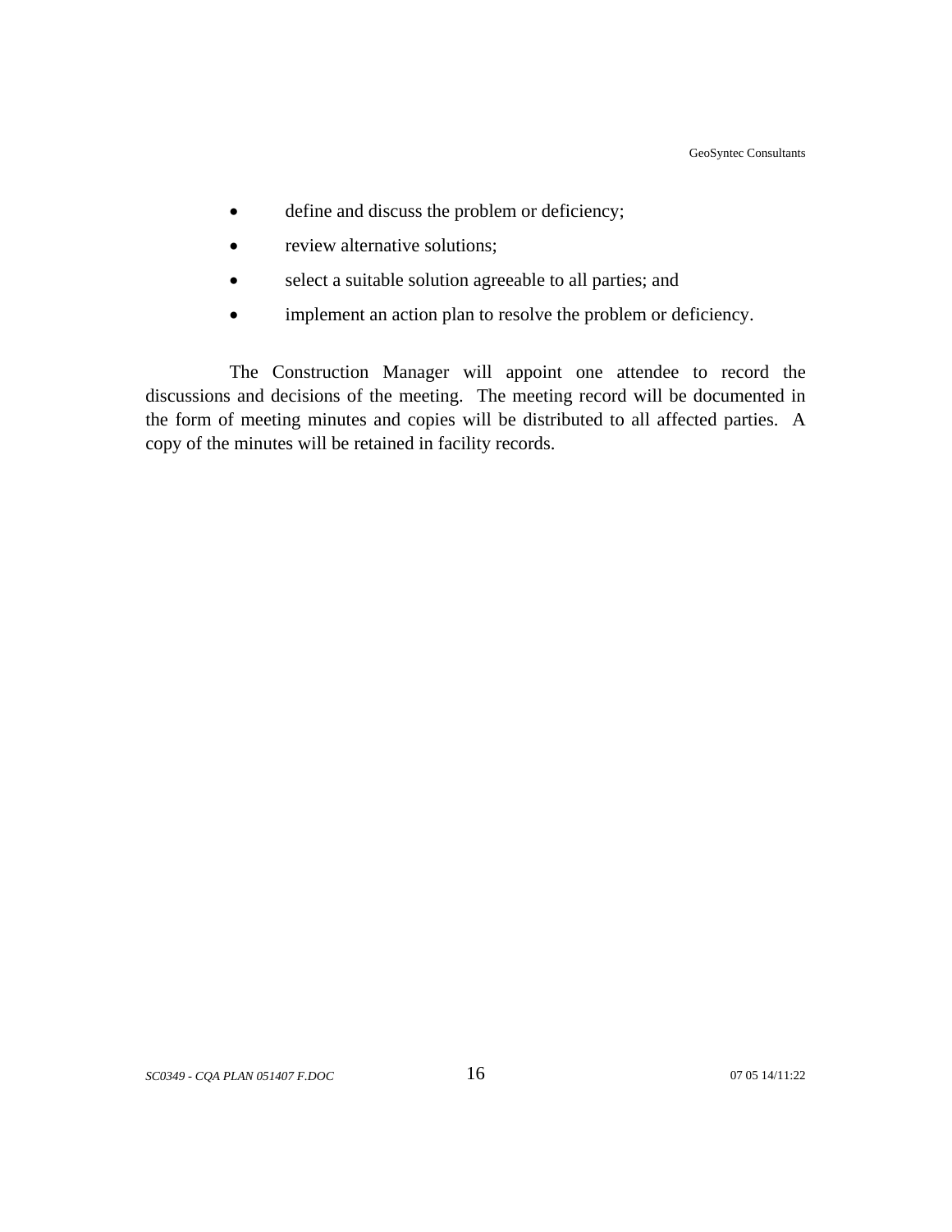- define and discuss the problem or deficiency;
- review alternative solutions;
- select a suitable solution agreeable to all parties; and
- implement an action plan to resolve the problem or deficiency.

The Construction Manager will appoint one attendee to record the discussions and decisions of the meeting. The meeting record will be documented in the form of meeting minutes and copies will be distributed to all affected parties. A copy of the minutes will be retained in facility records.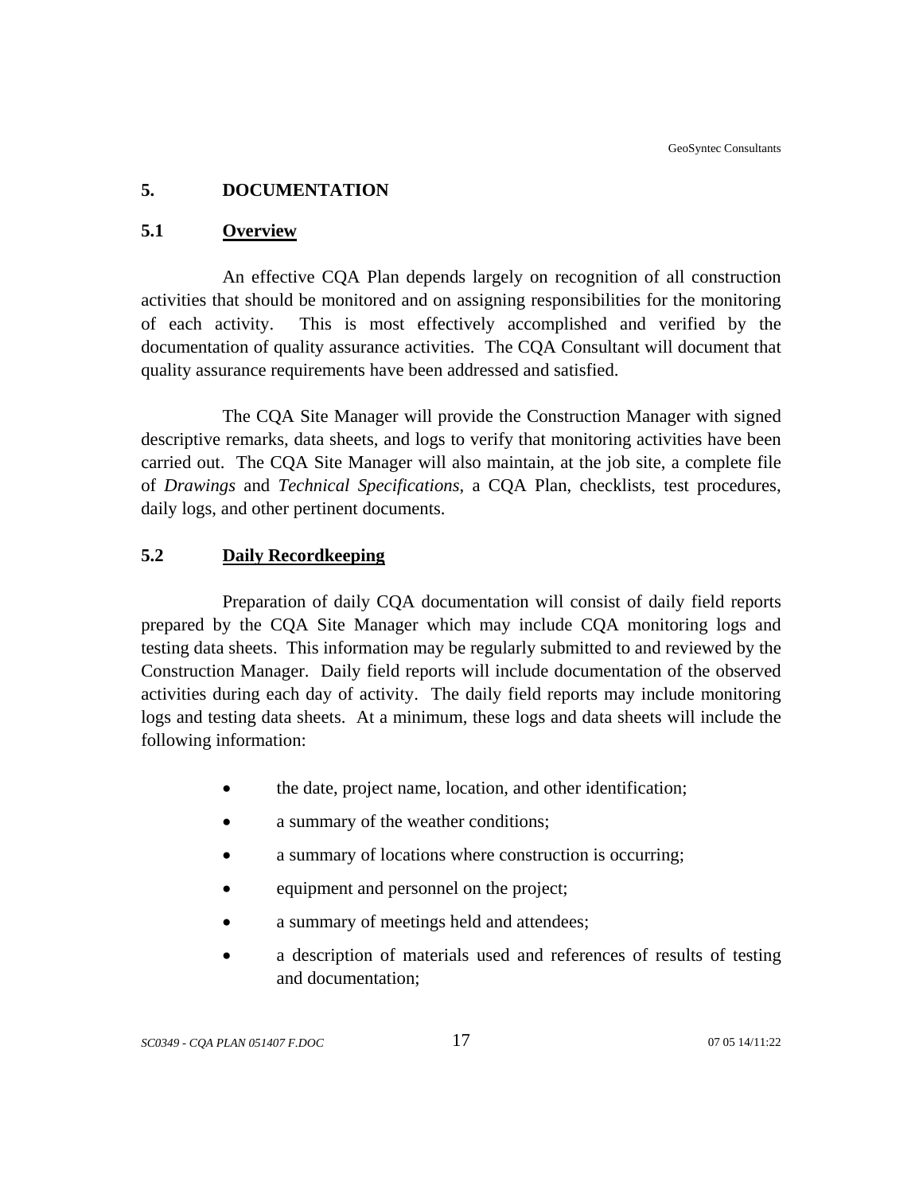# 5. DOCUMENTATION

## 5.1 Overview

An effective CQA Plan depends largely on recognition of all construction activities that should be monitored and on assigning responsibilities for the monitoring of each activity. This is most effectively accomplished and verified by the documentation of quality assurance activities. The CQA Consultant will document that quality assurance requirements have been addressed and satisfied.

The CQA Site Manager will provide the Construction Manager with signed descriptive remarks, data sheets, and logs to verify that monitoring activities have been carried out. The CQA Site Manager will also maintain, at the job site, a complete file of *Drawings* and *Technical Specifications*, a CQA Plan, checklists, test procedures, daily logs, and other pertinent documents.

## 5.2 Daily Recordkeeping

Preparation of daily CQA documentation will consist of daily field reports prepared by the CQA Site Manager which may include CQA monitoring logs and testing data sheets. This information may be regularly submitted to and reviewed by the Construction Manager. Daily field reports will include documentation of the observed activities during each day of activity. The daily field reports may include monitoring logs and testing data sheets. At a minimum, these logs and data sheets will include the following information:

- the date, project name, location, and other identification;
- a summary of the weather conditions;
- a summary of locations where construction is occurring;
- equipment and personnel on the project;
- a summary of meetings held and attendees;
- a description of materials used and references of results of testing and documentation;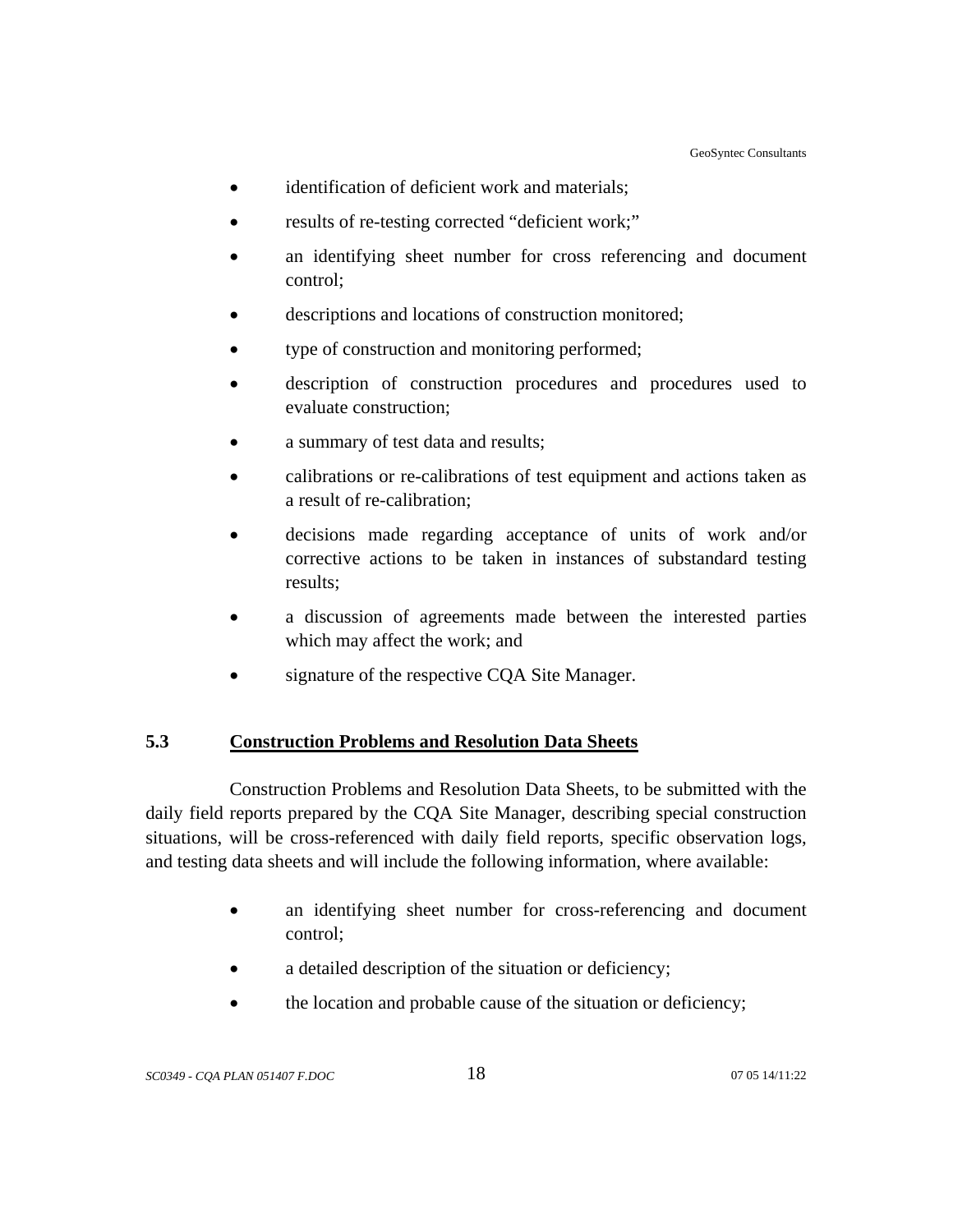- identification of deficient work and materials;
- results of re-testing corrected "deficient work;"
- an identifying sheet number for cross referencing and document control;
- descriptions and locations of construction monitored;
- type of construction and monitoring performed;
- description of construction procedures and procedures used to evaluate construction;
- a summary of test data and results;
- calibrations or re-calibrations of test equipment and actions taken as a result of re-calibration;
- decisions made regarding acceptance of units of work and/or corrective actions to be taken in instances of substandard testing results;
- a discussion of agreements made between the interested parties which may affect the work; and
- signature of the respective CQA Site Manager.

## 5.3 Construction Problems and Resolution Data Sheets

Construction Problems and Resolution Data Sheets, to be submitted with the daily field reports prepared by the CQA Site Manager, describing special construction situations, will be cross-referenced with daily field reports, specific observation logs, and testing data sheets and will include the following information, where available:

- an identifying sheet number for cross-referencing and document control;
- a detailed description of the situation or deficiency;
- the location and probable cause of the situation or deficiency;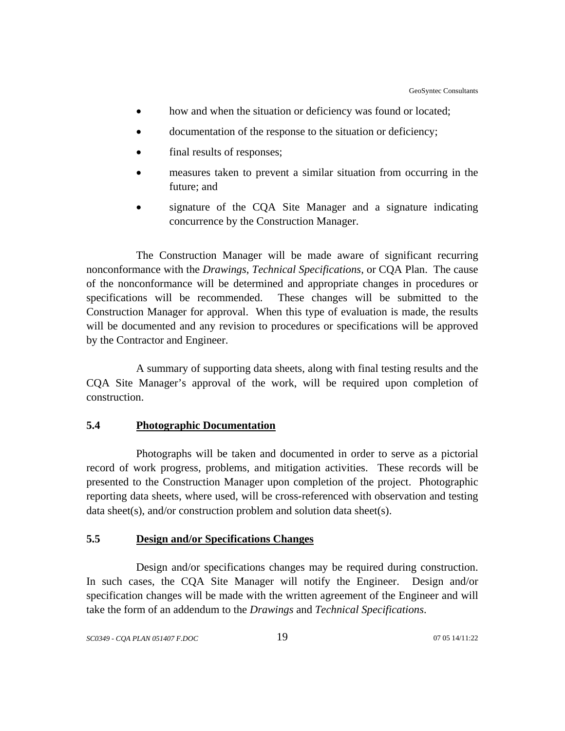- how and when the situation or deficiency was found or located;
- documentation of the response to the situation or deficiency;
- final results of responses;
- measures taken to prevent a similar situation from occurring in the future; and
- signature of the CQA Site Manager and a signature indicating concurrence by the Construction Manager.

The Construction Manager will be made aware of significant recurring nonconformance with the *Drawings*, *Technical Specifications*, or CQA Plan. The cause of the nonconformance will be determined and appropriate changes in procedures or specifications will be recommended. These changes will be submitted to the Construction Manager for approval. When this type of evaluation is made, the results will be documented and any revision to procedures or specifications will be approved by the Contractor and Engineer.

A summary of supporting data sheets, along with final testing results and the CQA Site Manager's approval of the work, will be required upon completion of construction.

### 5.4 Photographic Documentation

Photographs will be taken and documented in order to serve as a pictorial record of work progress, problems, and mitigation activities. These records will be presented to the Construction Manager upon completion of the project. Photographic reporting data sheets, where used, will be cross-referenced with observation and testing data sheet(s), and/or construction problem and solution data sheet(s).

### 5.5 Design and/or Specifications Changes

Design and/or specifications changes may be required during construction. In such cases, the CQA Site Manager will notify the Engineer. Design and/or specification changes will be made with the written agreement of the Engineer and will take the form of an addendum to the *Drawings* and *Technical Specifications*.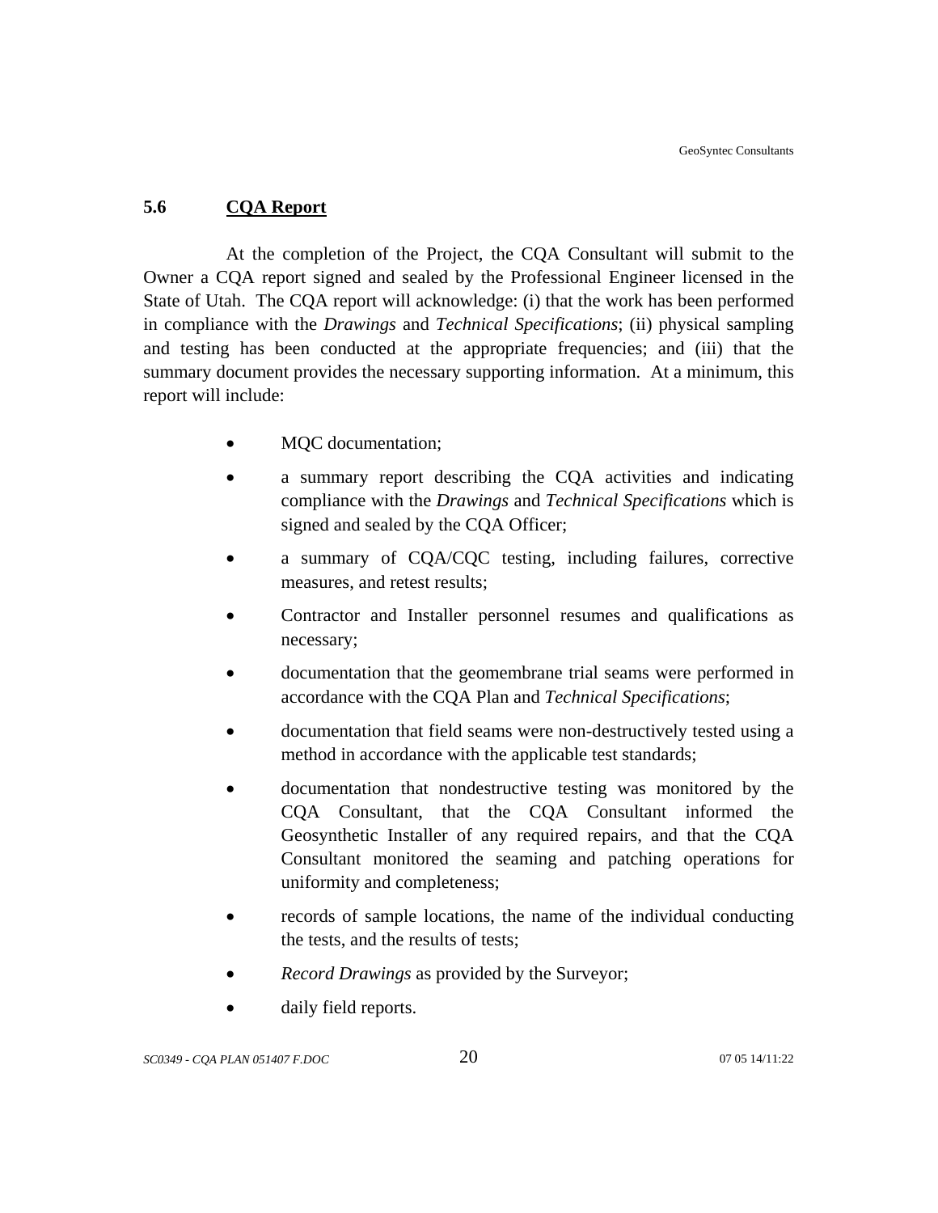## 5.6 CQA Report

At the completion of the Project, the CQA Consultant will submit to the Owner a CQA report signed and sealed by the Professional Engineer licensed in the State of Utah. The CQA report will acknowledge: (i) that the work has been performed in compliance with the *Drawings* and *Technical Specifications*; (ii) physical sampling and testing has been conducted at the appropriate frequencies; and (iii) that the summary document provides the necessary supporting information. At a minimum, this report will include:

- MQC documentation;
- a summary report describing the CQA activities and indicating compliance with the *Drawings* and *Technical Specifications* which is signed and sealed by the CQA Officer;
- a summary of CQA/CQC testing, including failures, corrective measures, and retest results;
- Contractor and Installer personnel resumes and qualifications as necessary;
- documentation that the geomembrane trial seams were performed in accordance with the CQA Plan and *Technical Specifications*;
- documentation that field seams were non-destructively tested using a method in accordance with the applicable test standards;
- documentation that nondestructive testing was monitored by the CQA Consultant, that the CQA Consultant informed the Geosynthetic Installer of any required repairs, and that the CQA Consultant monitored the seaming and patching operations for uniformity and completeness;
- records of sample locations, the name of the individual conducting the tests, and the results of tests;
- *Record Drawings* as provided by the Surveyor;
- daily field reports.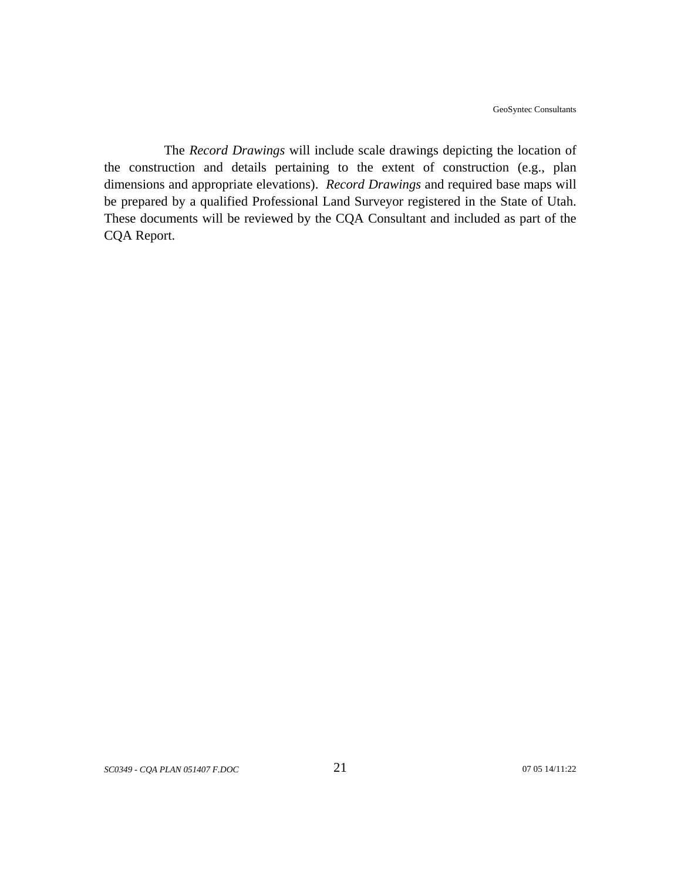The *Record Drawings* will include scale drawings depicting the location of the construction and details pertaining to the extent of construction (e.g., plan dimensions and appropriate elevations). *Record Drawings* and required base maps will be prepared by a qualified Professional Land Surveyor registered in the State of Utah. These documents will be reviewed by the CQA Consultant and included as part of the CQA Report.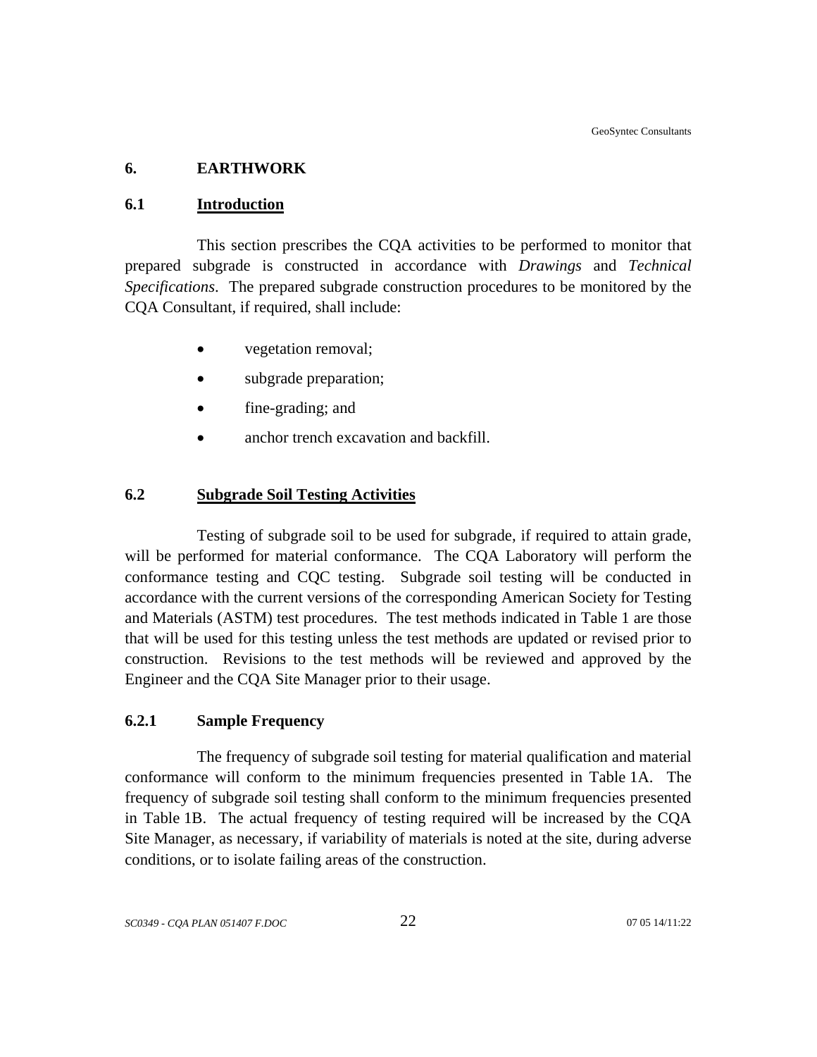# 6. EARTHWORK

## 6.1 Introduction

This section prescribes the CQA activities to be performed to monitor that prepared subgrade is constructed in accordance with *Drawings* and *Technical Specifications*. The prepared subgrade construction procedures to be monitored by the CQA Consultant, if required, shall include:

- vegetation removal;
- subgrade preparation;
- fine-grading; and
- anchor trench excavation and backfill.

## 6.2 Subgrade Soil Testing Activities

Testing of subgrade soil to be used for subgrade, if required to attain grade, will be performed for material conformance. The CQA Laboratory will perform the conformance testing and CQC testing. Subgrade soil testing will be conducted in accordance with the current versions of the corresponding American Society for Testing and Materials (ASTM) test procedures. The test methods indicated in Table 1 are those that will be used for this testing unless the test methods are updated or revised prior to construction. Revisions to the test methods will be reviewed and approved by the Engineer and the CQA Site Manager prior to their usage.

### 6.2.1 Sample Frequency

The frequency of subgrade soil testing for material qualification and material conformance will conform to the minimum frequencies presented in Table 1A. The frequency of subgrade soil testing shall conform to the minimum frequencies presented in Table 1B. The actual frequency of testing required will be increased by the CQA Site Manager, as necessary, if variability of materials is noted at the site, during adverse conditions, or to isolate failing areas of the construction.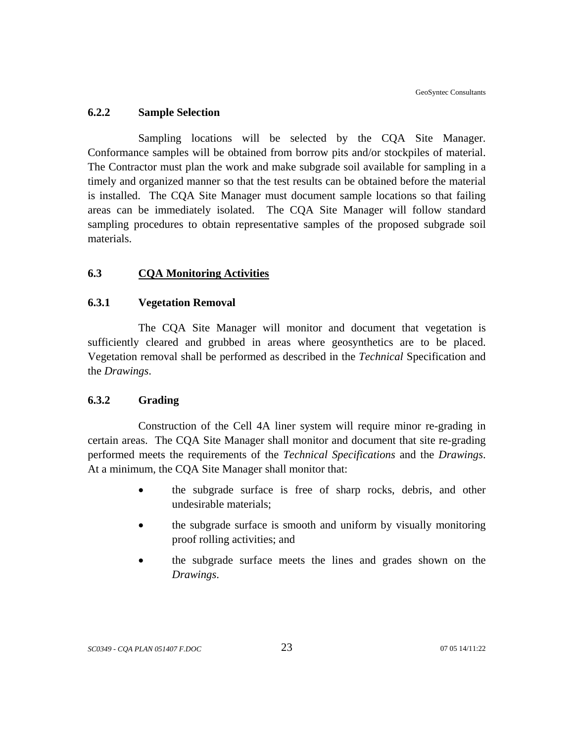### 6.2.2 Sample Selection

Sampling locations will be selected by the CQA Site Manager. Conformance samples will be obtained from borrow pits and/or stockpiles of material. The Contractor must plan the work and make subgrade soil available for sampling in a timely and organized manner so that the test results can be obtained before the material is installed. The CQA Site Manager must document sample locations so that failing areas can be immediately isolated. The CQA Site Manager will follow standard sampling procedures to obtain representative samples of the proposed subgrade soil materials.

## 6.3 CQA Monitoring Activities

### 6.3.1 Vegetation Removal

The CQA Site Manager will monitor and document that vegetation is sufficiently cleared and grubbed in areas where geosynthetics are to be placed. Vegetation removal shall be performed as described in the *Technical* Specification and the *Drawings*.

### 6.3.2 Grading

Construction of the Cell 4A liner system will require minor re-grading in certain areas. The CQA Site Manager shall monitor and document that site re-grading performed meets the requirements of the *Technical Specifications* and the *Drawings*. At a minimum, the CQA Site Manager shall monitor that:

- the subgrade surface is free of sharp rocks, debris, and other undesirable materials;
- the subgrade surface is smooth and uniform by visually monitoring proof rolling activities; and
- the subgrade surface meets the lines and grades shown on the *Drawings*.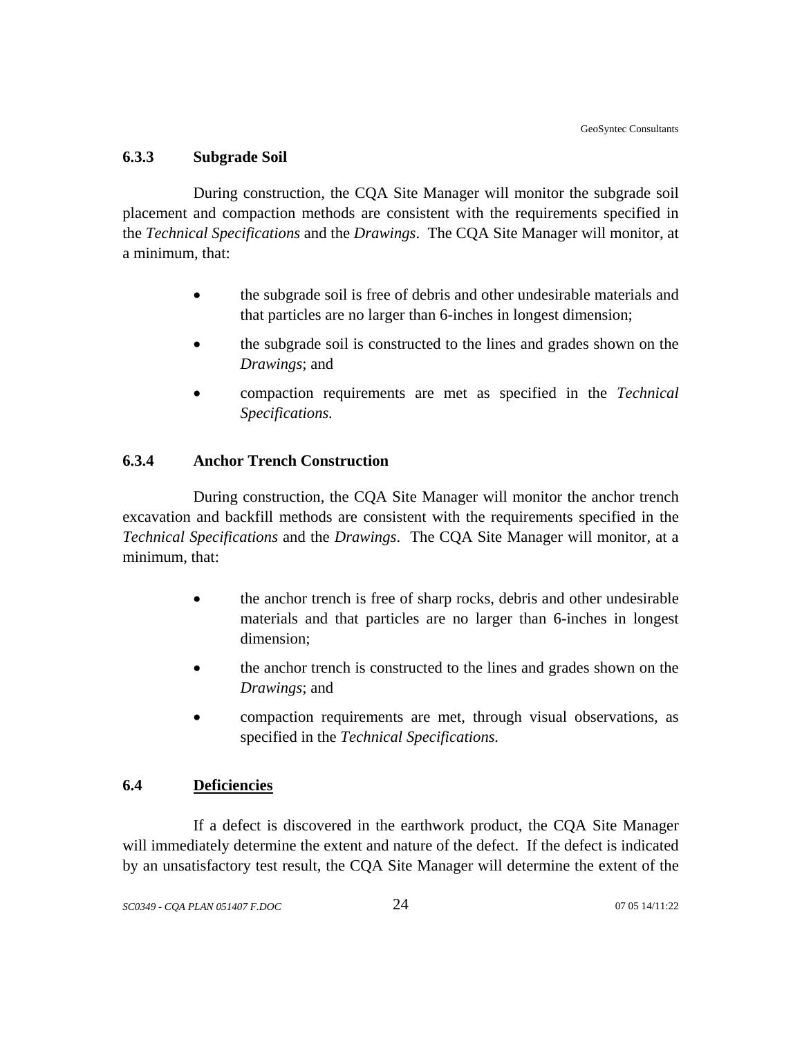### 6.3.3 Subgrade Soil

During construction, the CQA Site Manager will monitor the subgrade soil placement and compaction methods are consistent with the requirements specified in the *Technical Specifications* and the *Drawings*. The CQA Site Manager will monitor, at a minimum, that:

- the subgrade soil is free of debris and other undesirable materials and that particles are no larger than 6-inches in longest dimension;
- the subgrade soil is constructed to the lines and grades shown on the *Drawings*; and
- compaction requirements are met as specified in the *Technical Specifications.*

### 6.3.4 Anchor Trench Construction

During construction, the CQA Site Manager will monitor the anchor trench excavation and backfill methods are consistent with the requirements specified in the *Technical Specifications* and the *Drawings*. The CQA Site Manager will monitor, at a minimum, that:

- the anchor trench is free of sharp rocks, debris and other undesirable materials and that particles are no larger than 6-inches in longest dimension;
- the anchor trench is constructed to the lines and grades shown on the *Drawings*; and
- compaction requirements are met, through visual observations, as specified in the *Technical Specifications.*

## 6.4 <u>Deficiencies</u>

If a defect is discovered in the earthwork product, the CQA Site Manager will immediately determine the extent and nature of the defect. If the defect is indicated by an unsatisfactory test result, the CQA Site Manager will determine the extent of the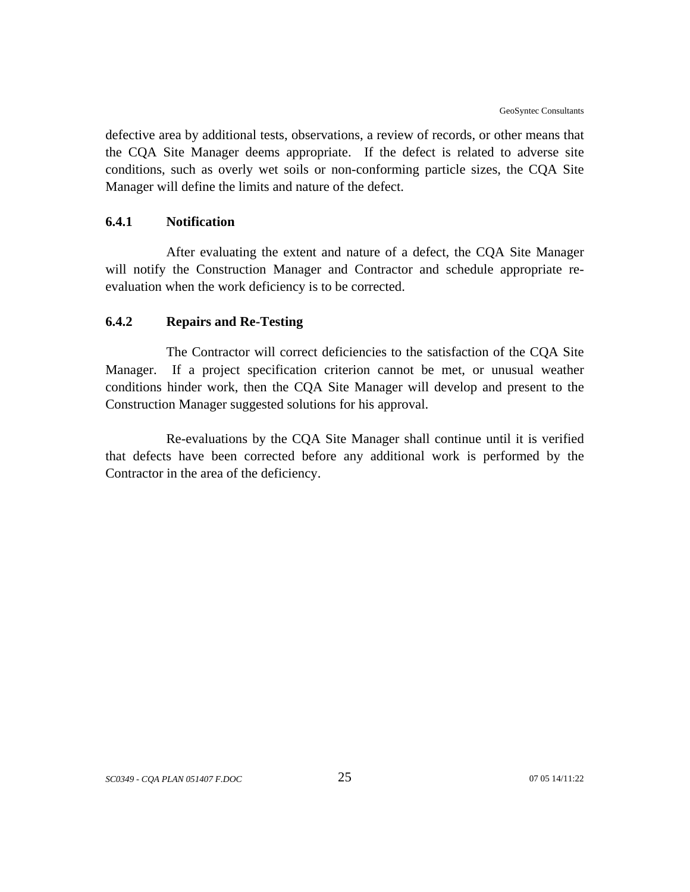defective area by additional tests, observations, a review of records, or other means that the CQA Site Manager deems appropriate. If the defect is related to adverse site conditions, such as overly wet soils or non-conforming particle sizes, the CQA Site Manager will define the limits and nature of the defect.

#### 6.4.1 Notification

After evaluating the extent and nature of a defect, the CQA Site Manager will notify the Construction Manager and Contractor and schedule appropriate re-evaluation when the work deficiency is to be corrected.

#### 6.4.2 Repairs and Re-Testing

The Contractor will correct deficiencies to the satisfaction of the CQA Site Manager. If a project specification criterion cannot be met, or unusual weather conditions hinder work, then the CQA Site Manager will develop and present to the Construction Manager suggested solutions for his approval.

Re-evaluations by the CQA Site Manager shall continue until it is verified that defects have been corrected before any additional work is performed by the Contractor in the area of the deficiency.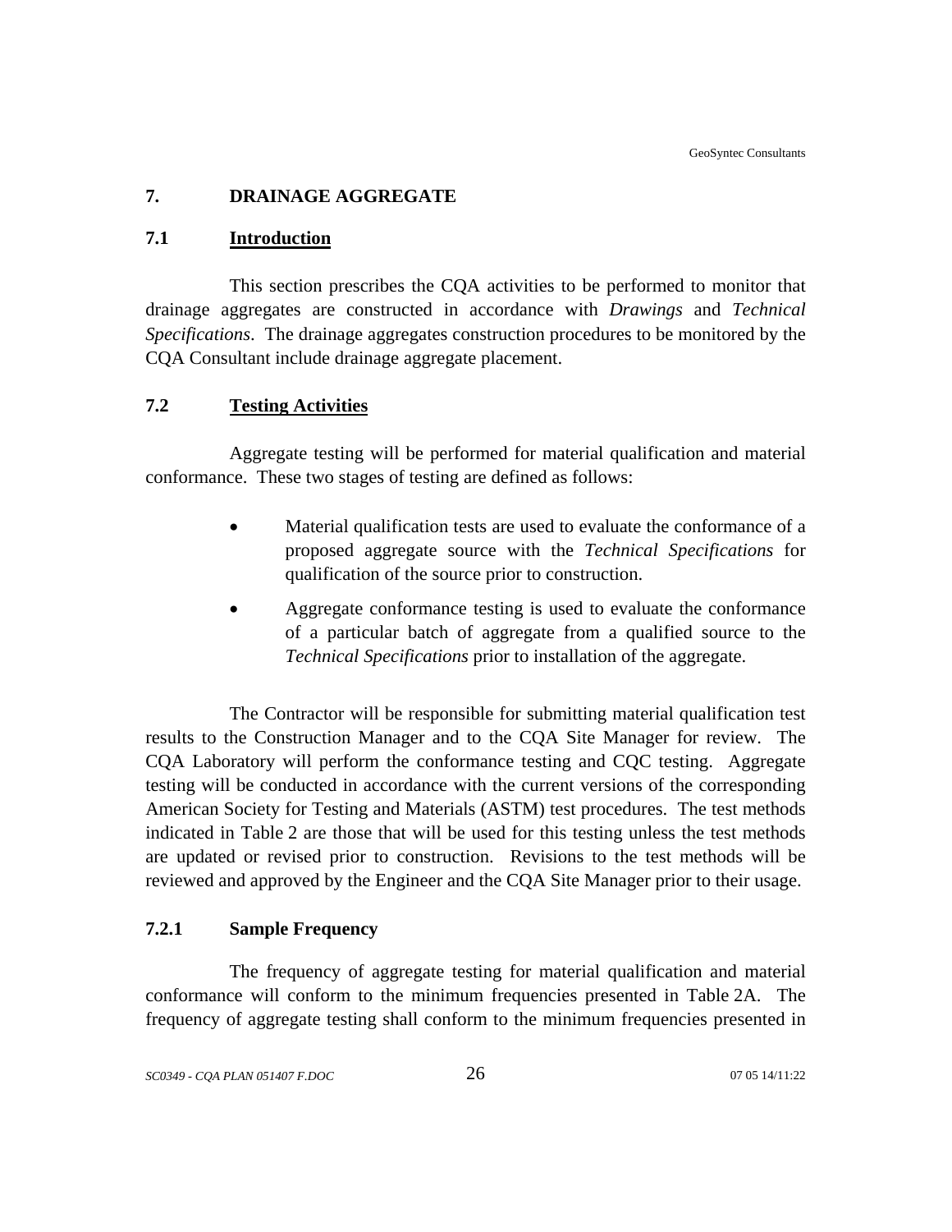# 7. DRAINAGE AGGREGATE

## 7.1 Introduction

This section prescribes the CQA activities to be performed to monitor that drainage aggregates are constructed in accordance with *Drawings* and *Technical Specifications*. The drainage aggregates construction procedures to be monitored by the CQA Consultant include drainage aggregate placement.

## 7.2 Testing Activities

Aggregate testing will be performed for material qualification and material conformance. These two stages of testing are defined as follows:

- Material qualification tests are used to evaluate the conformance of a proposed aggregate source with the *Technical Specifications* for qualification of the source prior to construction.
- Aggregate conformance testing is used to evaluate the conformance of a particular batch of aggregate from a qualified source to the *Technical Specifications* prior to installation of the aggregate.

The Contractor will be responsible for submitting material qualification test results to the Construction Manager and to the CQA Site Manager for review. The CQA Laboratory will perform the conformance testing and CQC testing. Aggregate testing will be conducted in accordance with the current versions of the corresponding American Society for Testing and Materials (ASTM) test procedures. The test methods indicated in Table 2 are those that will be used for this testing unless the test methods are updated or revised prior to construction. Revisions to the test methods will be reviewed and approved by the Engineer and the CQA Site Manager prior to their usage.

### 7.2.1 Sample Frequency

The frequency of aggregate testing for material qualification and material conformance will conform to the minimum frequencies presented in Table 2A. The frequency of aggregate testing shall conform to the minimum frequencies presented in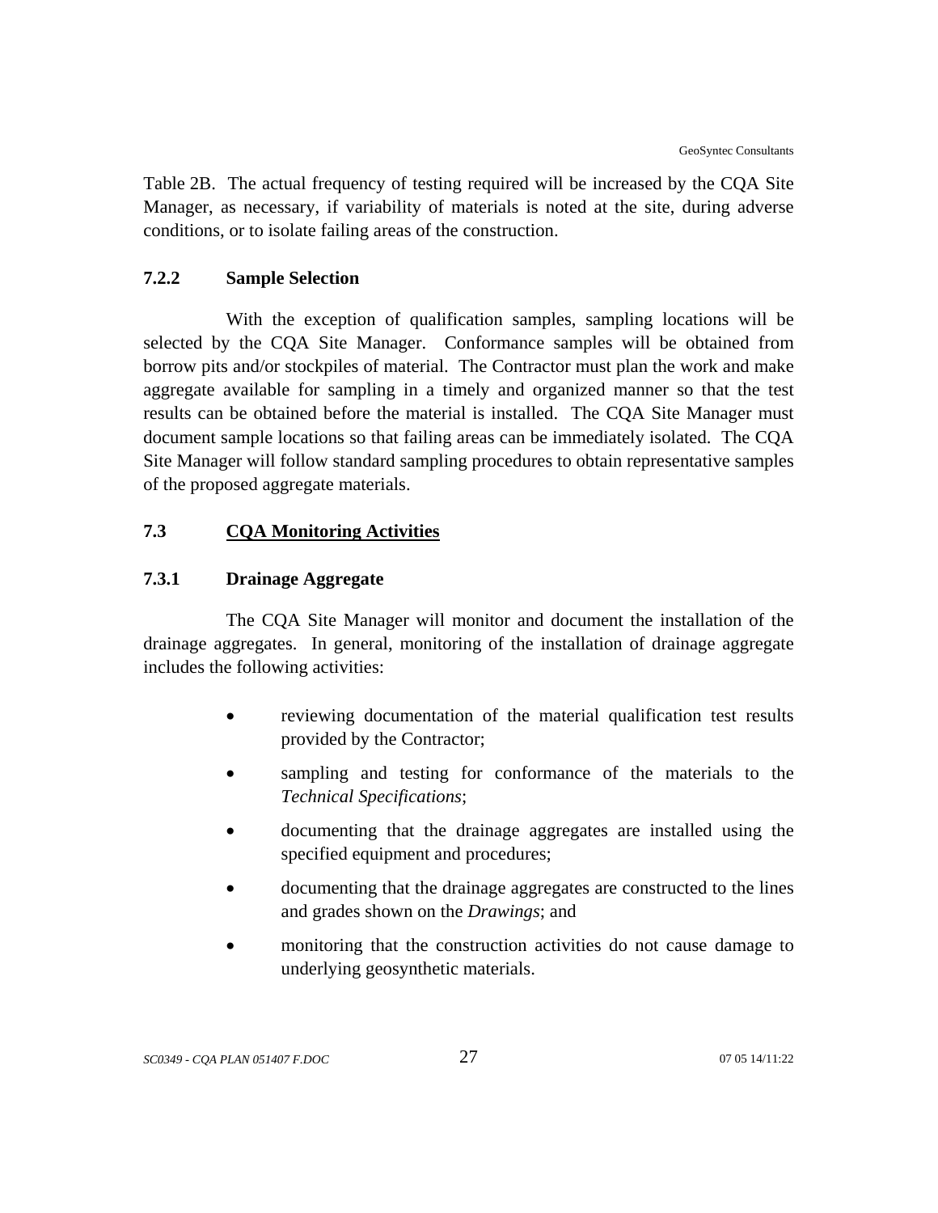Table 2B. The actual frequency of testing required will be increased by the CQA Site Manager, as necessary, if variability of materials is noted at the site, during adverse conditions, or to isolate failing areas of the construction.

### 7.2.2 Sample Selection

With the exception of qualification samples, sampling locations will be selected by the CQA Site Manager. Conformance samples will be obtained from borrow pits and/or stockpiles of material. The Contractor must plan the work and make aggregate available for sampling in a timely and organized manner so that the test results can be obtained before the material is installed. The CQA Site Manager must document sample locations so that failing areas can be immediately isolated. The CQA Site Manager will follow standard sampling procedures to obtain representative samples of the proposed aggregate materials.

## 7.3 CQA Monitoring Activities

### 7.3.1 Drainage Aggregate

The CQA Site Manager will monitor and document the installation of the drainage aggregates. In general, monitoring of the installation of drainage aggregate includes the following activities:

- reviewing documentation of the material qualification test results provided by the Contractor;
- sampling and testing for conformance of the materials to the *Technical Specifications*;
- documenting that the drainage aggregates are installed using the specified equipment and procedures;
- documenting that the drainage aggregates are constructed to the lines and grades shown on the *Drawings*; and
- monitoring that the construction activities do not cause damage to underlying geosynthetic materials.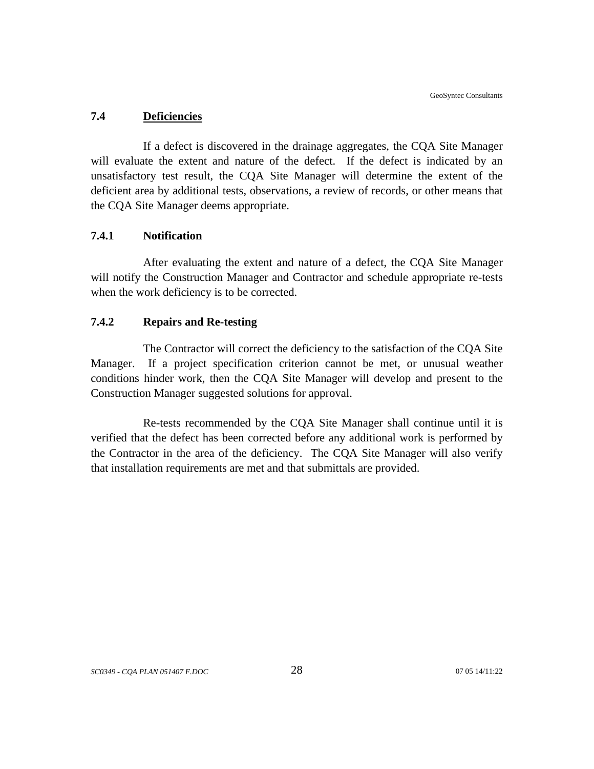## 7.4 Deficiencies

If a defect is discovered in the drainage aggregates, the CQA Site Manager will evaluate the extent and nature of the defect. If the defect is indicated by an unsatisfactory test result, the CQA Site Manager will determine the extent of the deficient area by additional tests, observations, a review of records, or other means that the CQA Site Manager deems appropriate.

### 7.4.1 Notification

After evaluating the extent and nature of a defect, the CQA Site Manager will notify the Construction Manager and Contractor and schedule appropriate re-tests when the work deficiency is to be corrected.

### 7.4.2 Repairs and Re-testing

The Contractor will correct the deficiency to the satisfaction of the CQA Site Manager. If a project specification criterion cannot be met, or unusual weather conditions hinder work, then the CQA Site Manager will develop and present to the Construction Manager suggested solutions for approval.

Re-tests recommended by the CQA Site Manager shall continue until it is verified that the defect has been corrected before any additional work is performed by the Contractor in the area of the deficiency. The CQA Site Manager will also verify that installation requirements are met and that submittals are provided.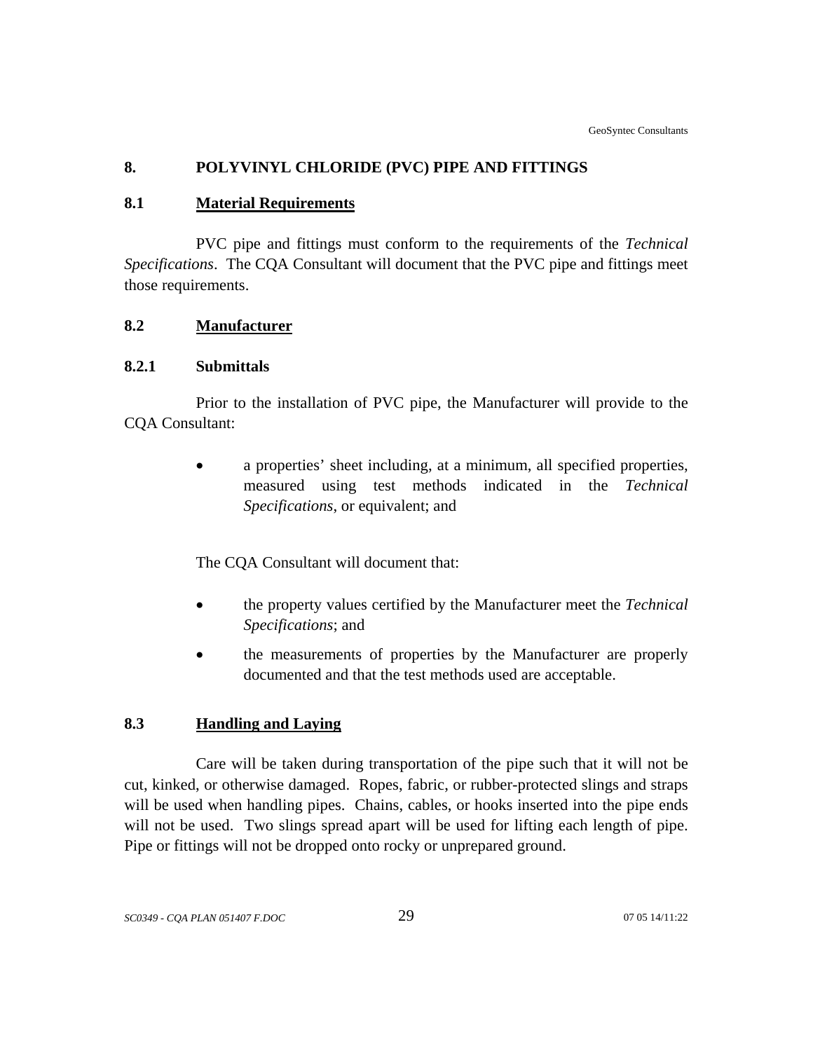# 8. POLYVINYL CHLORIDE (PVC) PIPE AND FITTINGS

## 8.1 Material Requirements

PVC pipe and fittings must conform to the requirements of the *Technical Specifications*. The CQA Consultant will document that the PVC pipe and fittings meet those requirements.

## 8.2 Manufacturer

### 8.2.1 Submittals

Prior to the installation of PVC pipe, the Manufacturer will provide to the CQA Consultant:

- a properties' sheet including, at a minimum, all specified properties, measured using test methods indicated in the *Technical Specifications*, or equivalent; and

The CQA Consultant will document that:

- the property values certified by the Manufacturer meet the *Technical Specifications*; and
- the measurements of properties by the Manufacturer are properly documented and that the test methods used are acceptable.

## 8.3 Handling and Laying

Care will be taken during transportation of the pipe such that it will not be cut, kinked, or otherwise damaged. Ropes, fabric, or rubber-protected slings and straps will be used when handling pipes. Chains, cables, or hooks inserted into the pipe ends will not be used. Two slings spread apart will be used for lifting each length of pipe. Pipe or fittings will not be dropped onto rocky or unprepared ground.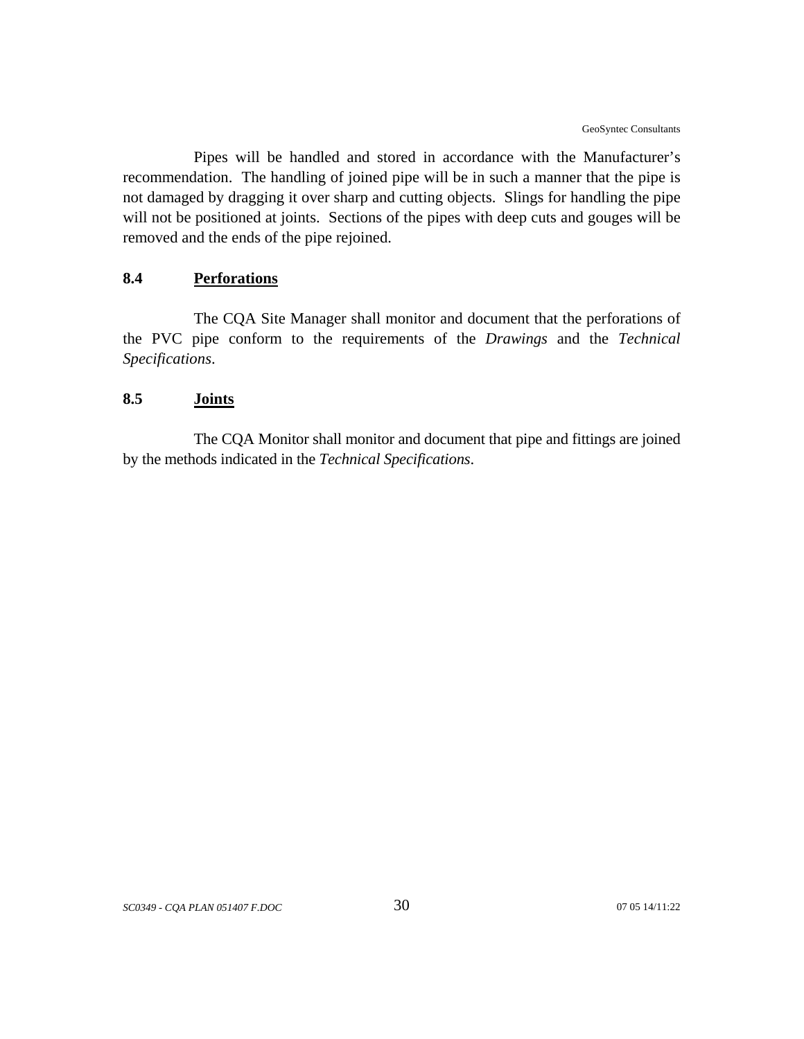Pipes will be handled and stored in accordance with the Manufacturer's recommendation. The handling of joined pipe will be in such a manner that the pipe is not damaged by dragging it over sharp and cutting objects. Slings for handling the pipe will not be positioned at joints. Sections of the pipes with deep cuts and gouges will be removed and the ends of the pipe rejoined.

## 8.4 Perforations

The CQA Site Manager shall monitor and document that the perforations of the PVC pipe conform to the requirements of the *Drawings* and the *Technical Specifications*.

## 8.5 Joints

The CQA Monitor shall monitor and document that pipe and fittings are joined by the methods indicated in the *Technical Specifications*.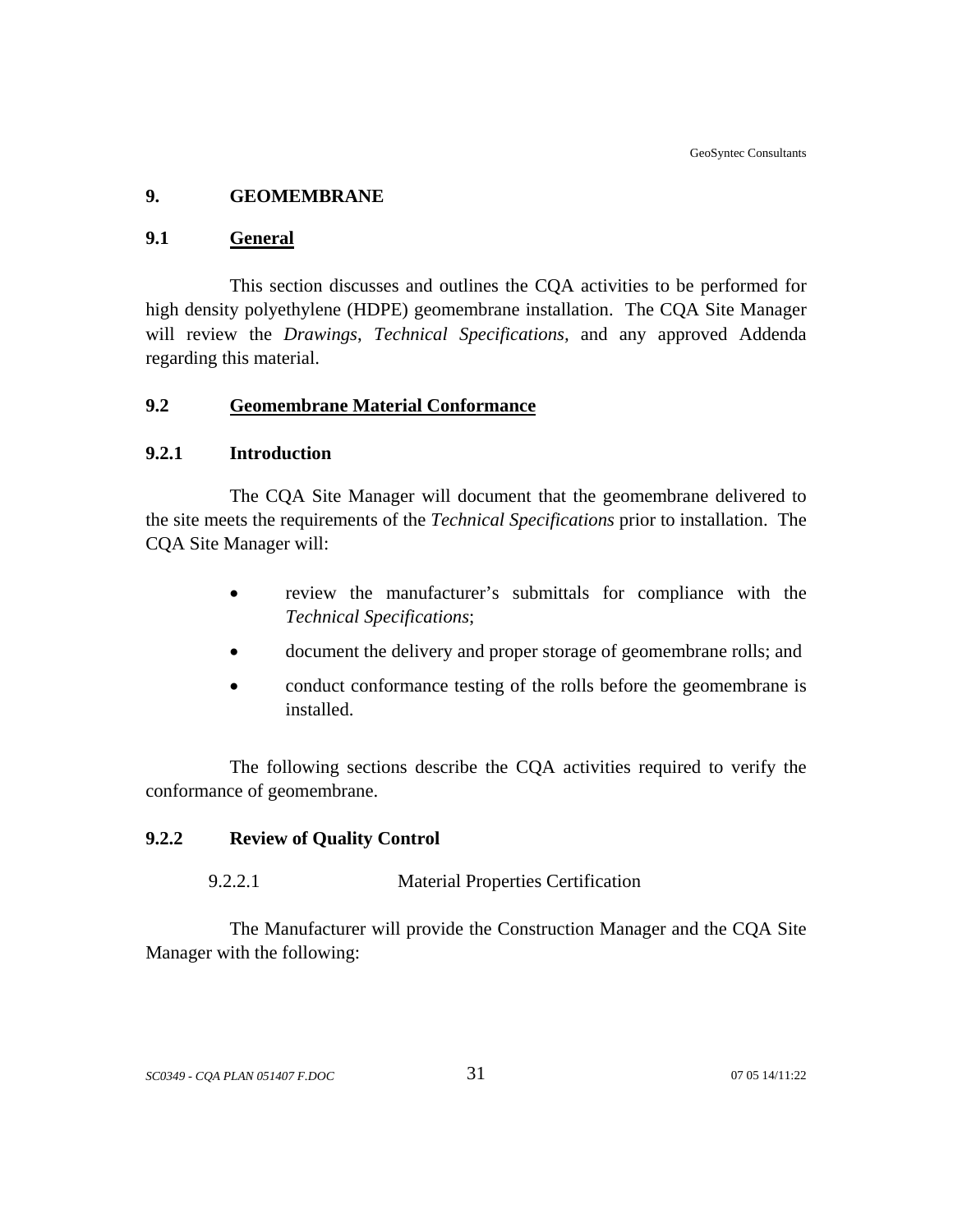# 9. GEOMEMBRANE

## 9.1 General

This section discusses and outlines the CQA activities to be performed for high density polyethylene (HDPE) geomembrane installation. The CQA Site Manager will review the *Drawings*, *Technical Specifications*, and any approved Addenda regarding this material.

## 9.2 Geomembrane Material Conformance

### 9.2.1 Introduction

The CQA Site Manager will document that the geomembrane delivered to the site meets the requirements of the *Technical Specifications* prior to installation. The CQA Site Manager will:

- review the manufacturer's submittals for compliance with the *Technical Specifications*;
- document the delivery and proper storage of geomembrane rolls; and
- conduct conformance testing of the rolls before the geomembrane is installed.

The following sections describe the CQA activities required to verify the conformance of geomembrane.

### 9.2.2 Review of Quality Control

#### 9.2.2.1 Material Properties Certification

The Manufacturer will provide the Construction Manager and the CQA Site Manager with the following: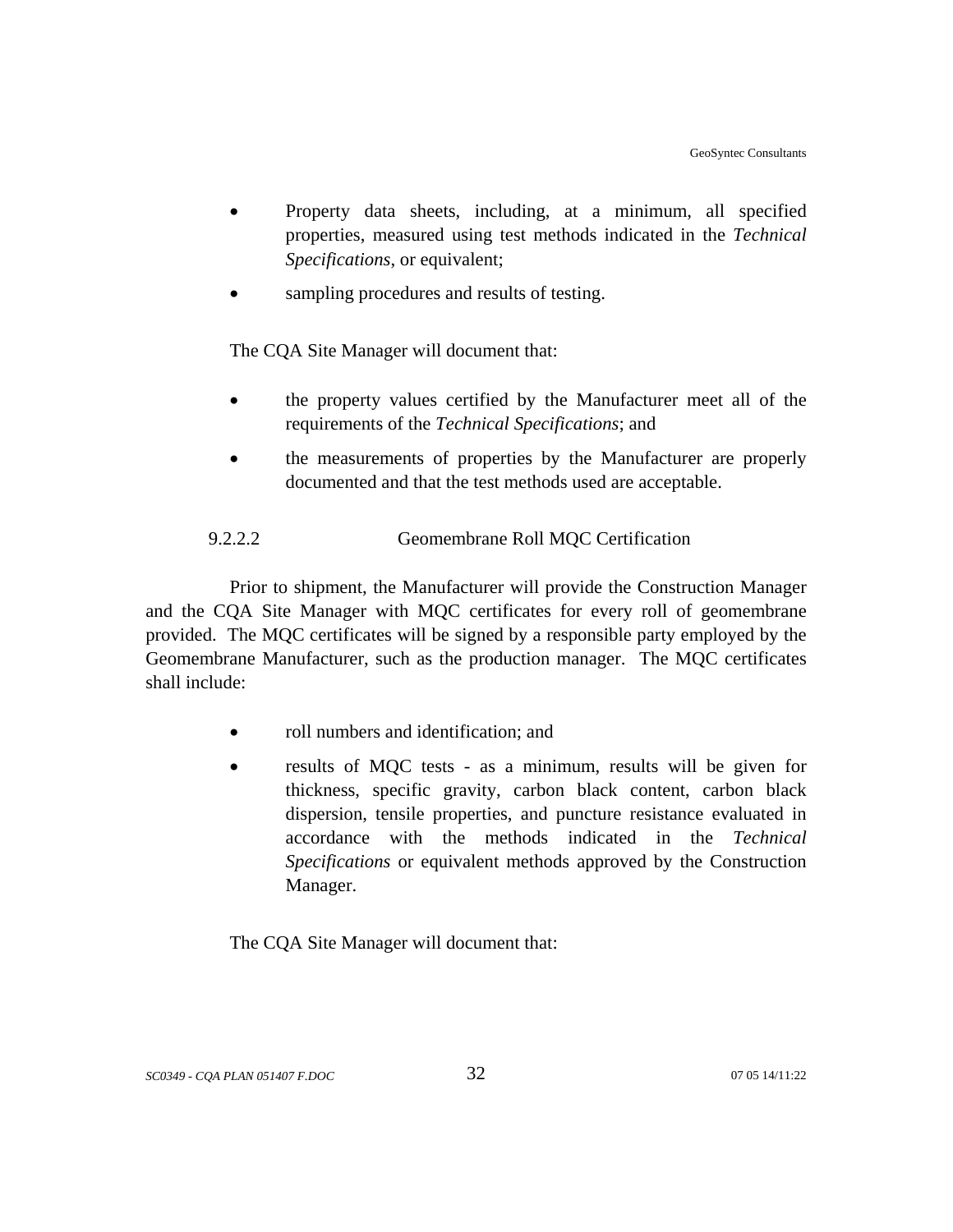- Property data sheets, including, at a minimum, all specified properties, measured using test methods indicated in the *Technical Specifications*, or equivalent;
- sampling procedures and results of testing.

The CQA Site Manager will document that:

- the property values certified by the Manufacturer meet all of the requirements of the *Technical Specifications*; and
- the measurements of properties by the Manufacturer are properly documented and that the test methods used are acceptable.

#### 9.2.2.2 Geomembrane Roll MQC Certification

Prior to shipment, the Manufacturer will provide the Construction Manager and the CQA Site Manager with MQC certificates for every roll of geomembrane provided. The MQC certificates will be signed by a responsible party employed by the Geomembrane Manufacturer, such as the production manager. The MQC certificates shall include:

- roll numbers and identification; and
- results of MQC tests - as a minimum, results will be given for thickness, specific gravity, carbon black content, carbon black dispersion, tensile properties, and puncture resistance evaluated in accordance with the methods indicated in the *Technical Specifications* or equivalent methods approved by the Construction Manager.

The CQA Site Manager will document that: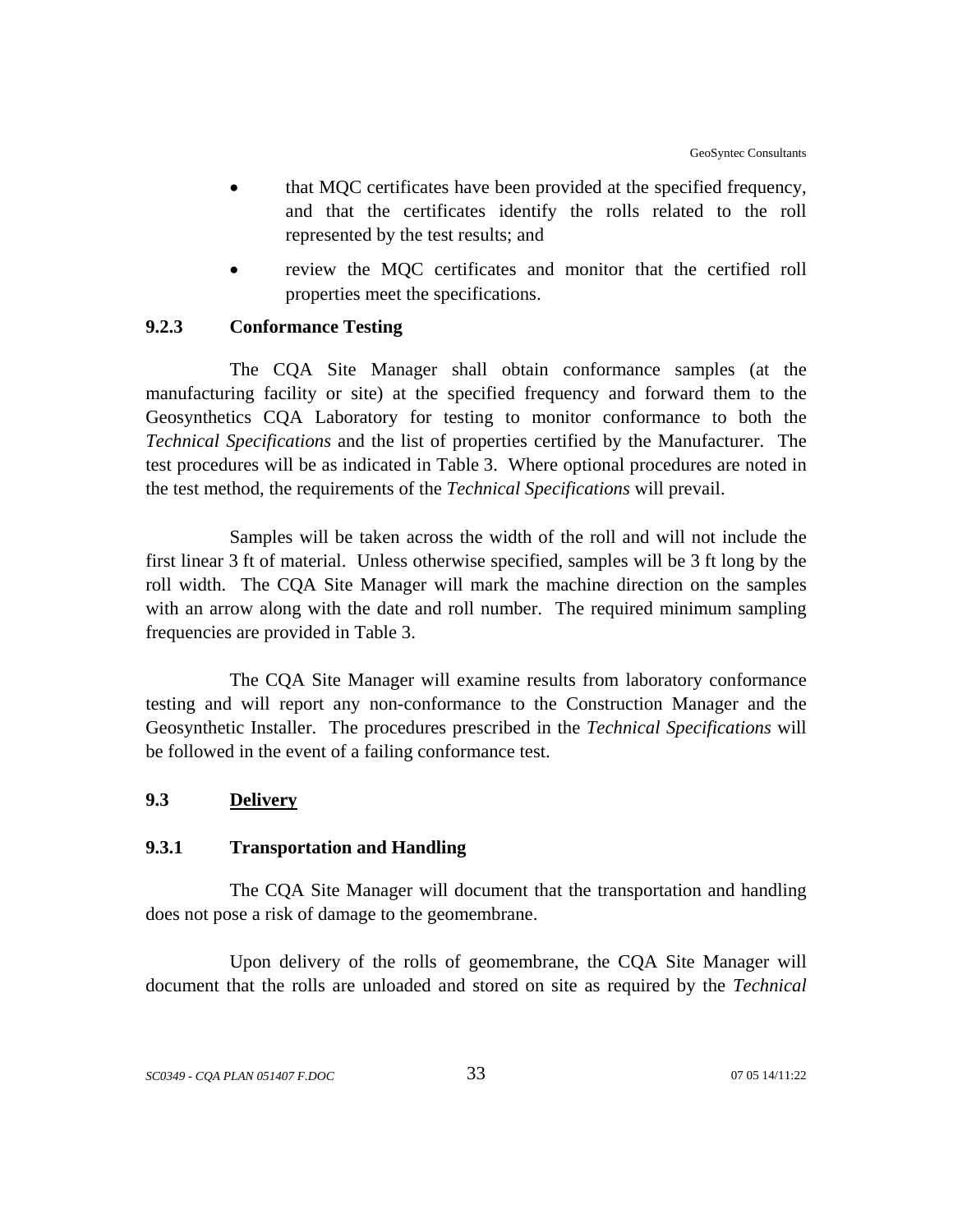- that MQC certificates have been provided at the specified frequency, and that the certificates identify the rolls related to the roll represented by the test results; and
- review the MQC certificates and monitor that the certified roll properties meet the specifications.

#### 9.2.3 Conformance Testing

The CQA Site Manager shall obtain conformance samples (at the manufacturing facility or site) at the specified frequency and forward them to the Geosynthetics CQA Laboratory for testing to monitor conformance to both the *Technical Specifications* and the list of properties certified by the Manufacturer. The test procedures will be as indicated in Table 3. Where optional procedures are noted in the test method, the requirements of the *Technical Specifications* will prevail.

Samples will be taken across the width of the roll and will not include the first linear 3 ft of material. Unless otherwise specified, samples will be 3 ft long by the roll width. The CQA Site Manager will mark the machine direction on the samples with an arrow along with the date and roll number. The required minimum sampling frequencies are provided in Table 3.

The CQA Site Manager will examine results from laboratory conformance testing and will report any non-conformance to the Construction Manager and the Geosynthetic Installer. The procedures prescribed in the *Technical Specifications* will be followed in the event of a failing conformance test.

### 9.3 Delivery

#### 9.3.1 Transportation and Handling

The CQA Site Manager will document that the transportation and handling does not pose a risk of damage to the geomembrane.

Upon delivery of the rolls of geomembrane, the CQA Site Manager will document that the rolls are unloaded and stored on site as required by the *Technical*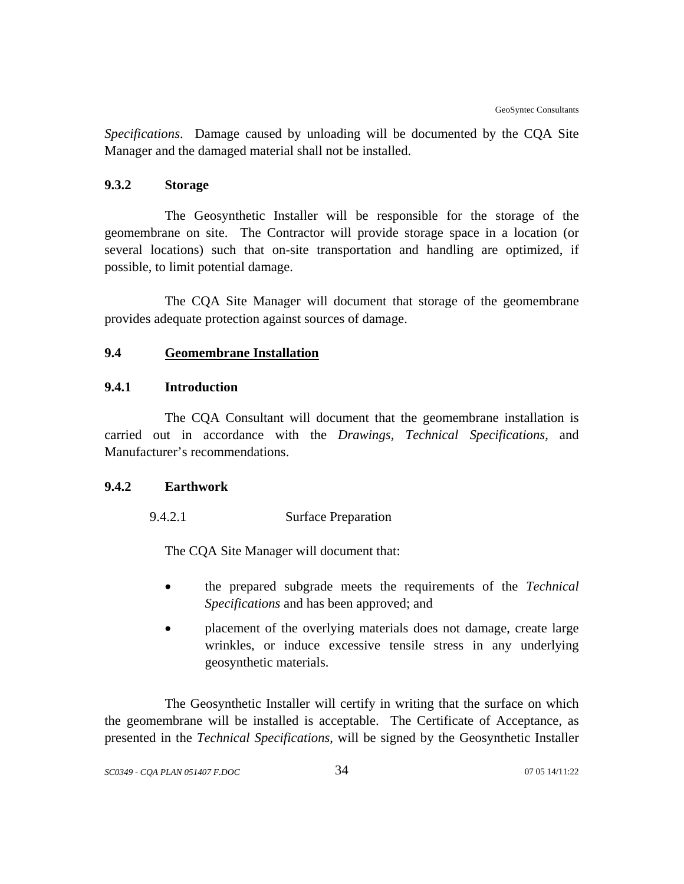*Specifications*. Damage caused by unloading will be documented by the CQA Site Manager and the damaged material shall not be installed.

### 9.3.2 Storage

The Geosynthetic Installer will be responsible for the storage of the geomembrane on site. The Contractor will provide storage space in a location (or several locations) such that on-site transportation and handling are optimized, if possible, to limit potential damage.

The CQA Site Manager will document that storage of the geomembrane provides adequate protection against sources of damage.

## 9.4 Geomembrane Installation

### 9.4.1 Introduction

The CQA Consultant will document that the geomembrane installation is carried out in accordance with the *Drawings, Technical Specifications,* and Manufacturer's recommendations.

### 9.4.2 Earthwork

#### 9.4.2.1 Surface Preparation

The CQA Site Manager will document that:

- the prepared subgrade meets the requirements of the *Technical Specifications* and has been approved; and
- placement of the overlying materials does not damage, create large wrinkles, or induce excessive tensile stress in any underlying geosynthetic materials.

The Geosynthetic Installer will certify in writing that the surface on which the geomembrane will be installed is acceptable. The Certificate of Acceptance, as presented in the *Technical Specifications*, will be signed by the Geosynthetic Installer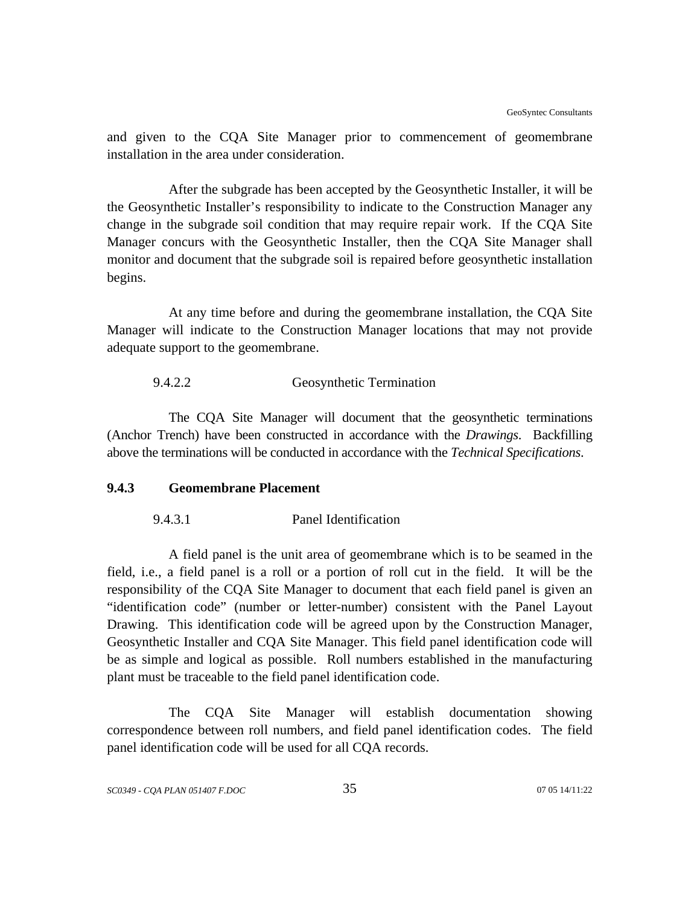and given to the CQA Site Manager prior to commencement of geomembrane installation in the area under consideration.

After the subgrade has been accepted by the Geosynthetic Installer, it will be the Geosynthetic Installer's responsibility to indicate to the Construction Manager any change in the subgrade soil condition that may require repair work. If the CQA Site Manager concurs with the Geosynthetic Installer, then the CQA Site Manager shall monitor and document that the subgrade soil is repaired before geosynthetic installation begins.

At any time before and during the geomembrane installation, the CQA Site Manager will indicate to the Construction Manager locations that may not provide adequate support to the geomembrane.

9.4.2.2 Geosynthetic Termination

The CQA Site Manager will document that the geosynthetic terminations (Anchor Trench) have been constructed in accordance with the *Drawings*. Backfilling above the terminations will be conducted in accordance with the *Technical Specifications*.

### 9.4.3 Geomembrane Placement

9.4.3.1 Panel Identification

A field panel is the unit area of geomembrane which is to be seamed in the field, i.e., a field panel is a roll or a portion of roll cut in the field. It will be the responsibility of the CQA Site Manager to document that each field panel is given an "identification code" (number or letter-number) consistent with the Panel Layout Drawing. This identification code will be agreed upon by the Construction Manager, Geosynthetic Installer and CQA Site Manager. This field panel identification code will be as simple and logical as possible. Roll numbers established in the manufacturing plant must be traceable to the field panel identification code.

The CQA Site Manager will establish documentation showing correspondence between roll numbers, and field panel identification codes. The field panel identification code will be used for all CQA records.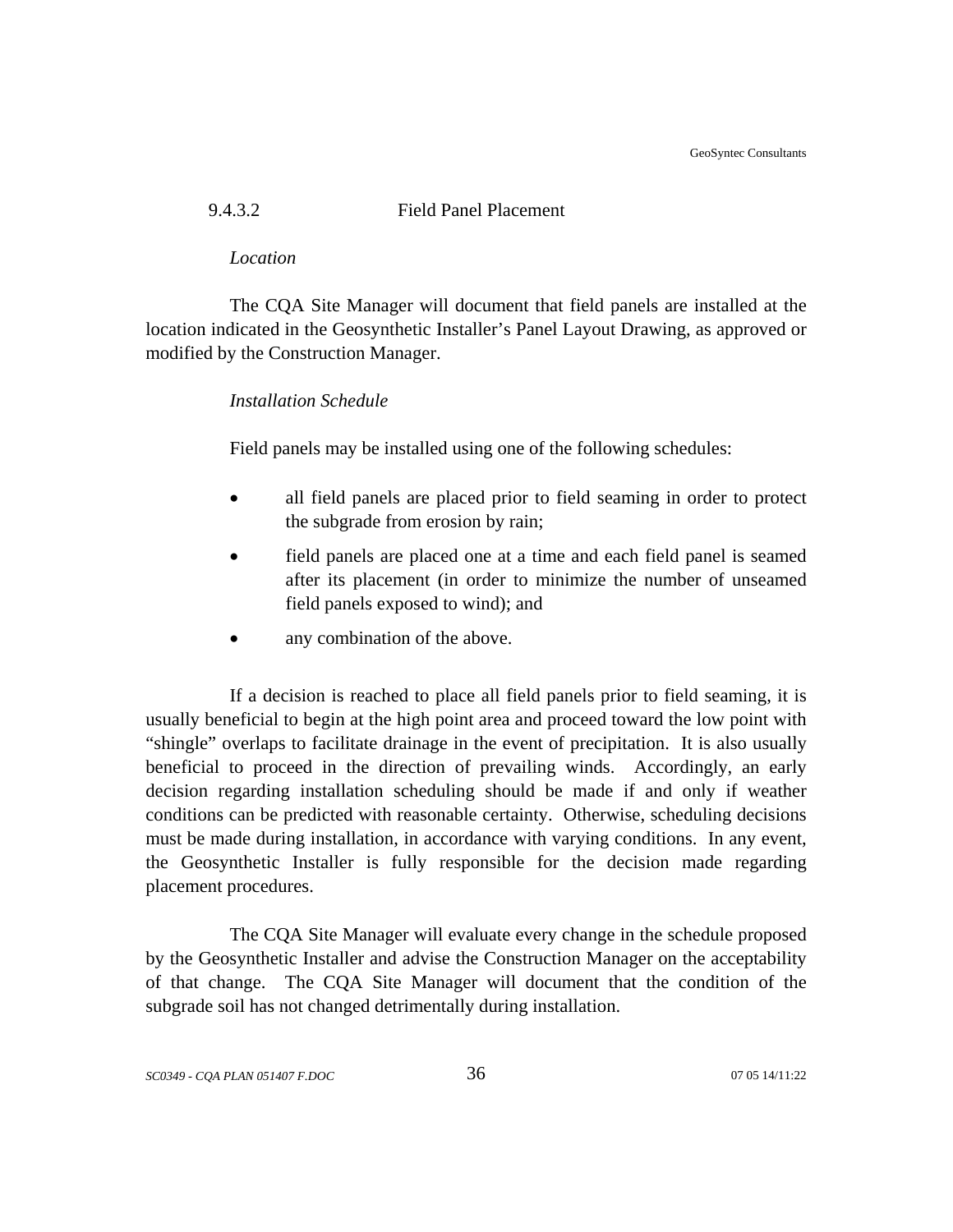#### 9.4.3.2 Field Panel Placement

*Location*

The CQA Site Manager will document that field panels are installed at the location indicated in the Geosynthetic Installer's Panel Layout Drawing, as approved or modified by the Construction Manager.

*Installation Schedule*

Field panels may be installed using one of the following schedules:

- all field panels are placed prior to field seaming in order to protect the subgrade from erosion by rain;
- field panels are placed one at a time and each field panel is seamed after its placement (in order to minimize the number of unseamed field panels exposed to wind); and
- any combination of the above.

If a decision is reached to place all field panels prior to field seaming, it is usually beneficial to begin at the high point area and proceed toward the low point with "shingle" overlaps to facilitate drainage in the event of precipitation. It is also usually beneficial to proceed in the direction of prevailing winds. Accordingly, an early decision regarding installation scheduling should be made if and only if weather conditions can be predicted with reasonable certainty. Otherwise, scheduling decisions must be made during installation, in accordance with varying conditions. In any event, the Geosynthetic Installer is fully responsible for the decision made regarding placement procedures.

The CQA Site Manager will evaluate every change in the schedule proposed by the Geosynthetic Installer and advise the Construction Manager on the acceptability of that change. The CQA Site Manager will document that the condition of the subgrade soil has not changed detrimentally during installation.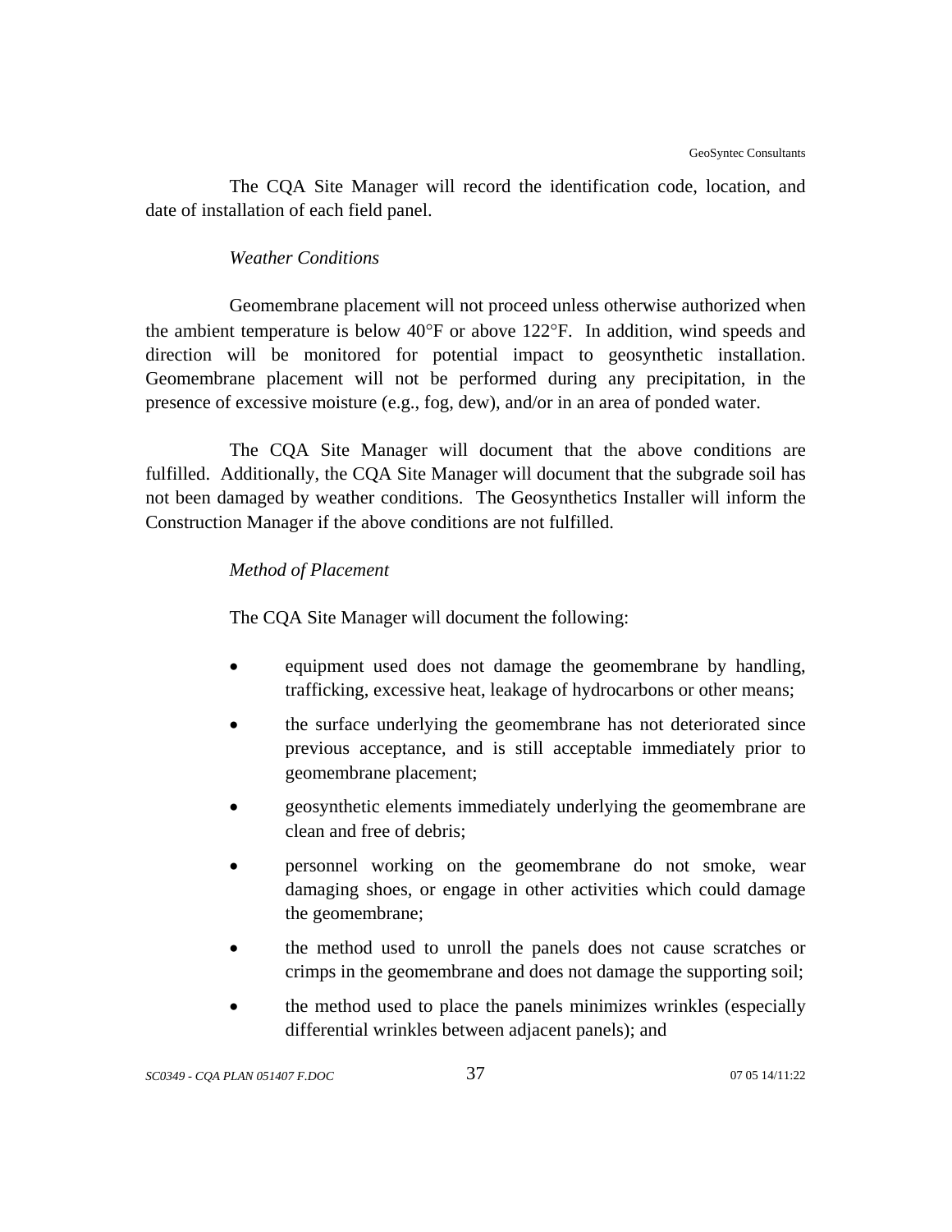The CQA Site Manager will record the identification code, location, and date of installation of each field panel.

*Weather Conditions*

Geomembrane placement will not proceed unless otherwise authorized when the ambient temperature is below 40°F or above 122°F. In addition, wind speeds and direction will be monitored for potential impact to geosynthetic installation. Geomembrane placement will not be performed during any precipitation, in the presence of excessive moisture (e.g., fog, dew), and/or in an area of ponded water.

The CQA Site Manager will document that the above conditions are fulfilled. Additionally, the CQA Site Manager will document that the subgrade soil has not been damaged by weather conditions. The Geosynthetics Installer will inform the Construction Manager if the above conditions are not fulfilled.

*Method of Placement*

The CQA Site Manager will document the following:

- equipment used does not damage the geomembrane by handling, trafficking, excessive heat, leakage of hydrocarbons or other means;
- the surface underlying the geomembrane has not deteriorated since previous acceptance, and is still acceptable immediately prior to geomembrane placement;
- geosynthetic elements immediately underlying the geomembrane are clean and free of debris;
- personnel working on the geomembrane do not smoke, wear damaging shoes, or engage in other activities which could damage the geomembrane;
- the method used to unroll the panels does not cause scratches or crimps in the geomembrane and does not damage the supporting soil;
- the method used to place the panels minimizes wrinkles (especially differential wrinkles between adjacent panels); and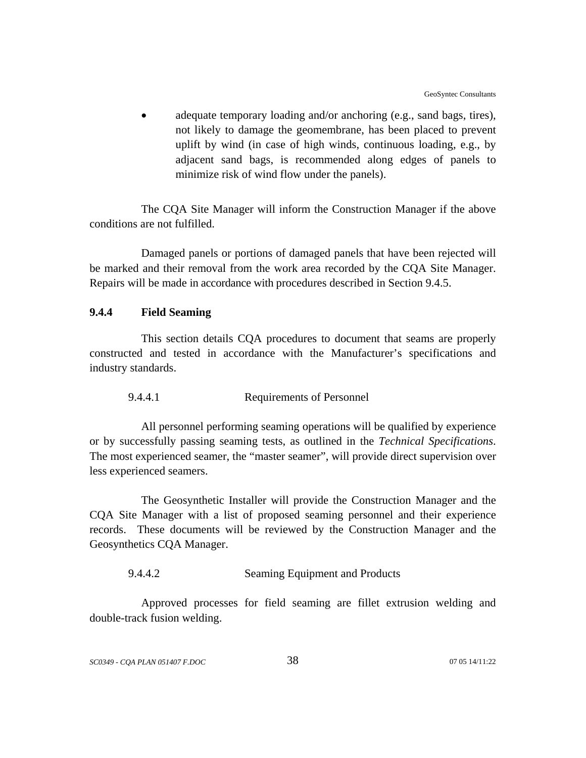- adequate temporary loading and/or anchoring (e.g., sand bags, tires), not likely to damage the geomembrane, has been placed to prevent uplift by wind (in case of high winds, continuous loading, e.g., by adjacent sand bags, is recommended along edges of panels to minimize risk of wind flow under the panels).

The CQA Site Manager will inform the Construction Manager if the above conditions are not fulfilled.

Damaged panels or portions of damaged panels that have been rejected will be marked and their removal from the work area recorded by the CQA Site Manager. Repairs will be made in accordance with procedures described in Section 9.4.5.

### 9.4.4 Field Seaming

This section details CQA procedures to document that seams are properly constructed and tested in accordance with the Manufacturer's specifications and industry standards.

#### 9.4.4.1 Requirements of Personnel

All personnel performing seaming operations will be qualified by experience or by successfully passing seaming tests, as outlined in the *Technical Specifications*. The most experienced seamer, the "master seamer", will provide direct supervision over less experienced seamers.

The Geosynthetic Installer will provide the Construction Manager and the CQA Site Manager with a list of proposed seaming personnel and their experience records. These documents will be reviewed by the Construction Manager and the Geosynthetics CQA Manager.

#### 9.4.4.2 Seaming Equipment and Products

Approved processes for field seaming are fillet extrusion welding and double-track fusion welding.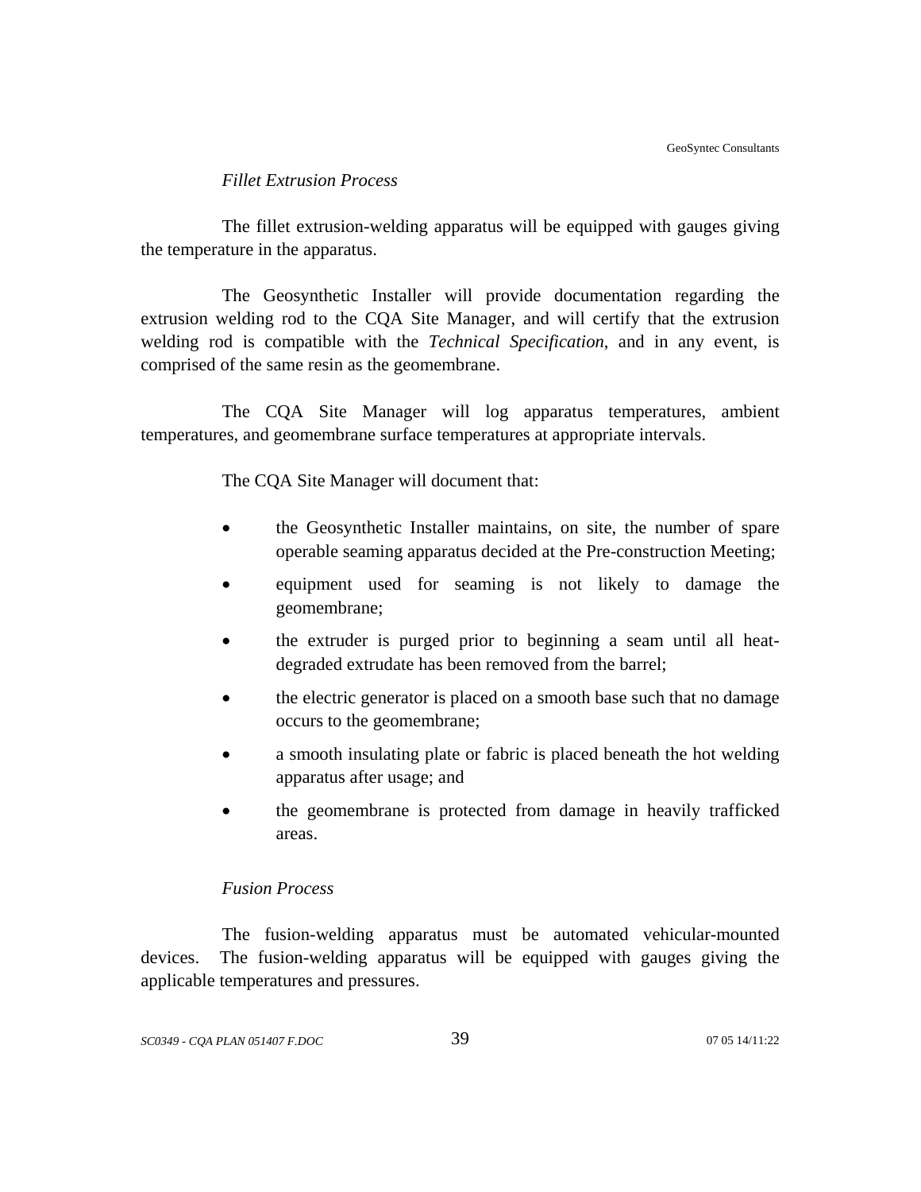*Fillet Extrusion Process*

The fillet extrusion-welding apparatus will be equipped with gauges giving the temperature in the apparatus.

The Geosynthetic Installer will provide documentation regarding the extrusion welding rod to the CQA Site Manager, and will certify that the extrusion welding rod is compatible with the *Technical Specification*, and in any event, is comprised of the same resin as the geomembrane.

The CQA Site Manager will log apparatus temperatures, ambient temperatures, and geomembrane surface temperatures at appropriate intervals.

The CQA Site Manager will document that:

- the Geosynthetic Installer maintains, on site, the number of spare operable seaming apparatus decided at the Pre-construction Meeting;
- equipment used for seaming is not likely to damage the geomembrane;
- the extruder is purged prior to beginning a seam until all heat-degraded extrudate has been removed from the barrel;
- the electric generator is placed on a smooth base such that no damage occurs to the geomembrane;
- a smooth insulating plate or fabric is placed beneath the hot welding apparatus after usage; and
- the geomembrane is protected from damage in heavily trafficked areas.

*Fusion Process*

The fusion-welding apparatus must be automated vehicular-mounted devices. The fusion-welding apparatus will be equipped with gauges giving the applicable temperatures and pressures.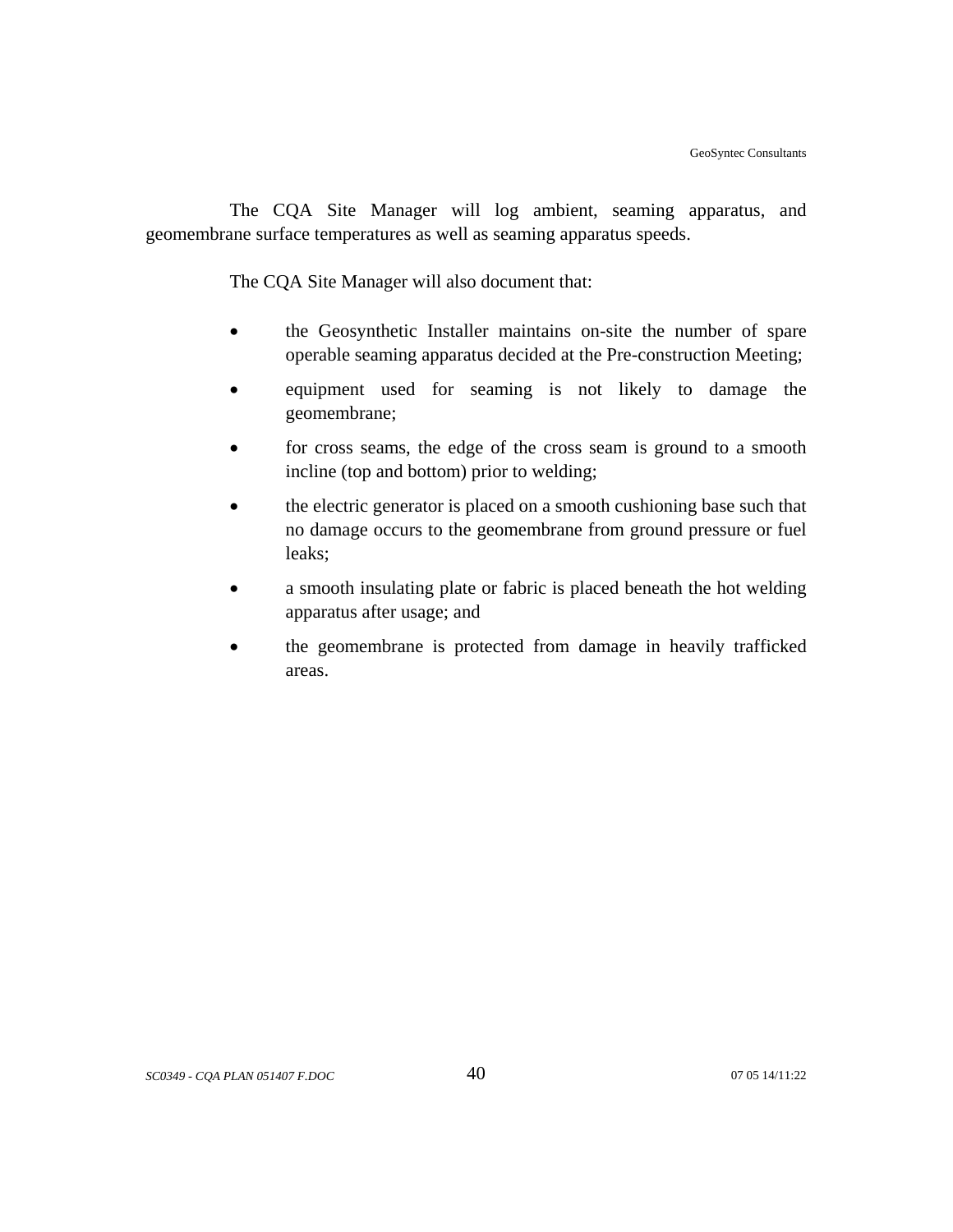The CQA Site Manager will log ambient, seaming apparatus, and geomembrane surface temperatures as well as seaming apparatus speeds.

The CQA Site Manager will also document that:

- the Geosynthetic Installer maintains on-site the number of spare operable seaming apparatus decided at the Pre-construction Meeting;
- equipment used for seaming is not likely to damage the geomembrane;
- for cross seams, the edge of the cross seam is ground to a smooth incline (top and bottom) prior to welding;
- the electric generator is placed on a smooth cushioning base such that no damage occurs to the geomembrane from ground pressure or fuel leaks;
- a smooth insulating plate or fabric is placed beneath the hot welding apparatus after usage; and
- the geomembrane is protected from damage in heavily trafficked areas.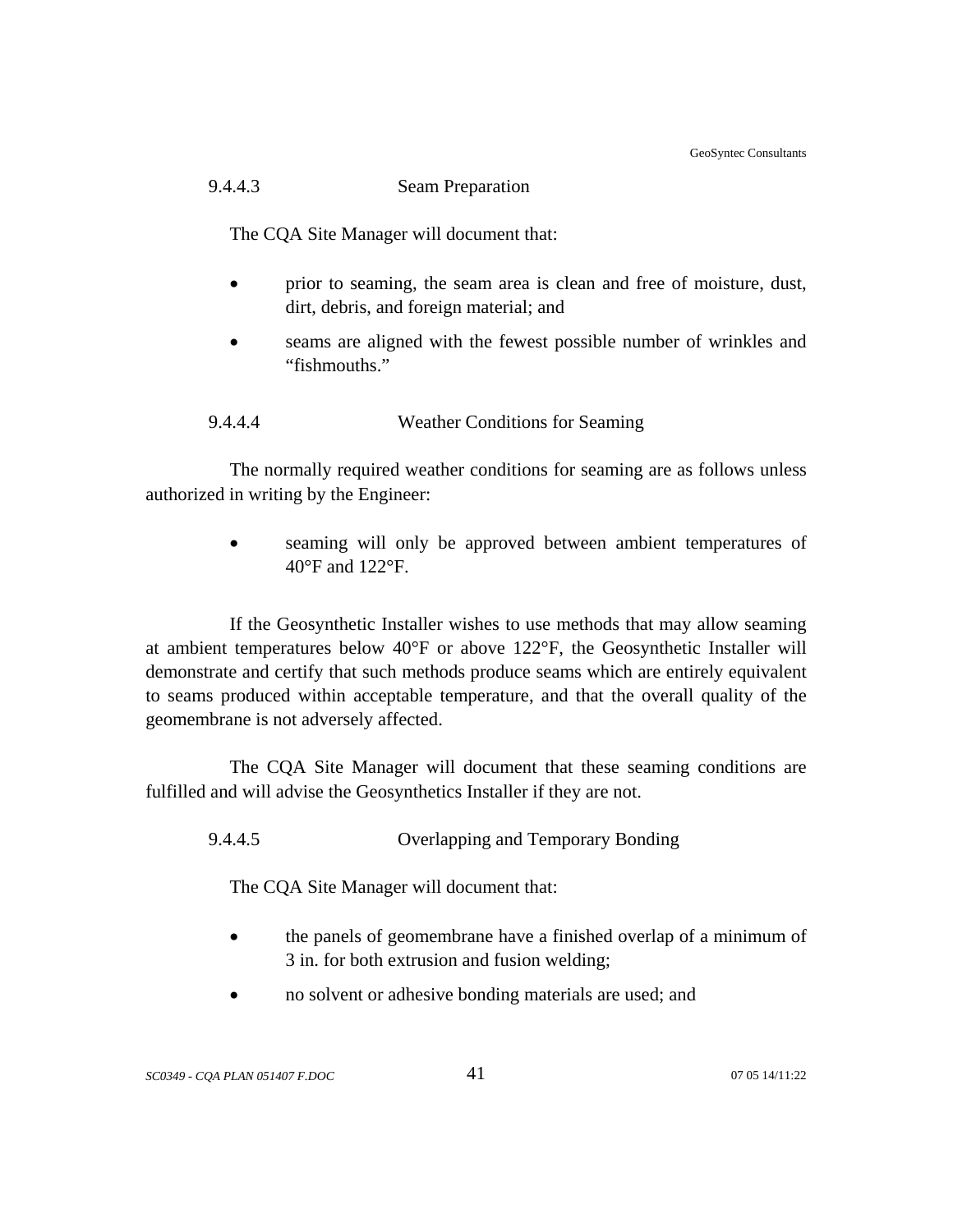#### 9.4.4.3 Seam Preparation

The CQA Site Manager will document that:

- prior to seaming, the seam area is clean and free of moisture, dust, dirt, debris, and foreign material; and
- seams are aligned with the fewest possible number of wrinkles and "fishmouths."

#### 9.4.4.4 Weather Conditions for Seaming

The normally required weather conditions for seaming are as follows unless authorized in writing by the Engineer:

- seaming will only be approved between ambient temperatures of 40°F and 122°F.

If the Geosynthetic Installer wishes to use methods that may allow seaming at ambient temperatures below 40°F or above 122°F, the Geosynthetic Installer will demonstrate and certify that such methods produce seams which are entirely equivalent to seams produced within acceptable temperature, and that the overall quality of the geomembrane is not adversely affected.

The CQA Site Manager will document that these seaming conditions are fulfilled and will advise the Geosynthetics Installer if they are not.

#### 9.4.4.5 Overlapping and Temporary Bonding

The CQA Site Manager will document that:

- the panels of geomembrane have a finished overlap of a minimum of 3 in. for both extrusion and fusion welding;
- no solvent or adhesive bonding materials are used; and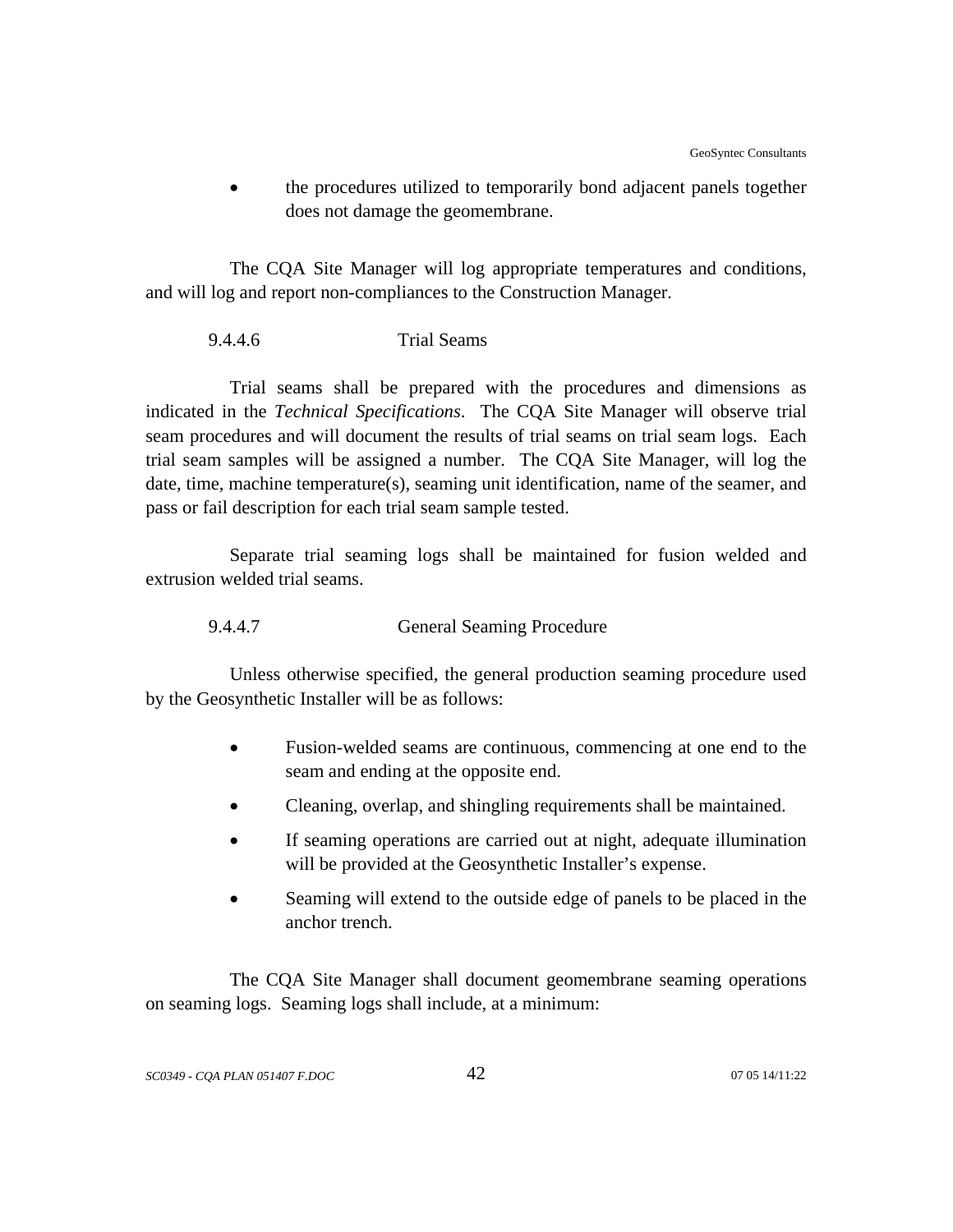- the procedures utilized to temporarily bond adjacent panels together does not damage the geomembrane.

The CQA Site Manager will log appropriate temperatures and conditions, and will log and report non-compliances to the Construction Manager.

#### 9.4.4.6 Trial Seams

Trial seams shall be prepared with the procedures and dimensions as indicated in the *Technical Specifications*. The CQA Site Manager will observe trial seam procedures and will document the results of trial seams on trial seam logs. Each trial seam samples will be assigned a number. The CQA Site Manager, will log the date, time, machine temperature(s), seaming unit identification, name of the seamer, and pass or fail description for each trial seam sample tested.

Separate trial seaming logs shall be maintained for fusion welded and extrusion welded trial seams.

#### 9.4.4.7 General Seaming Procedure

Unless otherwise specified, the general production seaming procedure used by the Geosynthetic Installer will be as follows:

- Fusion-welded seams are continuous, commencing at one end to the seam and ending at the opposite end.
- Cleaning, overlap, and shingling requirements shall be maintained.
- If seaming operations are carried out at night, adequate illumination will be provided at the Geosynthetic Installer's expense.
- Seaming will extend to the outside edge of panels to be placed in the anchor trench.

The CQA Site Manager shall document geomembrane seaming operations on seaming logs. Seaming logs shall include, at a minimum: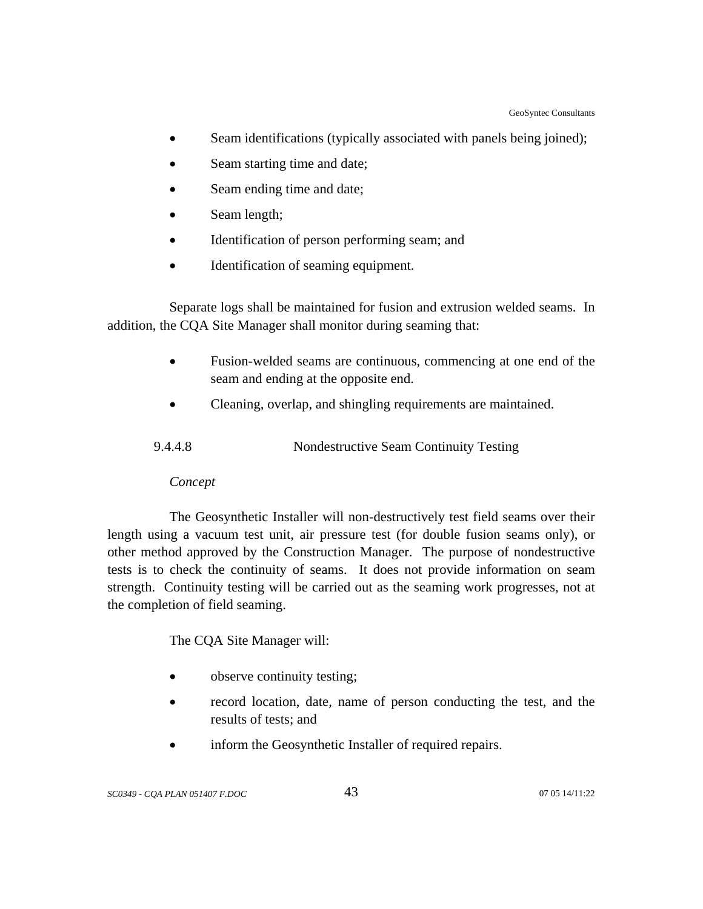- Seam identifications (typically associated with panels being joined);
- Seam starting time and date;
- Seam ending time and date;
- Seam length;
- Identification of person performing seam; and
- Identification of seaming equipment.

Separate logs shall be maintained for fusion and extrusion welded seams. In addition, the CQA Site Manager shall monitor during seaming that:

- Fusion-welded seams are continuous, commencing at one end of the seam and ending at the opposite end.
- Cleaning, overlap, and shingling requirements are maintained.

#### 9.4.4.8 Nondestructive Seam Continuity Testing

*Concept*

The Geosynthetic Installer will non-destructively test field seams over their length using a vacuum test unit, air pressure test (for double fusion seams only), or other method approved by the Construction Manager. The purpose of nondestructive tests is to check the continuity of seams. It does not provide information on seam strength. Continuity testing will be carried out as the seaming work progresses, not at the completion of field seaming.

The CQA Site Manager will:

- observe continuity testing;
- record location, date, name of person conducting the test, and the results of tests; and
- inform the Geosynthetic Installer of required repairs.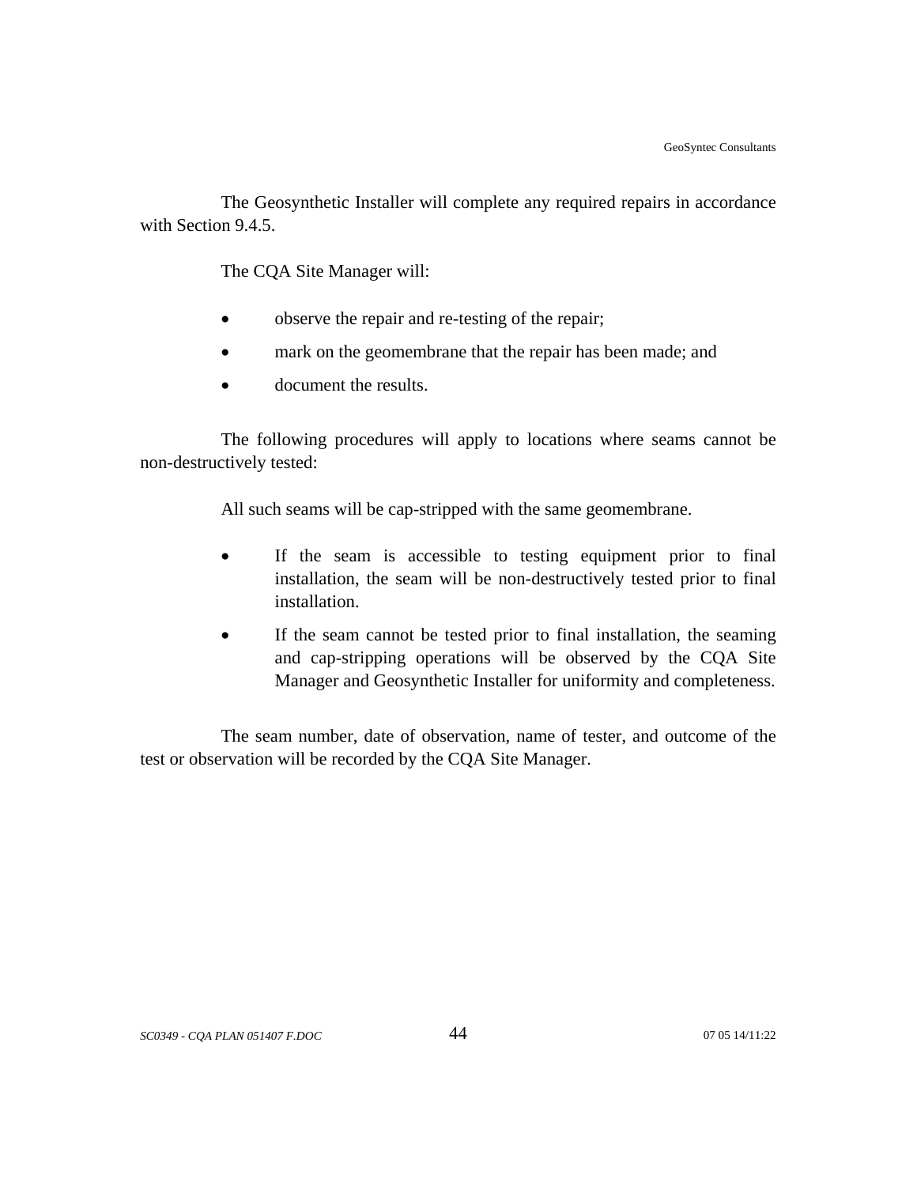The Geosynthetic Installer will complete any required repairs in accordance with Section 9.4.5.

The CQA Site Manager will:

- observe the repair and re-testing of the repair;
- mark on the geomembrane that the repair has been made; and
- document the results.

The following procedures will apply to locations where seams cannot be non-destructively tested:

All such seams will be cap-stripped with the same geomembrane.

- If the seam is accessible to testing equipment prior to final installation, the seam will be non-destructively tested prior to final installation.
- If the seam cannot be tested prior to final installation, the seaming and cap-stripping operations will be observed by the CQA Site Manager and Geosynthetic Installer for uniformity and completeness.

The seam number, date of observation, name of tester, and outcome of the test or observation will be recorded by the CQA Site Manager.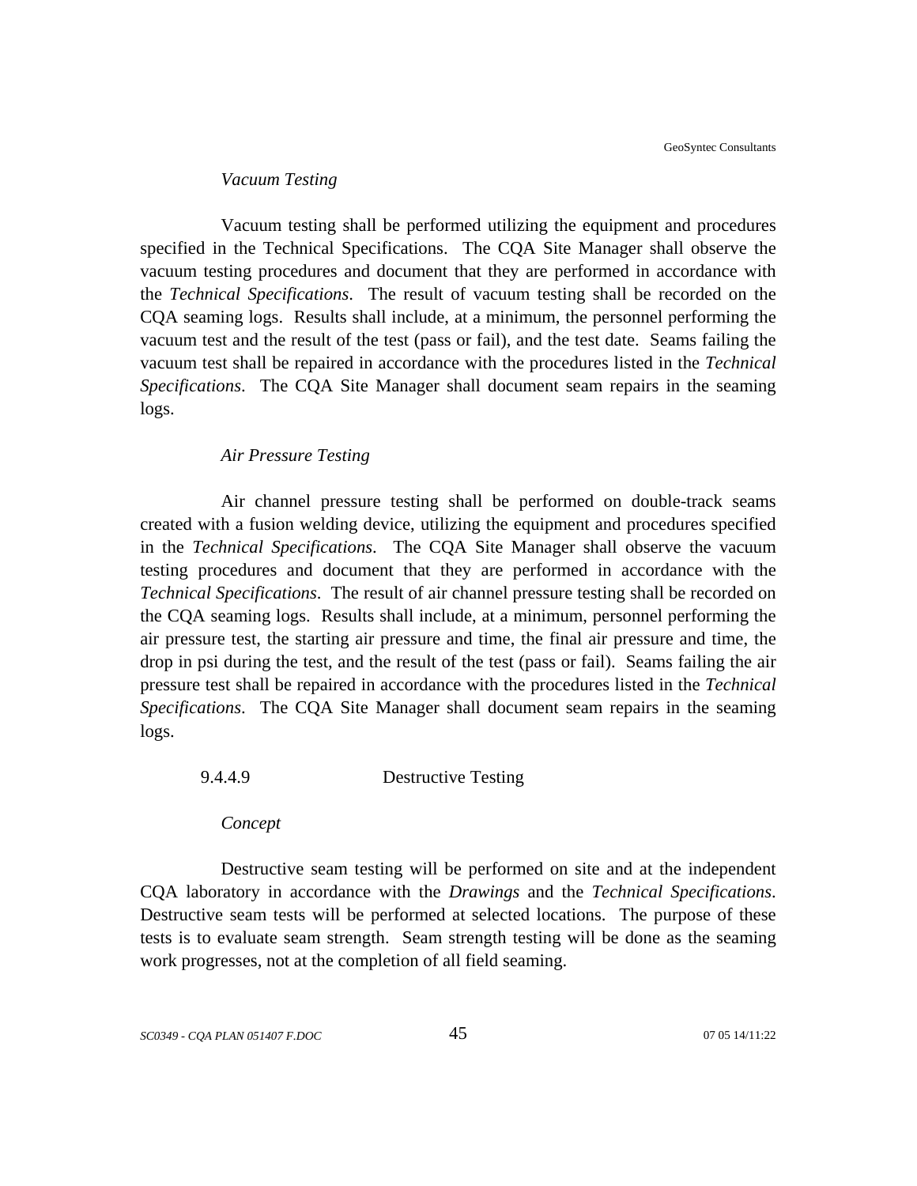*Vacuum Testing*

Vacuum testing shall be performed utilizing the equipment and procedures specified in the Technical Specifications. The CQA Site Manager shall observe the vacuum testing procedures and document that they are performed in accordance with the *Technical Specifications*. The result of vacuum testing shall be recorded on the CQA seaming logs. Results shall include, at a minimum, the personnel performing the vacuum test and the result of the test (pass or fail), and the test date. Seams failing the vacuum test shall be repaired in accordance with the procedures listed in the *Technical Specifications*. The CQA Site Manager shall document seam repairs in the seaming logs.

*Air Pressure Testing*

Air channel pressure testing shall be performed on double-track seams created with a fusion welding device, utilizing the equipment and procedures specified in the *Technical Specifications*. The CQA Site Manager shall observe the vacuum testing procedures and document that they are performed in accordance with the *Technical Specifications*. The result of air channel pressure testing shall be recorded on the CQA seaming logs. Results shall include, at a minimum, personnel performing the air pressure test, the starting air pressure and time, the final air pressure and time, the drop in psi during the test, and the result of the test (pass or fail). Seams failing the air pressure test shall be repaired in accordance with the procedures listed in the *Technical Specifications*. The CQA Site Manager shall document seam repairs in the seaming logs.

#### 9.4.4.9 Destructive Testing

*Concept*

Destructive seam testing will be performed on site and at the independent CQA laboratory in accordance with the *Drawings* and the *Technical Specifications*. Destructive seam tests will be performed at selected locations. The purpose of these tests is to evaluate seam strength. Seam strength testing will be done as the seaming work progresses, not at the completion of all field seaming.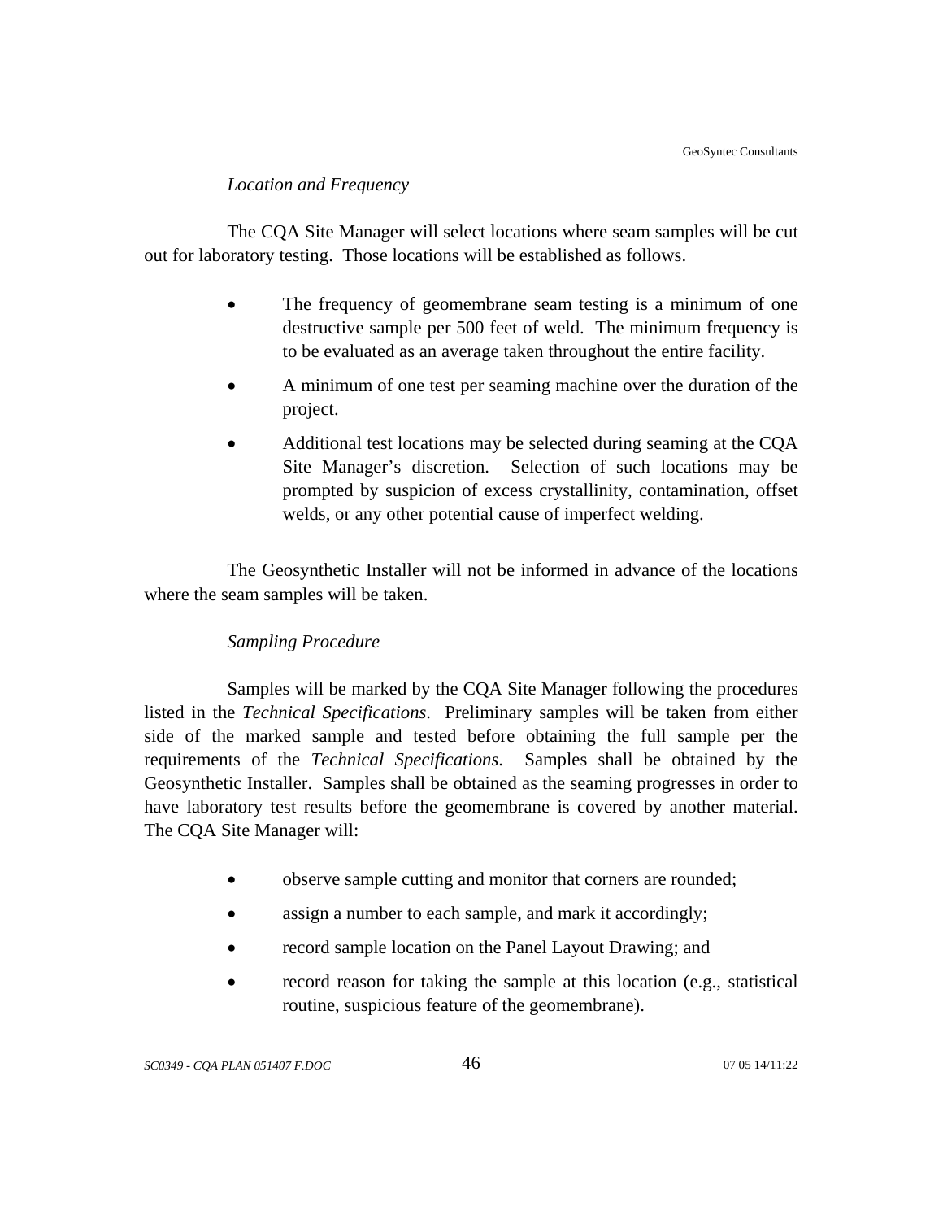*Location and Frequency*

The CQA Site Manager will select locations where seam samples will be cut out for laboratory testing. Those locations will be established as follows.

- The frequency of geomembrane seam testing is a minimum of one destructive sample per 500 feet of weld. The minimum frequency is to be evaluated as an average taken throughout the entire facility.
- A minimum of one test per seaming machine over the duration of the project.
- Additional test locations may be selected during seaming at the CQA Site Manager's discretion. Selection of such locations may be prompted by suspicion of excess crystallinity, contamination, offset welds, or any other potential cause of imperfect welding.

The Geosynthetic Installer will not be informed in advance of the locations where the seam samples will be taken.

*Sampling Procedure*

Samples will be marked by the CQA Site Manager following the procedures listed in the *Technical Specifications*. Preliminary samples will be taken from either side of the marked sample and tested before obtaining the full sample per the requirements of the *Technical Specifications*. Samples shall be obtained by the Geosynthetic Installer. Samples shall be obtained as the seaming progresses in order to have laboratory test results before the geomembrane is covered by another material. The CQA Site Manager will:

- observe sample cutting and monitor that corners are rounded;
- assign a number to each sample, and mark it accordingly;
- record sample location on the Panel Layout Drawing; and
- record reason for taking the sample at this location (e.g., statistical routine, suspicious feature of the geomembrane).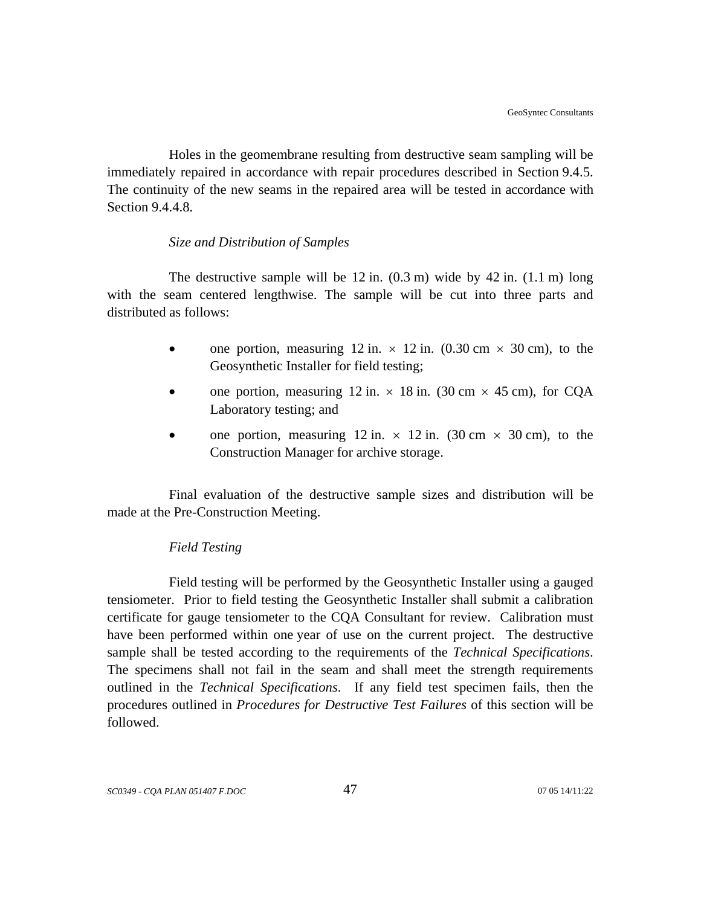Holes in the geomembrane resulting from destructive seam sampling will be immediately repaired in accordance with repair procedures described in Section 9.4.5. The continuity of the new seams in the repaired area will be tested in accordance with Section 9.4.4.8.

*Size and Distribution of Samples*

The destructive sample will be 12 in. (0.3 m) wide by 42 in. (1.1 m) long with the seam centered lengthwise. The sample will be cut into three parts and distributed as follows:

- one portion, measuring 12 in. × 12 in. (0.30 cm × 30 cm), to the Geosynthetic Installer for field testing;
- one portion, measuring 12 in. × 18 in. (30 cm × 45 cm), for CQA Laboratory testing; and
- one portion, measuring 12 in. × 12 in. (30 cm × 30 cm), to the Construction Manager for archive storage.

Final evaluation of the destructive sample sizes and distribution will be made at the Pre-Construction Meeting.

*Field Testing*

Field testing will be performed by the Geosynthetic Installer using a gauged tensiometer. Prior to field testing the Geosynthetic Installer shall submit a calibration certificate for gauge tensiometer to the CQA Consultant for review. Calibration must have been performed within one year of use on the current project. The destructive sample shall be tested according to the requirements of the *Technical Specifications*. The specimens shall not fail in the seam and shall meet the strength requirements outlined in the *Technical Specifications*. If any field test specimen fails, then the procedures outlined in *Procedures for Destructive Test Failures* of this section will be followed.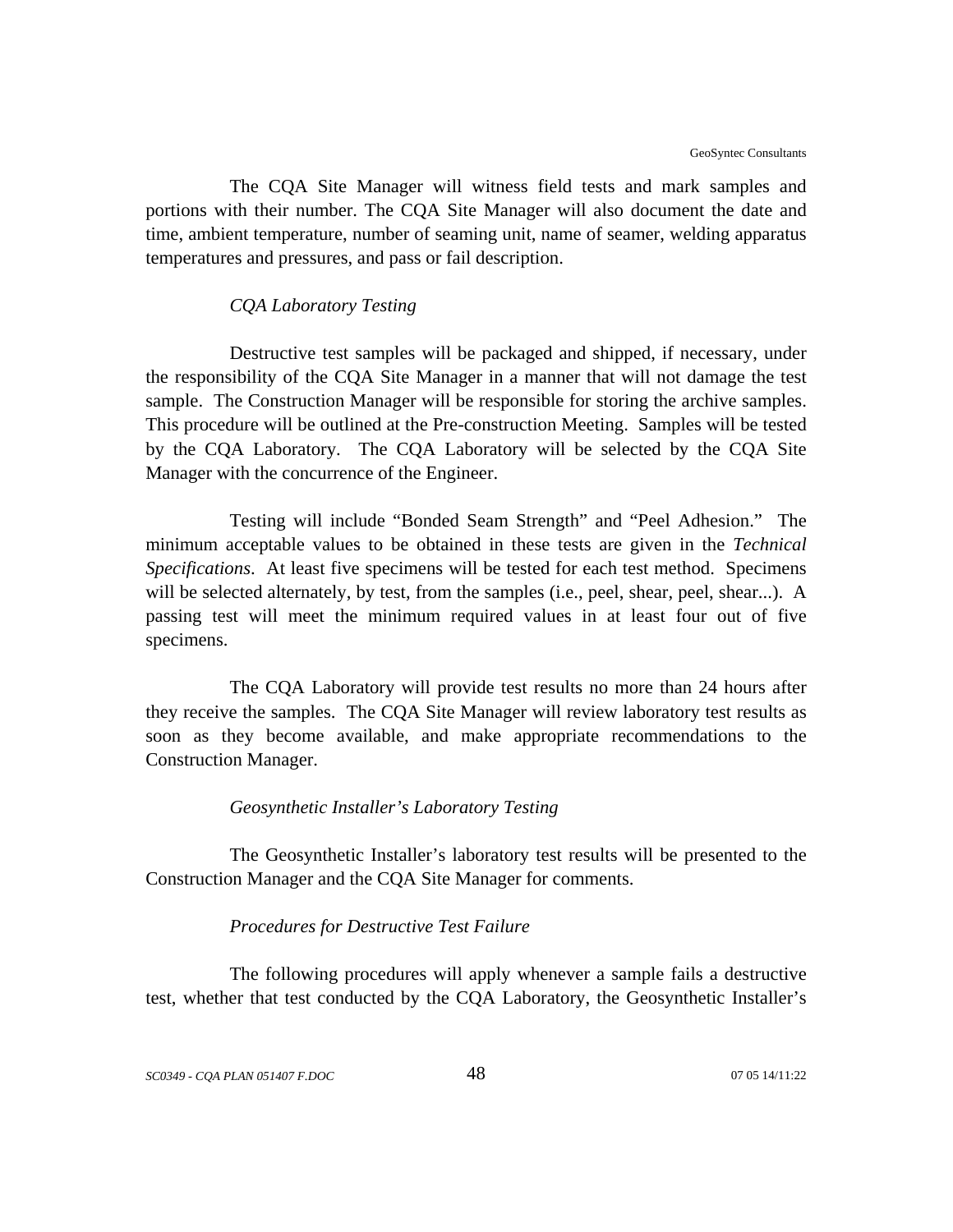The CQA Site Manager will witness field tests and mark samples and portions with their number. The CQA Site Manager will also document the date and time, ambient temperature, number of seaming unit, name of seamer, welding apparatus temperatures and pressures, and pass or fail description.

*CQA Laboratory Testing*

Destructive test samples will be packaged and shipped, if necessary, under the responsibility of the CQA Site Manager in a manner that will not damage the test sample. The Construction Manager will be responsible for storing the archive samples. This procedure will be outlined at the Pre-construction Meeting. Samples will be tested by the CQA Laboratory. The CQA Laboratory will be selected by the CQA Site Manager with the concurrence of the Engineer.

Testing will include "Bonded Seam Strength" and "Peel Adhesion." The minimum acceptable values to be obtained in these tests are given in the *Technical Specifications*. At least five specimens will be tested for each test method. Specimens will be selected alternately, by test, from the samples (i.e., peel, shear, peel, shear...). A passing test will meet the minimum required values in at least four out of five specimens.

The CQA Laboratory will provide test results no more than 24 hours after they receive the samples. The CQA Site Manager will review laboratory test results as soon as they become available, and make appropriate recommendations to the Construction Manager.

*Geosynthetic Installer's Laboratory Testing*

The Geosynthetic Installer's laboratory test results will be presented to the Construction Manager and the CQA Site Manager for comments.

*Procedures for Destructive Test Failure*

The following procedures will apply whenever a sample fails a destructive test, whether that test conducted by the CQA Laboratory, the Geosynthetic Installer's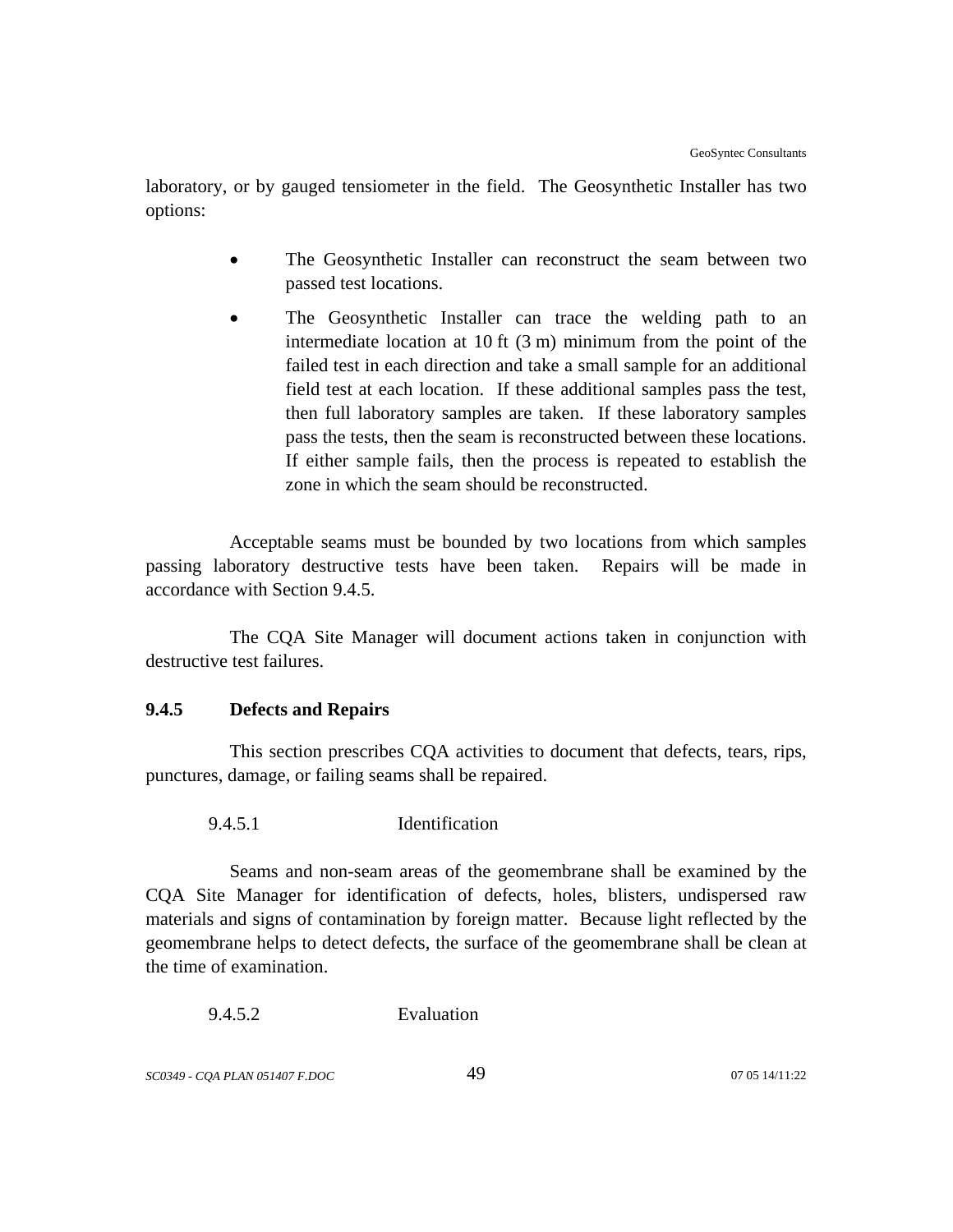laboratory, or by gauged tensiometer in the field. The Geosynthetic Installer has two options:

- The Geosynthetic Installer can reconstruct the seam between two passed test locations.
- The Geosynthetic Installer can trace the welding path to an intermediate location at 10 ft (3 m) minimum from the point of the failed test in each direction and take a small sample for an additional field test at each location. If these additional samples pass the test, then full laboratory samples are taken. If these laboratory samples pass the tests, then the seam is reconstructed between these locations. If either sample fails, then the process is repeated to establish the zone in which the seam should be reconstructed.

Acceptable seams must be bounded by two locations from which samples passing laboratory destructive tests have been taken. Repairs will be made in accordance with Section 9.4.5.

The CQA Site Manager will document actions taken in conjunction with destructive test failures.

### 9.4.5 Defects and Repairs

This section prescribes CQA activities to document that defects, tears, rips, punctures, damage, or failing seams shall be repaired.

#### 9.4.5.1 Identification

Seams and non-seam areas of the geomembrane shall be examined by the CQA Site Manager for identification of defects, holes, blisters, undispersed raw materials and signs of contamination by foreign matter. Because light reflected by the geomembrane helps to detect defects, the surface of the geomembrane shall be clean at the time of examination.

#### 9.4.5.2 Evaluation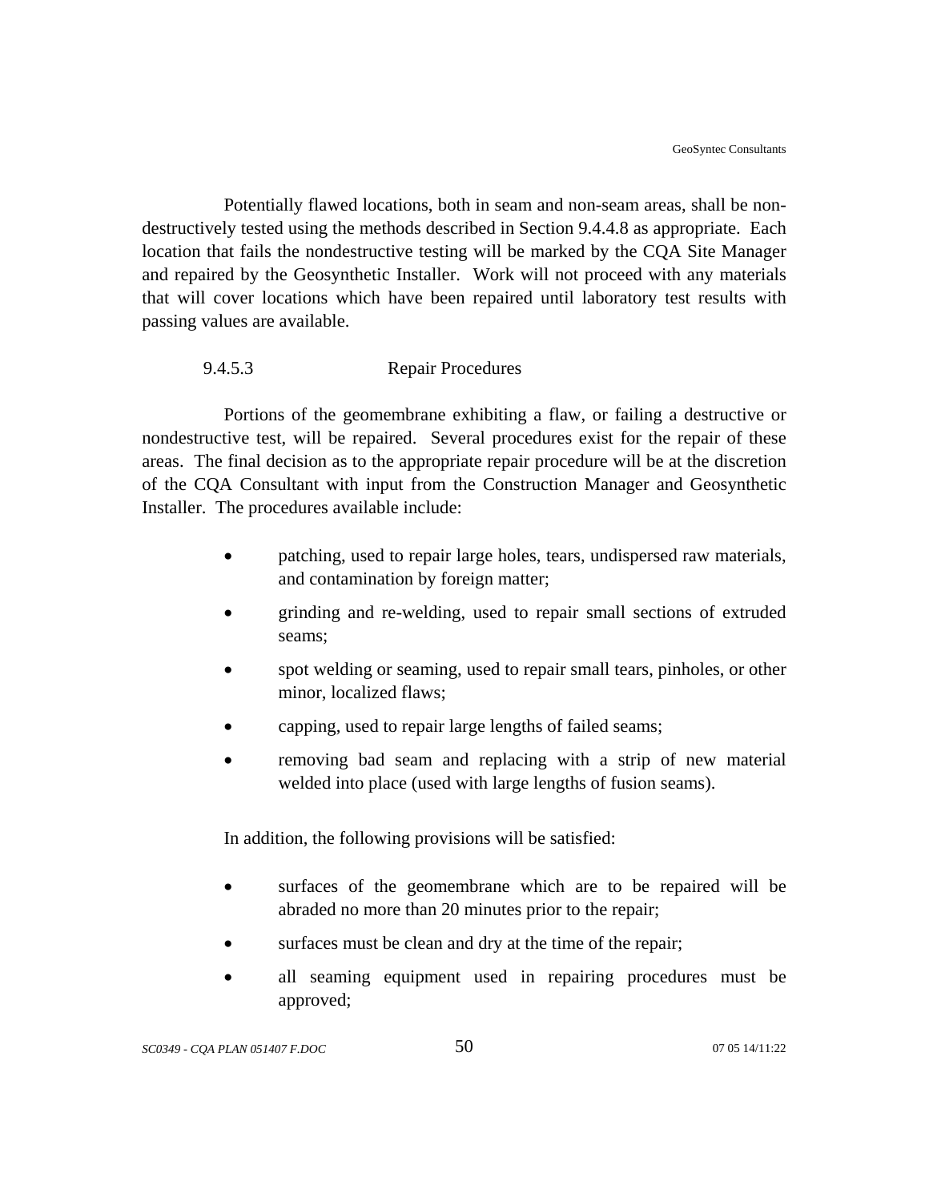Potentially flawed locations, both in seam and non-seam areas, shall be non-destructively tested using the methods described in Section 9.4.4.8 as appropriate. Each location that fails the nondestructive testing will be marked by the CQA Site Manager and repaired by the Geosynthetic Installer. Work will not proceed with any materials that will cover locations which have been repaired until laboratory test results with passing values are available.

#### 9.4.5.3 Repair Procedures

Portions of the geomembrane exhibiting a flaw, or failing a destructive or nondestructive test, will be repaired. Several procedures exist for the repair of these areas. The final decision as to the appropriate repair procedure will be at the discretion of the CQA Consultant with input from the Construction Manager and Geosynthetic Installer. The procedures available include:

- patching, used to repair large holes, tears, undispersed raw materials, and contamination by foreign matter;
- grinding and re-welding, used to repair small sections of extruded seams;
- spot welding or seaming, used to repair small tears, pinholes, or other minor, localized flaws;
- capping, used to repair large lengths of failed seams;
- removing bad seam and replacing with a strip of new material welded into place (used with large lengths of fusion seams).

In addition, the following provisions will be satisfied:

- surfaces of the geomembrane which are to be repaired will be abraded no more than 20 minutes prior to the repair;
- surfaces must be clean and dry at the time of the repair;
- all seaming equipment used in repairing procedures must be approved;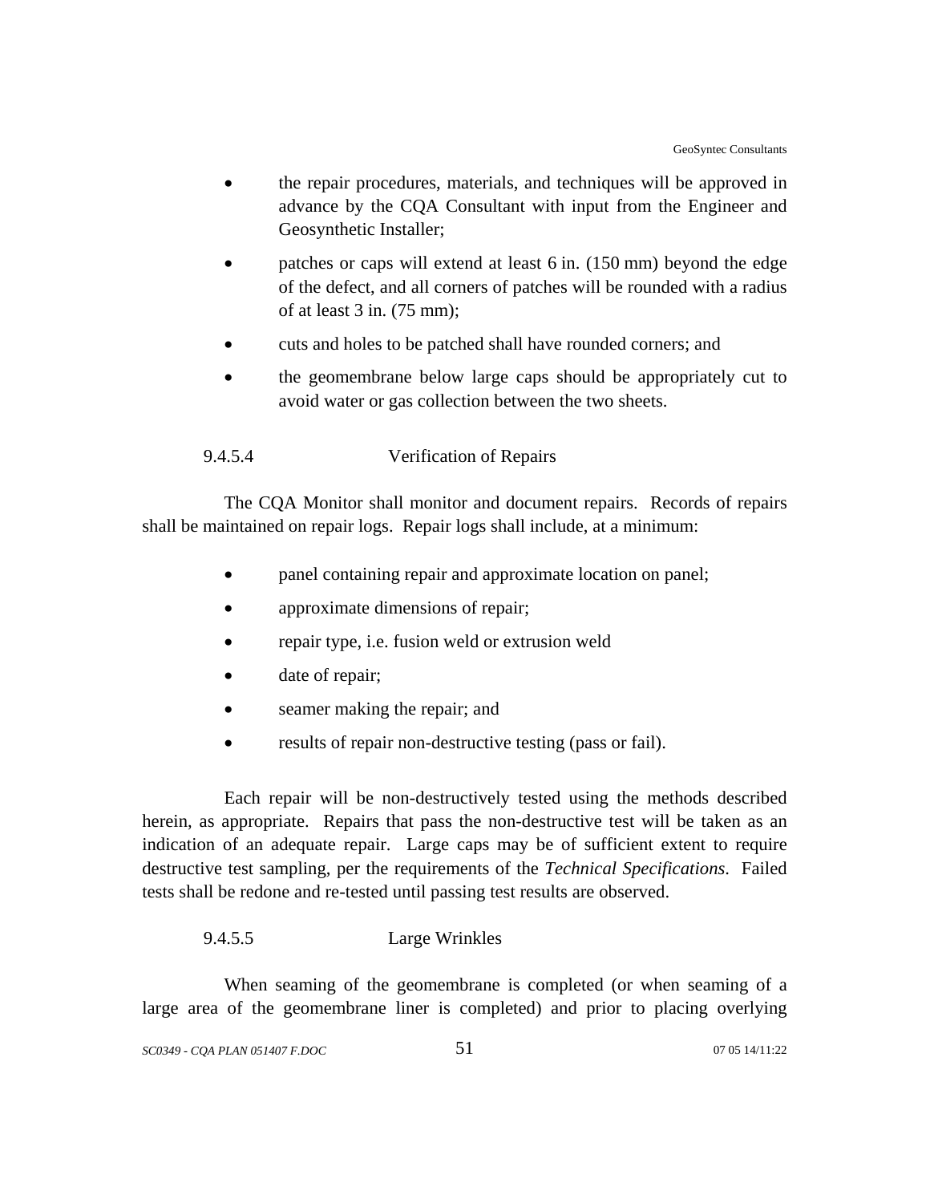- the repair procedures, materials, and techniques will be approved in advance by the CQA Consultant with input from the Engineer and Geosynthetic Installer;
- patches or caps will extend at least 6 in. (150 mm) beyond the edge of the defect, and all corners of patches will be rounded with a radius of at least 3 in. (75 mm);
- cuts and holes to be patched shall have rounded corners; and
- the geomembrane below large caps should be appropriately cut to avoid water or gas collection between the two sheets.

#### 9.4.5.4 Verification of Repairs

The CQA Monitor shall monitor and document repairs. Records of repairs shall be maintained on repair logs. Repair logs shall include, at a minimum:

- panel containing repair and approximate location on panel;
- approximate dimensions of repair;
- repair type, i.e. fusion weld or extrusion weld
- date of repair;
- seamer making the repair; and
- results of repair non-destructive testing (pass or fail).

Each repair will be non-destructively tested using the methods described herein, as appropriate. Repairs that pass the non-destructive test will be taken as an indication of an adequate repair. Large caps may be of sufficient extent to require destructive test sampling, per the requirements of the *Technical Specifications*. Failed tests shall be redone and re-tested until passing test results are observed.

#### 9.4.5.5 Large Wrinkles

When seaming of the geomembrane is completed (or when seaming of a large area of the geomembrane liner is completed) and prior to placing overlying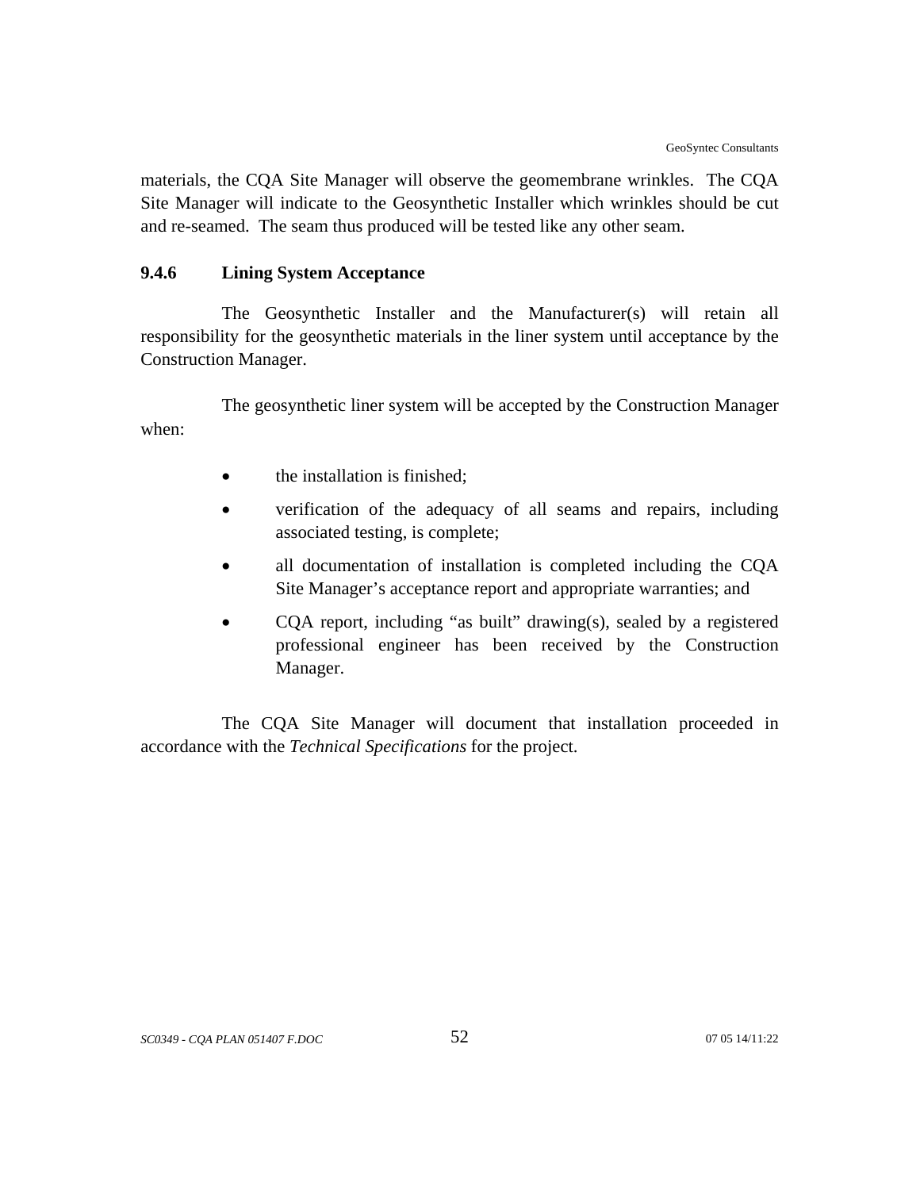materials, the CQA Site Manager will observe the geomembrane wrinkles. The CQA Site Manager will indicate to the Geosynthetic Installer which wrinkles should be cut and re-seamed. The seam thus produced will be tested like any other seam.

#### 9.4.6 Lining System Acceptance

The Geosynthetic Installer and the Manufacturer(s) will retain all responsibility for the geosynthetic materials in the liner system until acceptance by the Construction Manager.

The geosynthetic liner system will be accepted by the Construction Manager when:

- the installation is finished;
- verification of the adequacy of all seams and repairs, including associated testing, is complete;
- all documentation of installation is completed including the CQA Site Manager's acceptance report and appropriate warranties; and
- CQA report, including "as built" drawing(s), sealed by a registered professional engineer has been received by the Construction Manager.

The CQA Site Manager will document that installation proceeded in accordance with the *Technical Specifications* for the project.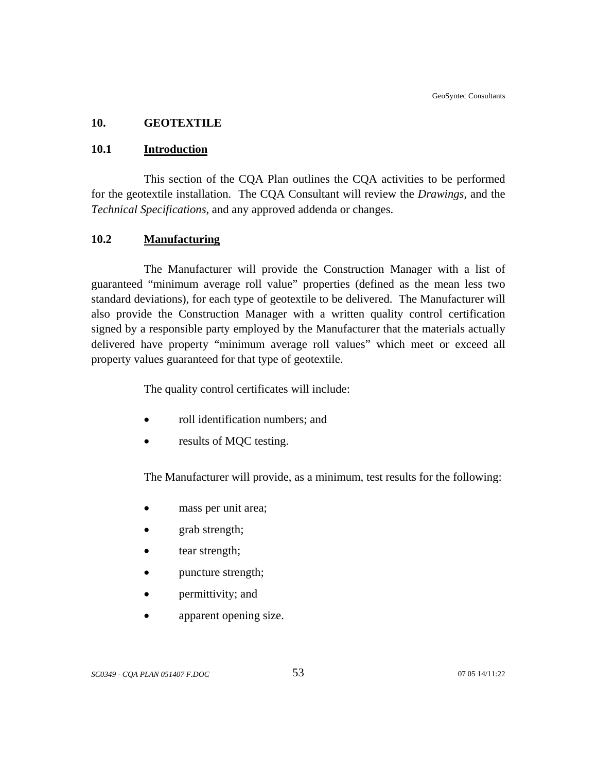## 10. GEOTEXTILE

### 10.1 Introduction

This section of the CQA Plan outlines the CQA activities to be performed for the geotextile installation. The CQA Consultant will review the *Drawings*, and the *Technical Specifications*, and any approved addenda or changes.

### 10.2 Manufacturing

The Manufacturer will provide the Construction Manager with a list of guaranteed "minimum average roll value" properties (defined as the mean less two standard deviations), for each type of geotextile to be delivered. The Manufacturer will also provide the Construction Manager with a written quality control certification signed by a responsible party employed by the Manufacturer that the materials actually delivered have property "minimum average roll values" which meet or exceed all property values guaranteed for that type of geotextile.

The quality control certificates will include:

- roll identification numbers; and
- results of MQC testing.

The Manufacturer will provide, as a minimum, test results for the following:

- mass per unit area;
- grab strength;
- tear strength;
- puncture strength;
- permittivity; and
- apparent opening size.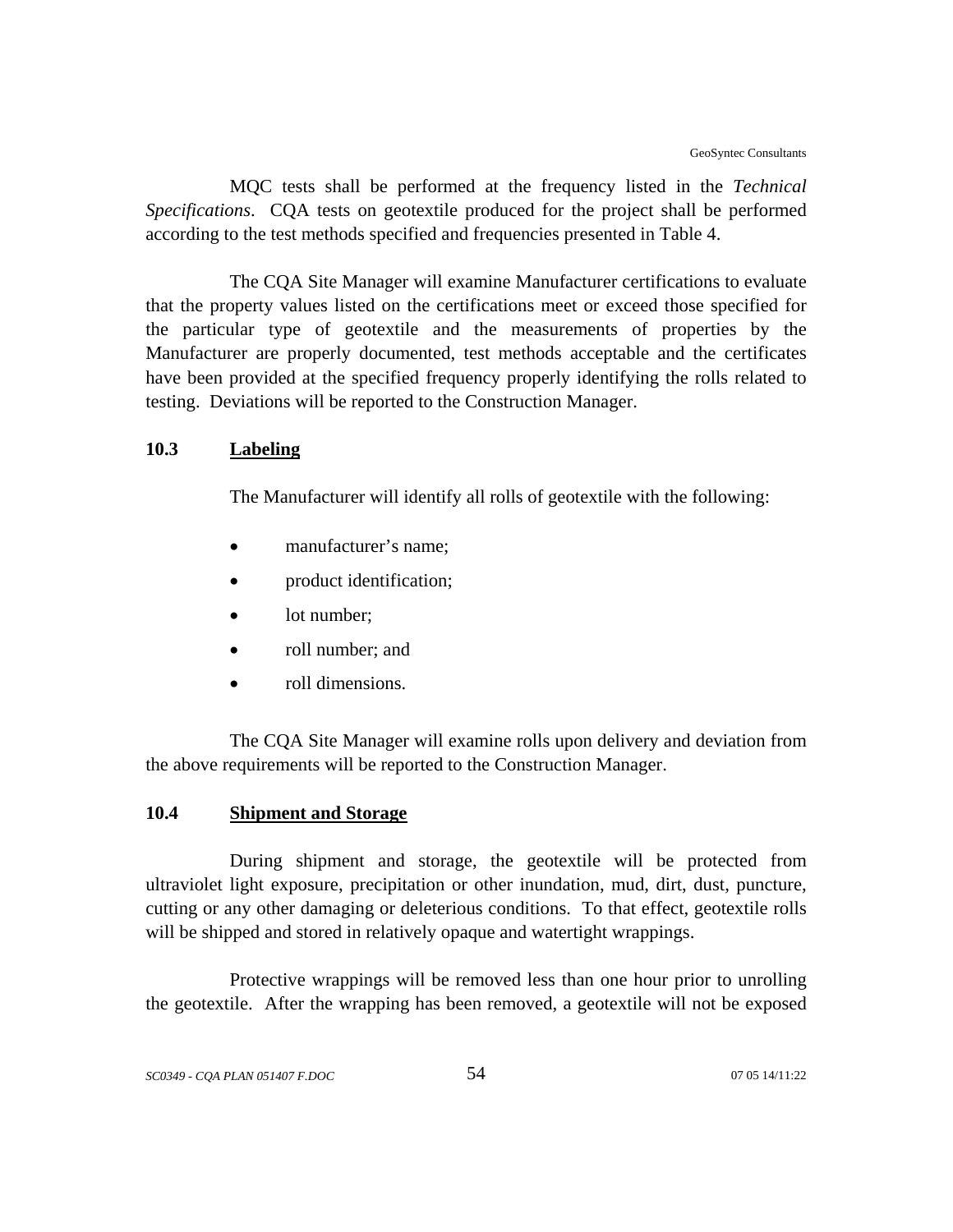MQC tests shall be performed at the frequency listed in the *Technical Specifications*. CQA tests on geotextile produced for the project shall be performed according to the test methods specified and frequencies presented in Table 4.

The CQA Site Manager will examine Manufacturer certifications to evaluate that the property values listed on the certifications meet or exceed those specified for the particular type of geotextile and the measurements of properties by the Manufacturer are properly documented, test methods acceptable and the certificates have been provided at the specified frequency properly identifying the rolls related to testing. Deviations will be reported to the Construction Manager.

### 10.3 Labeling

The Manufacturer will identify all rolls of geotextile with the following:

- manufacturer's name;
- product identification;
- lot number;
- roll number; and
- roll dimensions.

The CQA Site Manager will examine rolls upon delivery and deviation from the above requirements will be reported to the Construction Manager.

### 10.4 Shipment and Storage

During shipment and storage, the geotextile will be protected from ultraviolet light exposure, precipitation or other inundation, mud, dirt, dust, puncture, cutting or any other damaging or deleterious conditions. To that effect, geotextile rolls will be shipped and stored in relatively opaque and watertight wrappings.

Protective wrappings will be removed less than one hour prior to unrolling the geotextile. After the wrapping has been removed, a geotextile will not be exposed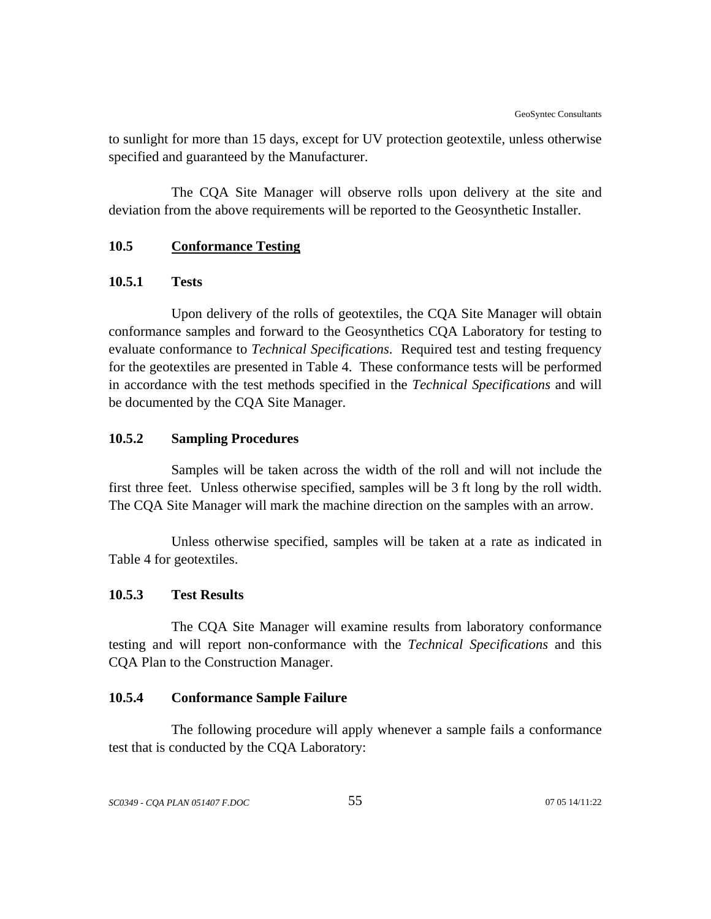to sunlight for more than 15 days, except for UV protection geotextile, unless otherwise specified and guaranteed by the Manufacturer.

The CQA Site Manager will observe rolls upon delivery at the site and deviation from the above requirements will be reported to the Geosynthetic Installer.

## 10.5 Conformance Testing

### 10.5.1 Tests

Upon delivery of the rolls of geotextiles, the CQA Site Manager will obtain conformance samples and forward to the Geosynthetics CQA Laboratory for testing to evaluate conformance to *Technical Specifications*. Required test and testing frequency for the geotextiles are presented in Table 4. These conformance tests will be performed in accordance with the test methods specified in the *Technical Specifications* and will be documented by the CQA Site Manager.

### 10.5.2 Sampling Procedures

Samples will be taken across the width of the roll and will not include the first three feet. Unless otherwise specified, samples will be 3 ft long by the roll width. The CQA Site Manager will mark the machine direction on the samples with an arrow.

Unless otherwise specified, samples will be taken at a rate as indicated in Table 4 for geotextiles.

### 10.5.3 Test Results

The CQA Site Manager will examine results from laboratory conformance testing and will report non-conformance with the *Technical Specifications* and this CQA Plan to the Construction Manager.

### 10.5.4 Conformance Sample Failure

The following procedure will apply whenever a sample fails a conformance test that is conducted by the CQA Laboratory: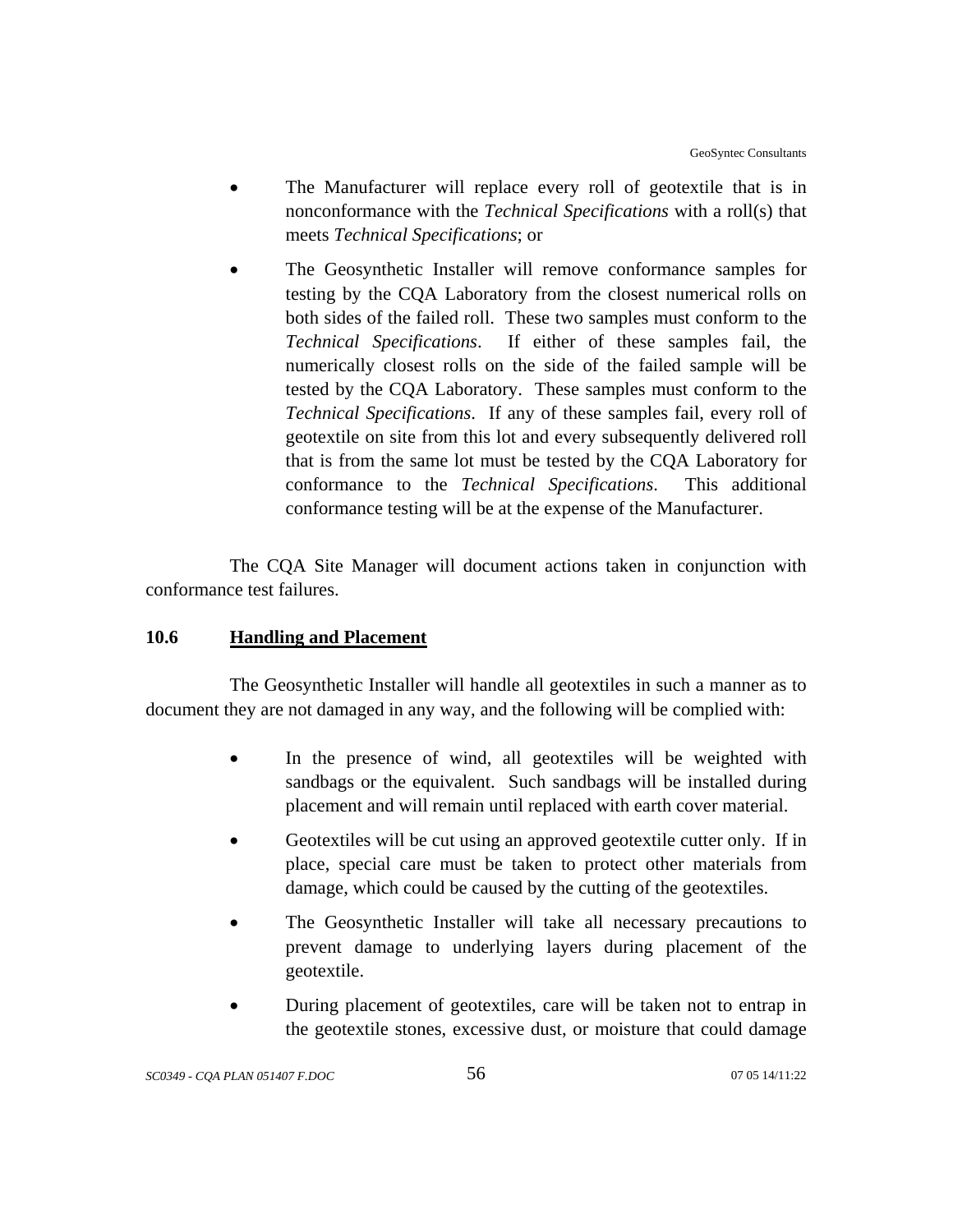- The Manufacturer will replace every roll of geotextile that is in nonconformance with the *Technical Specifications* with a roll(s) that meets *Technical Specifications*; or

- The Geosynthetic Installer will remove conformance samples for testing by the CQA Laboratory from the closest numerical rolls on both sides of the failed roll. These two samples must conform to the *Technical Specifications*. If either of these samples fail, the numerically closest rolls on the side of the failed sample will be tested by the CQA Laboratory. These samples must conform to the *Technical Specifications*. If any of these samples fail, every roll of geotextile on site from this lot and every subsequently delivered roll that is from the same lot must be tested by the CQA Laboratory for conformance to the *Technical Specifications*. This additional conformance testing will be at the expense of the Manufacturer.

The CQA Site Manager will document actions taken in conjunction with conformance test failures.

## 10.6 Handling and Placement

The Geosynthetic Installer will handle all geotextiles in such a manner as to document they are not damaged in any way, and the following will be complied with:

- In the presence of wind, all geotextiles will be weighted with sandbags or the equivalent. Such sandbags will be installed during placement and will remain until replaced with earth cover material.

- Geotextiles will be cut using an approved geotextile cutter only. If in place, special care must be taken to protect other materials from damage, which could be caused by the cutting of the geotextiles.

- The Geosynthetic Installer will take all necessary precautions to prevent damage to underlying layers during placement of the geotextile.

- During placement of geotextiles, care will be taken not to entrap in the geotextile stones, excessive dust, or moisture that could damage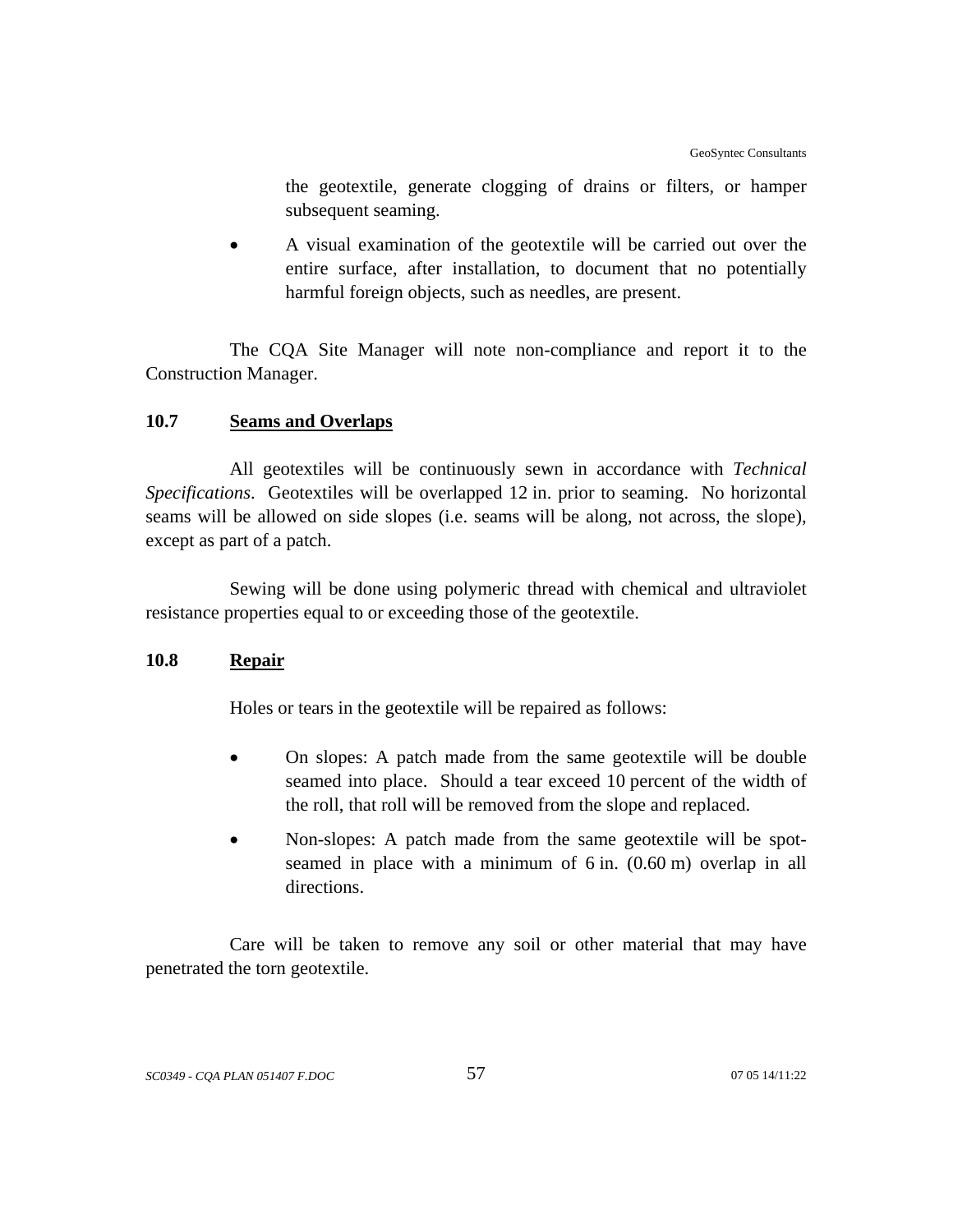the geotextile, generate clogging of drains or filters, or hamper subsequent seaming.

- A visual examination of the geotextile will be carried out over the entire surface, after installation, to document that no potentially harmful foreign objects, such as needles, are present.

The CQA Site Manager will note non-compliance and report it to the Construction Manager.

## 10.7 Seams and Overlaps

All geotextiles will be continuously sewn in accordance with *Technical Specifications*. Geotextiles will be overlapped 12 in. prior to seaming. No horizontal seams will be allowed on side slopes (i.e. seams will be along, not across, the slope), except as part of a patch.

Sewing will be done using polymeric thread with chemical and ultraviolet resistance properties equal to or exceeding those of the geotextile.

## 10.8 Repair

Holes or tears in the geotextile will be repaired as follows:

- On slopes: A patch made from the same geotextile will be double seamed into place. Should a tear exceed 10 percent of the width of the roll, that roll will be removed from the slope and replaced.
- Non-slopes: A patch made from the same geotextile will be spot-seamed in place with a minimum of 6 in. (0.60 m) overlap in all directions.

Care will be taken to remove any soil or other material that may have penetrated the torn geotextile.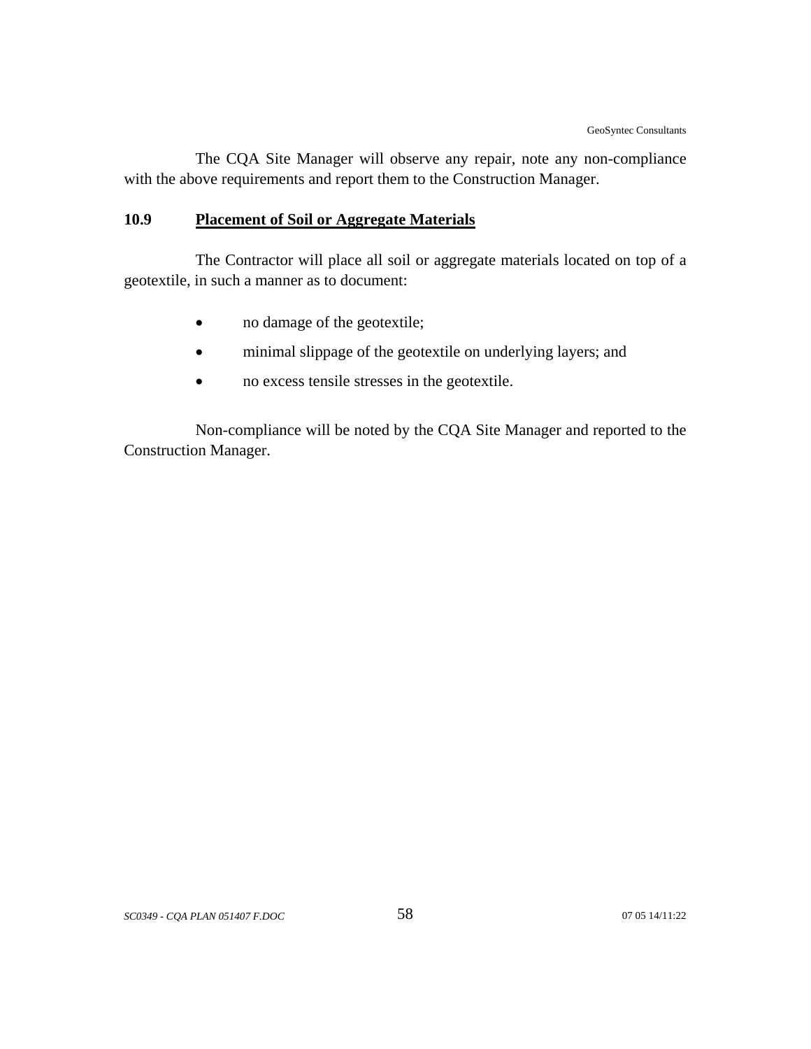The CQA Site Manager will observe any repair, note any non-compliance with the above requirements and report them to the Construction Manager.

## 10.9 Placement of Soil or Aggregate Materials

The Contractor will place all soil or aggregate materials located on top of a geotextile, in such a manner as to document:

- no damage of the geotextile;
- minimal slippage of the geotextile on underlying layers; and
- no excess tensile stresses in the geotextile.

Non-compliance will be noted by the CQA Site Manager and reported to the Construction Manager.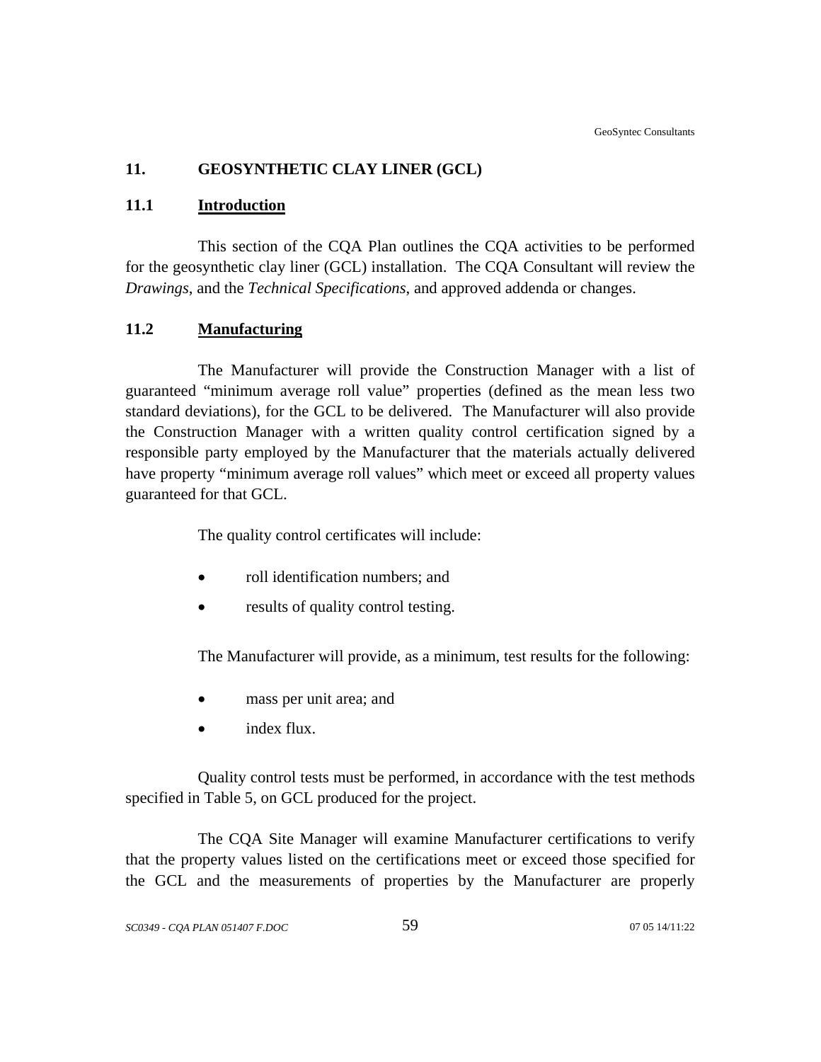## 11. GEOSYNTHETIC CLAY LINER (GCL)

### 11.1 Introduction

This section of the CQA Plan outlines the CQA activities to be performed for the geosynthetic clay liner (GCL) installation. The CQA Consultant will review the *Drawings*, and the *Technical Specifications*, and approved addenda or changes.

### 11.2 Manufacturing

The Manufacturer will provide the Construction Manager with a list of guaranteed "minimum average roll value" properties (defined as the mean less two standard deviations), for the GCL to be delivered. The Manufacturer will also provide the Construction Manager with a written quality control certification signed by a responsible party employed by the Manufacturer that the materials actually delivered have property "minimum average roll values" which meet or exceed all property values guaranteed for that GCL.

The quality control certificates will include:

- roll identification numbers; and
- results of quality control testing.

The Manufacturer will provide, as a minimum, test results for the following:

- mass per unit area; and
- index flux.

Quality control tests must be performed, in accordance with the test methods specified in Table 5, on GCL produced for the project.

The CQA Site Manager will examine Manufacturer certifications to verify that the property values listed on the certifications meet or exceed those specified for the GCL and the measurements of properties by the Manufacturer are properly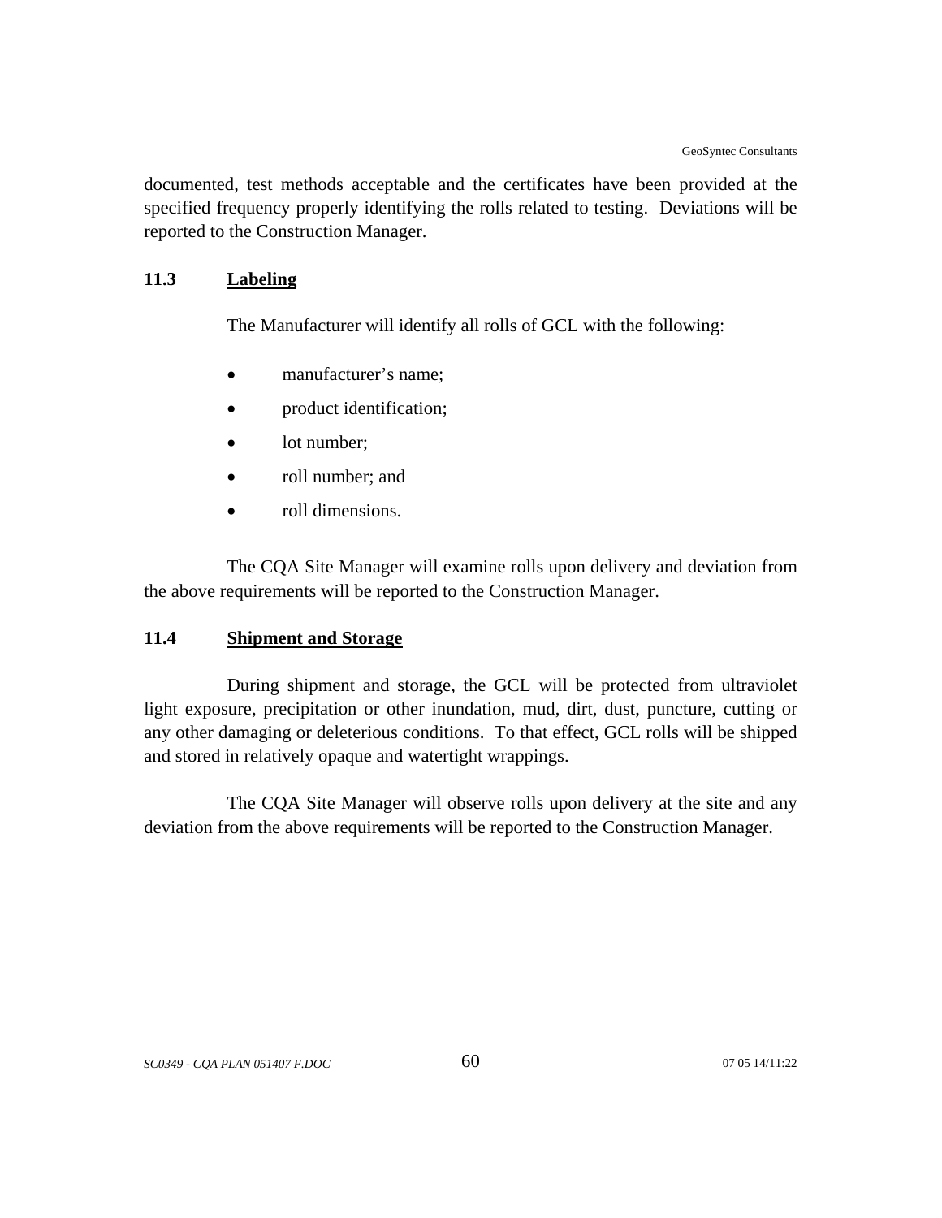documented, test methods acceptable and the certificates have been provided at the specified frequency properly identifying the rolls related to testing. Deviations will be reported to the Construction Manager.

## 11.3 Labeling

The Manufacturer will identify all rolls of GCL with the following:

- manufacturer's name;
- product identification;
- lot number;
- roll number; and
- roll dimensions.

The CQA Site Manager will examine rolls upon delivery and deviation from the above requirements will be reported to the Construction Manager.

## 11.4 Shipment and Storage

During shipment and storage, the GCL will be protected from ultraviolet light exposure, precipitation or other inundation, mud, dirt, dust, puncture, cutting or any other damaging or deleterious conditions. To that effect, GCL rolls will be shipped and stored in relatively opaque and watertight wrappings.

The CQA Site Manager will observe rolls upon delivery at the site and any deviation from the above requirements will be reported to the Construction Manager.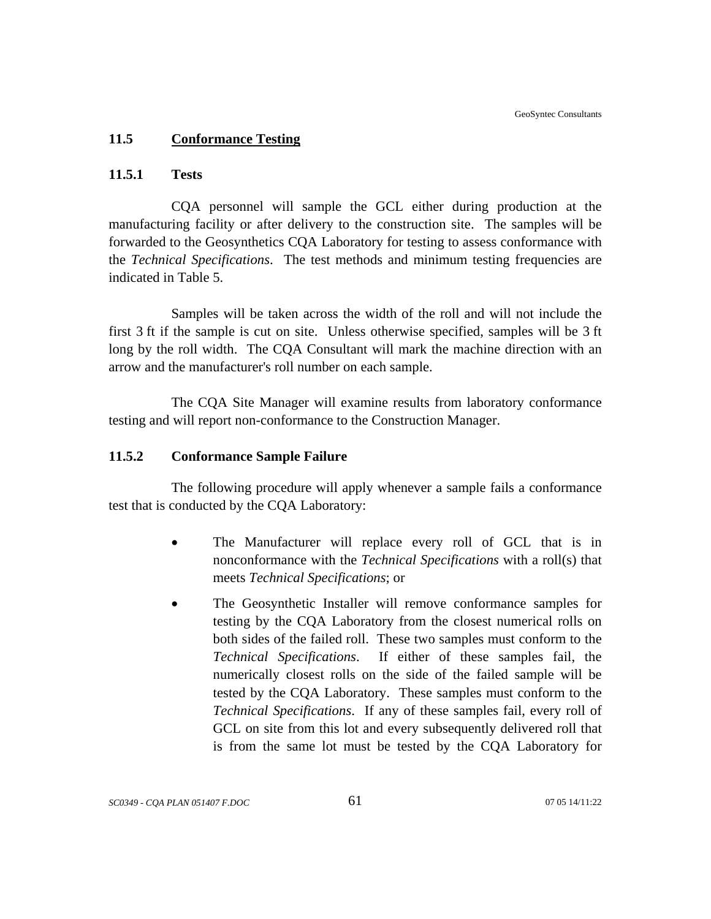## 11.5 Conformance Testing

### 11.5.1 Tests

CQA personnel will sample the GCL either during production at the manufacturing facility or after delivery to the construction site. The samples will be forwarded to the Geosynthetics CQA Laboratory for testing to assess conformance with the *Technical Specifications*. The test methods and minimum testing frequencies are indicated in Table 5.

Samples will be taken across the width of the roll and will not include the first 3 ft if the sample is cut on site. Unless otherwise specified, samples will be 3 ft long by the roll width. The CQA Consultant will mark the machine direction with an arrow and the manufacturer's roll number on each sample.

The CQA Site Manager will examine results from laboratory conformance testing and will report non-conformance to the Construction Manager.

### 11.5.2 Conformance Sample Failure

The following procedure will apply whenever a sample fails a conformance test that is conducted by the CQA Laboratory:

- The Manufacturer will replace every roll of GCL that is in nonconformance with the *Technical Specifications* with a roll(s) that meets *Technical Specifications*; or
- The Geosynthetic Installer will remove conformance samples for testing by the CQA Laboratory from the closest numerical rolls on both sides of the failed roll. These two samples must conform to the *Technical Specifications*. If either of these samples fail, the numerically closest rolls on the side of the failed sample will be tested by the CQA Laboratory. These samples must conform to the *Technical Specifications*. If any of these samples fail, every roll of GCL on site from this lot and every subsequently delivered roll that is from the same lot must be tested by the CQA Laboratory for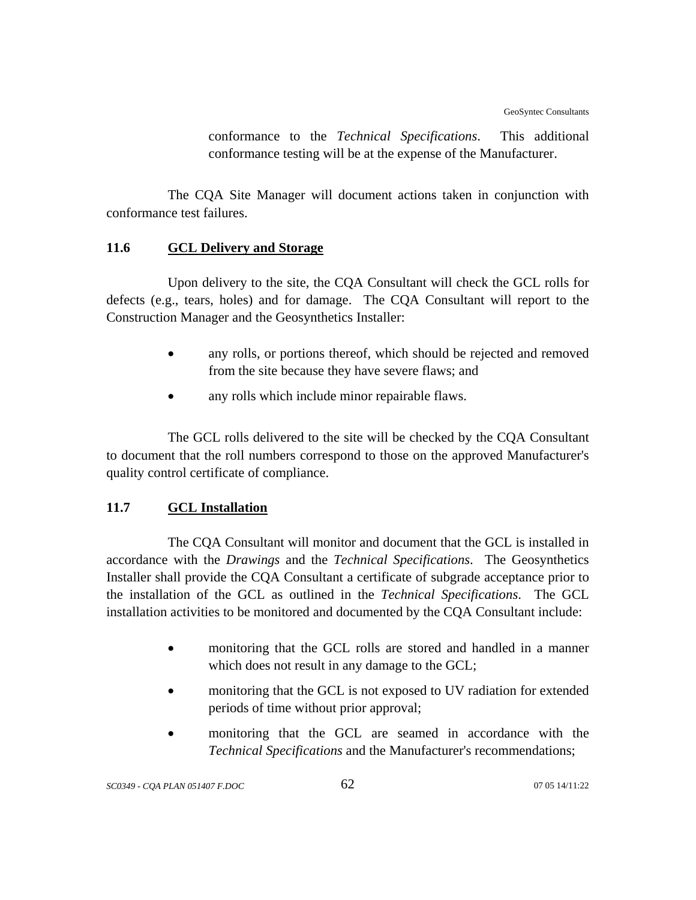conformance to the *Technical Specifications*. This additional conformance testing will be at the expense of the Manufacturer.

The CQA Site Manager will document actions taken in conjunction with conformance test failures.

## 11.6 GCL Delivery and Storage

Upon delivery to the site, the CQA Consultant will check the GCL rolls for defects (e.g., tears, holes) and for damage. The CQA Consultant will report to the Construction Manager and the Geosynthetics Installer:

- any rolls, or portions thereof, which should be rejected and removed from the site because they have severe flaws; and
- any rolls which include minor repairable flaws.

The GCL rolls delivered to the site will be checked by the CQA Consultant to document that the roll numbers correspond to those on the approved Manufacturer's quality control certificate of compliance.

## 11.7 GCL Installation

The CQA Consultant will monitor and document that the GCL is installed in accordance with the *Drawings* and the *Technical Specifications*. The Geosynthetics Installer shall provide the CQA Consultant a certificate of subgrade acceptance prior to the installation of the GCL as outlined in the *Technical Specifications*. The GCL installation activities to be monitored and documented by the CQA Consultant include:

- monitoring that the GCL rolls are stored and handled in a manner which does not result in any damage to the GCL;
- monitoring that the GCL is not exposed to UV radiation for extended periods of time without prior approval;
- monitoring that the GCL are seamed in accordance with the *Technical Specifications* and the Manufacturer's recommendations;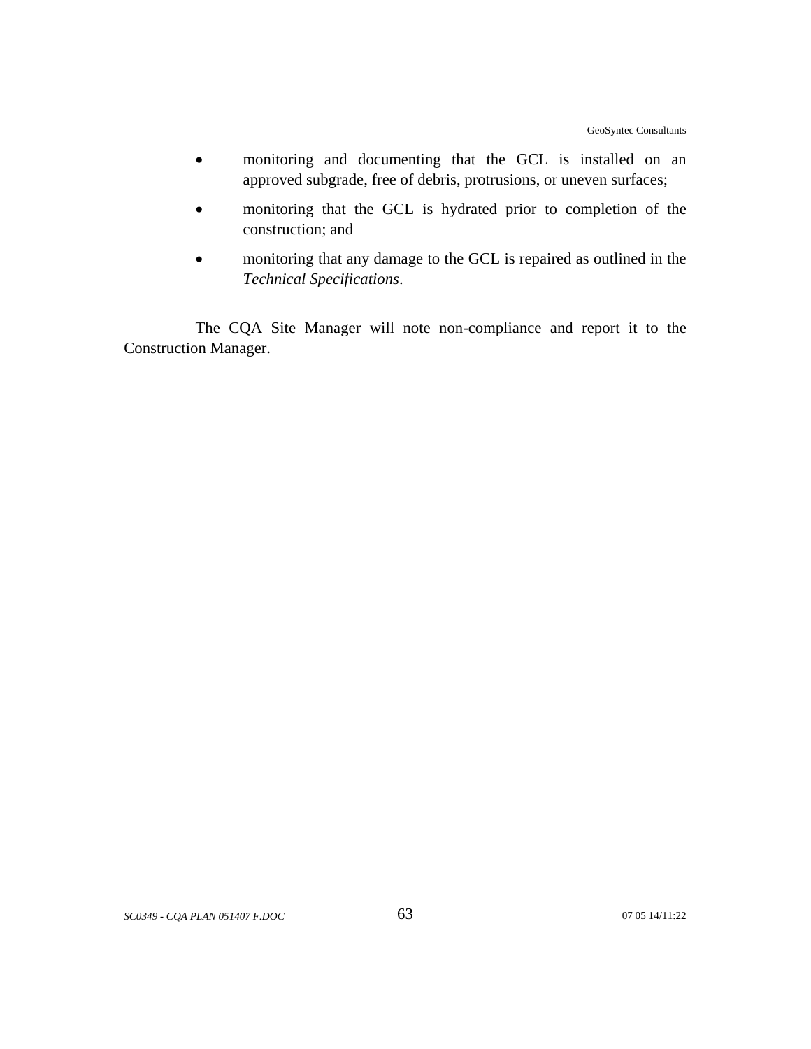- monitoring and documenting that the GCL is installed on an approved subgrade, free of debris, protrusions, or uneven surfaces;
- monitoring that the GCL is hydrated prior to completion of the construction; and
- monitoring that any damage to the GCL is repaired as outlined in the *Technical Specifications*.

The CQA Site Manager will note non-compliance and report it to the Construction Manager.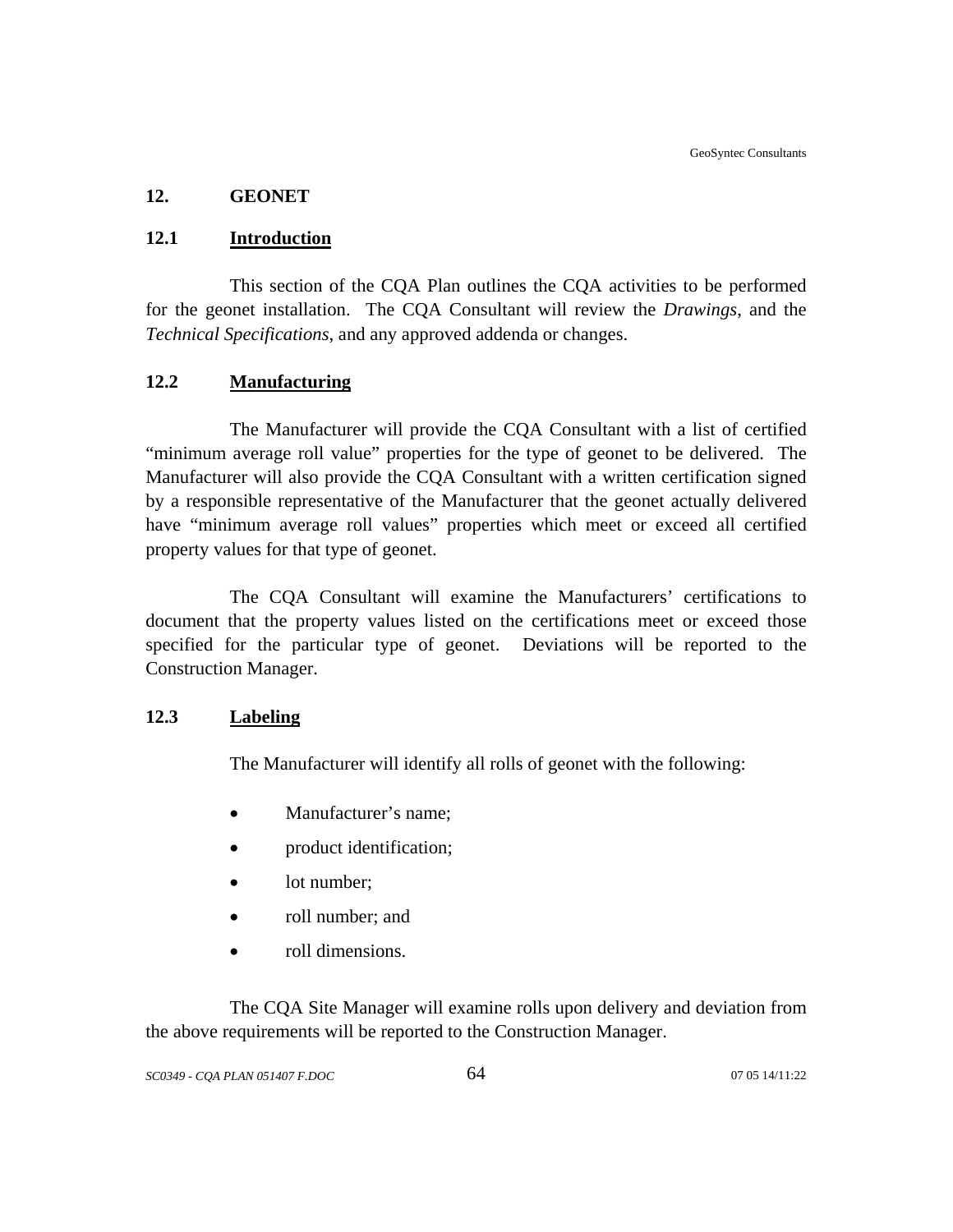## 12. GEONET

### 12.1 Introduction

This section of the CQA Plan outlines the CQA activities to be performed for the geonet installation. The CQA Consultant will review the *Drawings*, and the *Technical Specifications*, and any approved addenda or changes.

### 12.2 Manufacturing

The Manufacturer will provide the CQA Consultant with a list of certified "minimum average roll value" properties for the type of geonet to be delivered. The Manufacturer will also provide the CQA Consultant with a written certification signed by a responsible representative of the Manufacturer that the geonet actually delivered have "minimum average roll values" properties which meet or exceed all certified property values for that type of geonet.

The CQA Consultant will examine the Manufacturers' certifications to document that the property values listed on the certifications meet or exceed those specified for the particular type of geonet. Deviations will be reported to the Construction Manager.

### 12.3 Labeling

The Manufacturer will identify all rolls of geonet with the following:

- Manufacturer's name;
- product identification;
- lot number;
- roll number; and
- roll dimensions.

The CQA Site Manager will examine rolls upon delivery and deviation from the above requirements will be reported to the Construction Manager.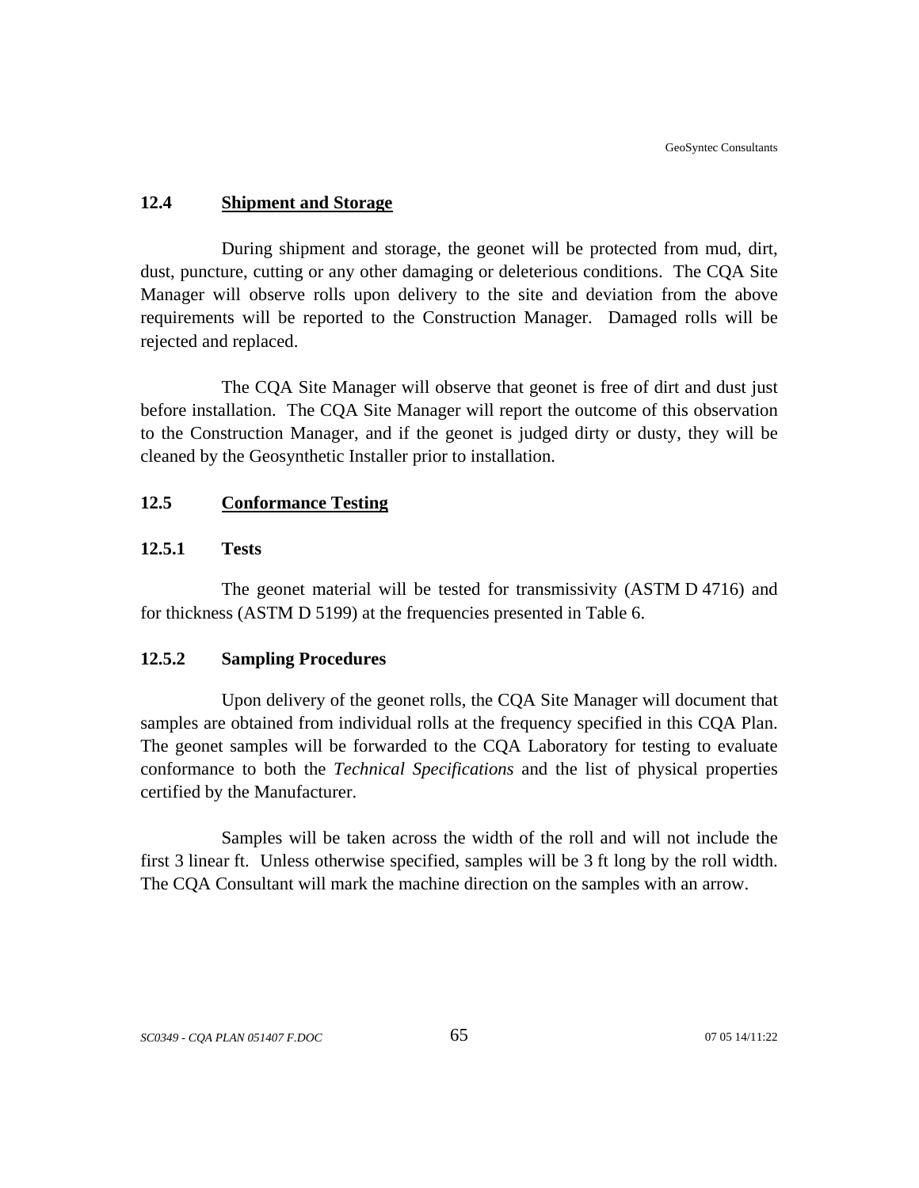## 12.4 Shipment and Storage

During shipment and storage, the geonet will be protected from mud, dirt, dust, puncture, cutting or any other damaging or deleterious conditions. The CQA Site Manager will observe rolls upon delivery to the site and deviation from the above requirements will be reported to the Construction Manager. Damaged rolls will be rejected and replaced.

The CQA Site Manager will observe that geonet is free of dirt and dust just before installation. The CQA Site Manager will report the outcome of this observation to the Construction Manager, and if the geonet is judged dirty or dusty, they will be cleaned by the Geosynthetic Installer prior to installation.

## 12.5 Conformance Testing

### 12.5.1 Tests

The geonet material will be tested for transmissivity (ASTM D 4716) and for thickness (ASTM D 5199) at the frequencies presented in Table 6.

### 12.5.2 Sampling Procedures

Upon delivery of the geonet rolls, the CQA Site Manager will document that samples are obtained from individual rolls at the frequency specified in this CQA Plan. The geonet samples will be forwarded to the CQA Laboratory for testing to evaluate conformance to both the *Technical Specifications* and the list of physical properties certified by the Manufacturer.

Samples will be taken across the width of the roll and will not include the first 3 linear ft. Unless otherwise specified, samples will be 3 ft long by the roll width. The CQA Consultant will mark the machine direction on the samples with an arrow.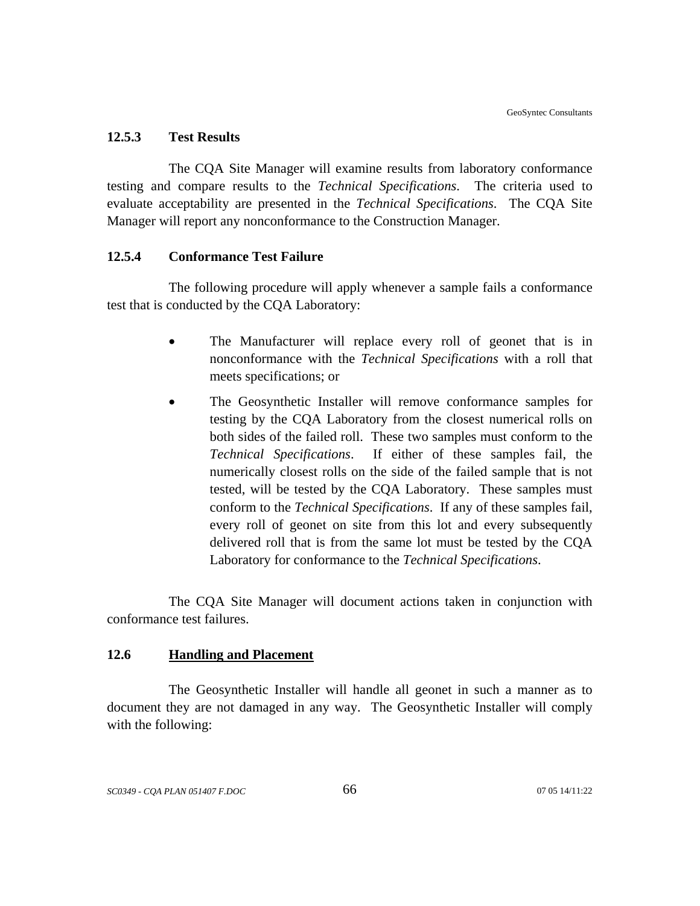#### 12.5.3 Test Results

The CQA Site Manager will examine results from laboratory conformance testing and compare results to the *Technical Specifications*. The criteria used to evaluate acceptability are presented in the *Technical Specifications*. The CQA Site Manager will report any nonconformance to the Construction Manager.

#### 12.5.4 Conformance Test Failure

The following procedure will apply whenever a sample fails a conformance test that is conducted by the CQA Laboratory:

- The Manufacturer will replace every roll of geonet that is in nonconformance with the *Technical Specifications* with a roll that meets specifications; or
- The Geosynthetic Installer will remove conformance samples for testing by the CQA Laboratory from the closest numerical rolls on both sides of the failed roll. These two samples must conform to the *Technical Specifications*. If either of these samples fail, the numerically closest rolls on the side of the failed sample that is not tested, will be tested by the CQA Laboratory. These samples must conform to the *Technical Specifications*. If any of these samples fail, every roll of geonet on site from this lot and every subsequently delivered roll that is from the same lot must be tested by the CQA Laboratory for conformance to the *Technical Specifications*.

The CQA Site Manager will document actions taken in conjunction with conformance test failures.

### 12.6 Handling and Placement

The Geosynthetic Installer will handle all geonet in such a manner as to document they are not damaged in any way. The Geosynthetic Installer will comply with the following: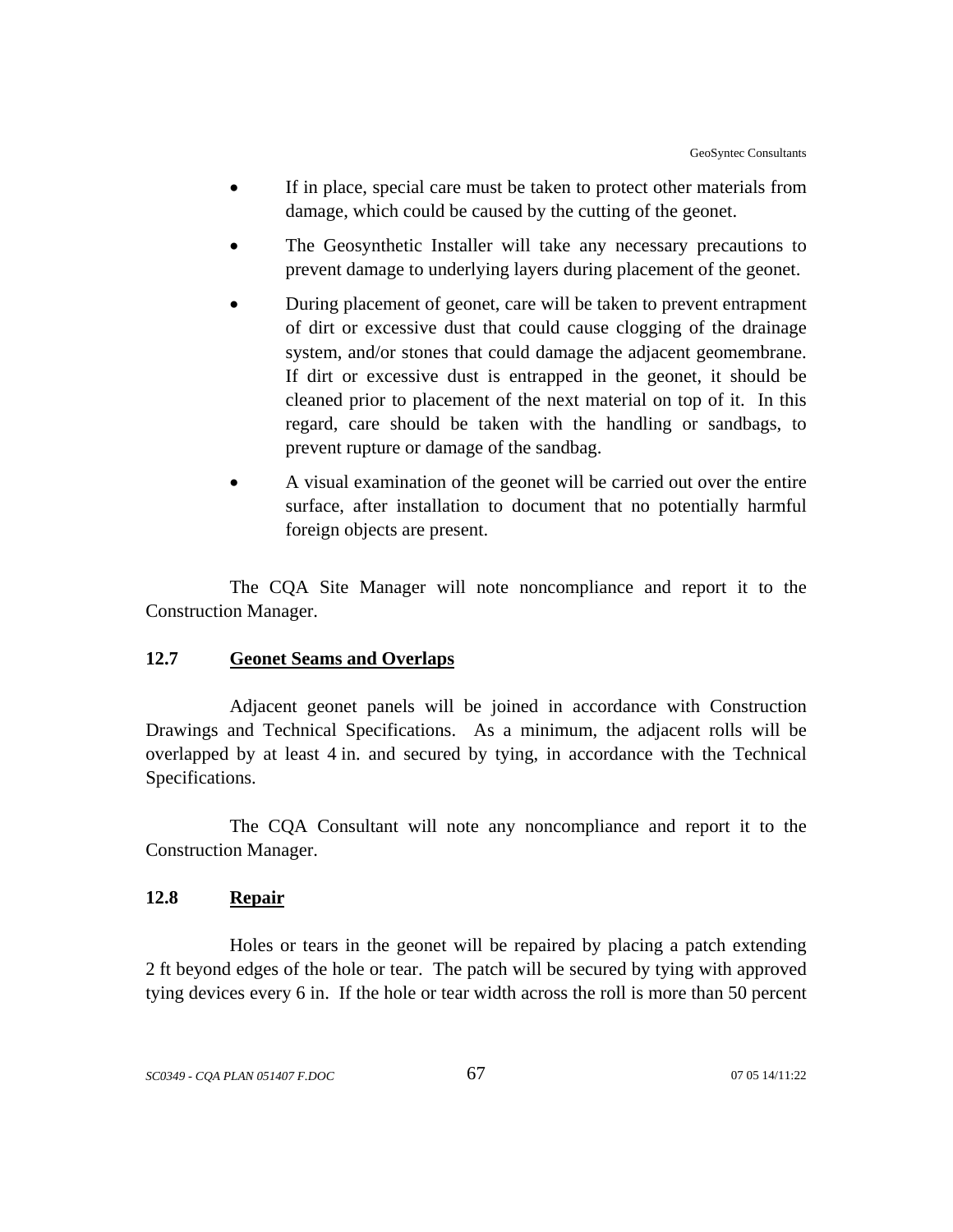- If in place, special care must be taken to protect other materials from damage, which could be caused by the cutting of the geonet.
- The Geosynthetic Installer will take any necessary precautions to prevent damage to underlying layers during placement of the geonet.
- During placement of geonet, care will be taken to prevent entrapment of dirt or excessive dust that could cause clogging of the drainage system, and/or stones that could damage the adjacent geomembrane. If dirt or excessive dust is entrapped in the geonet, it should be cleaned prior to placement of the next material on top of it. In this regard, care should be taken with the handling or sandbags, to prevent rupture or damage of the sandbag.
- A visual examination of the geonet will be carried out over the entire surface, after installation to document that no potentially harmful foreign objects are present.

The CQA Site Manager will note noncompliance and report it to the Construction Manager.

### 12.7 Geonet Seams and Overlaps

Adjacent geonet panels will be joined in accordance with Construction Drawings and Technical Specifications. As a minimum, the adjacent rolls will be overlapped by at least 4 in. and secured by tying, in accordance with the Technical Specifications.

The CQA Consultant will note any noncompliance and report it to the Construction Manager.

### 12.8 Repair

Holes or tears in the geonet will be repaired by placing a patch extending 2 ft beyond edges of the hole or tear. The patch will be secured by tying with approved tying devices every 6 in. If the hole or tear width across the roll is more than 50 percent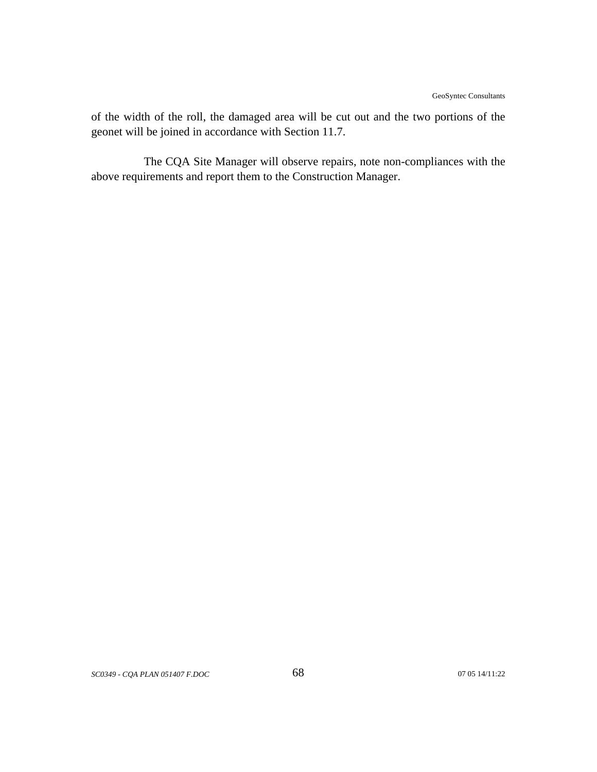of the width of the roll, the damaged area will be cut out and the two portions of the geonet will be joined in accordance with Section 11.7.

The CQA Site Manager will observe repairs, note non-compliances with the above requirements and report them to the Construction Manager.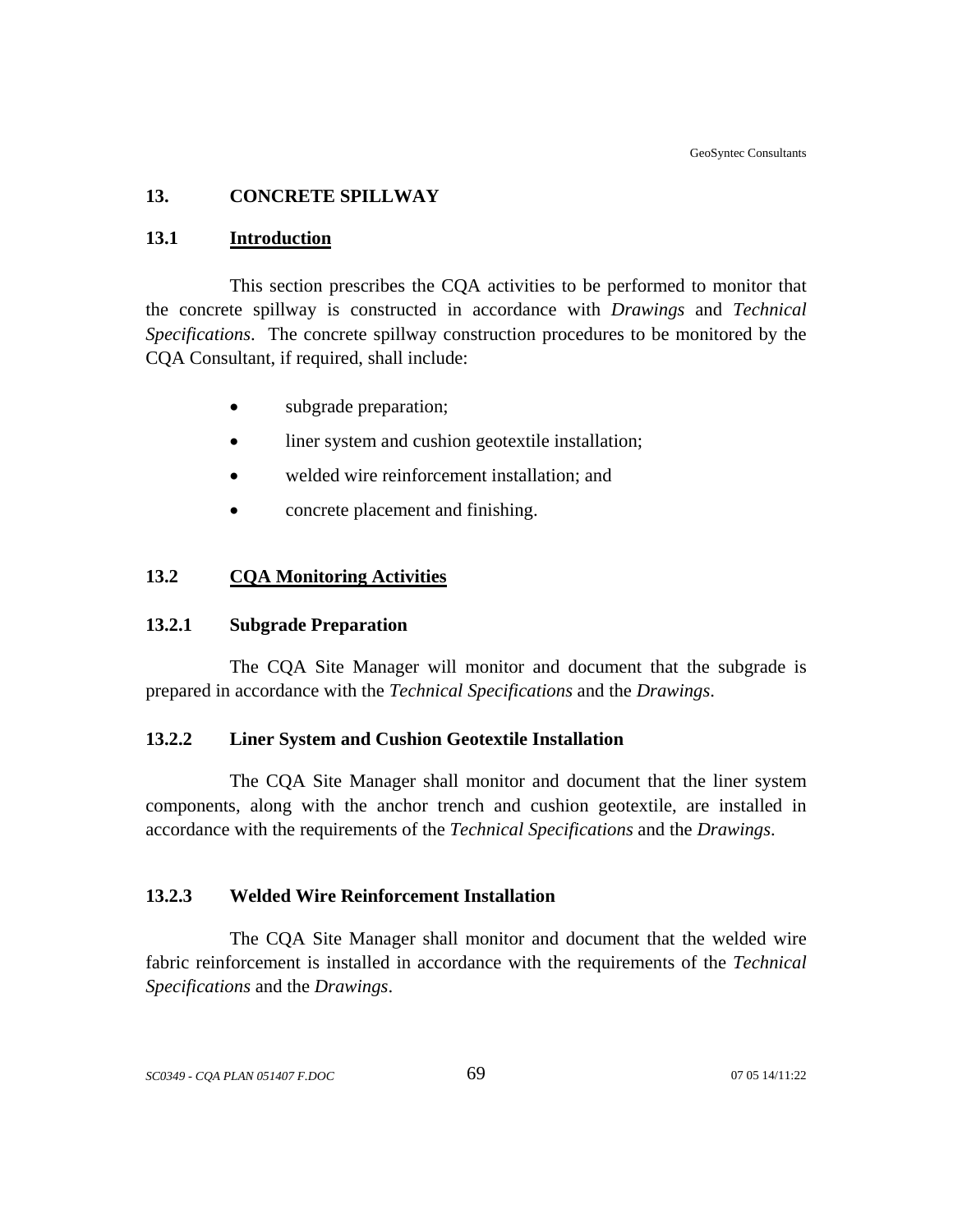## 13. CONCRETE SPILLWAY

### 13.1 Introduction

This section prescribes the CQA activities to be performed to monitor that the concrete spillway is constructed in accordance with *Drawings* and *Technical Specifications*. The concrete spillway construction procedures to be monitored by the CQA Consultant, if required, shall include:

- subgrade preparation;
- liner system and cushion geotextile installation;
- welded wire reinforcement installation; and
- concrete placement and finishing.

### 13.2 CQA Monitoring Activities

#### 13.2.1 Subgrade Preparation

The CQA Site Manager will monitor and document that the subgrade is prepared in accordance with the *Technical Specifications* and the *Drawings*.

#### 13.2.2 Liner System and Cushion Geotextile Installation

The CQA Site Manager shall monitor and document that the liner system components, along with the anchor trench and cushion geotextile, are installed in accordance with the requirements of the *Technical Specifications* and the *Drawings*.

#### 13.2.3 Welded Wire Reinforcement Installation

The CQA Site Manager shall monitor and document that the welded wire fabric reinforcement is installed in accordance with the requirements of the *Technical Specifications* and the *Drawings*.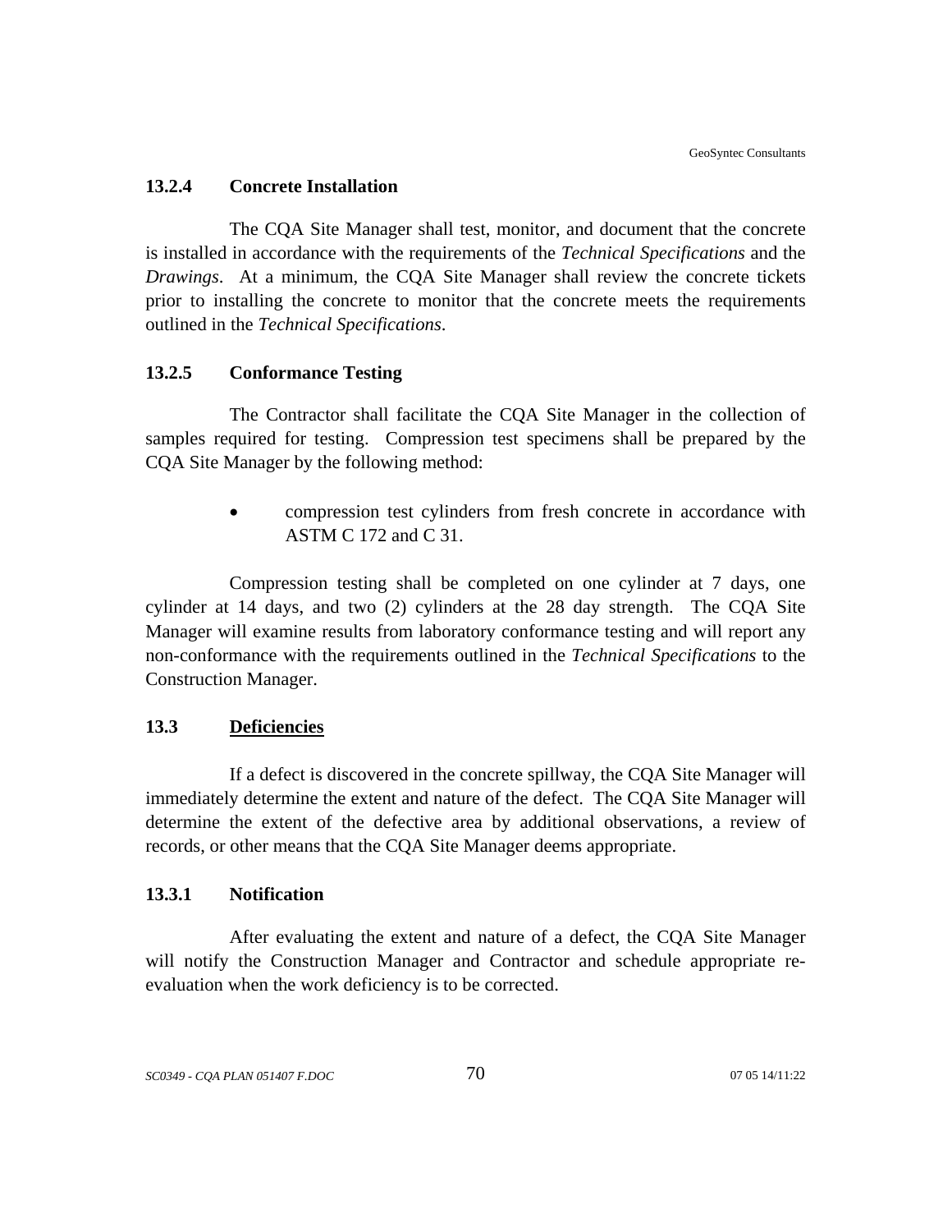### 13.2.4 Concrete Installation

The CQA Site Manager shall test, monitor, and document that the concrete is installed in accordance with the requirements of the *Technical Specifications* and the *Drawings*. At a minimum, the CQA Site Manager shall review the concrete tickets prior to installing the concrete to monitor that the concrete meets the requirements outlined in the *Technical Specifications*.

### 13.2.5 Conformance Testing

The Contractor shall facilitate the CQA Site Manager in the collection of samples required for testing. Compression test specimens shall be prepared by the CQA Site Manager by the following method:

- compression test cylinders from fresh concrete in accordance with ASTM C 172 and C 31.

Compression testing shall be completed on one cylinder at 7 days, one cylinder at 14 days, and two (2) cylinders at the 28 day strength. The CQA Site Manager will examine results from laboratory conformance testing and will report any non-conformance with the requirements outlined in the *Technical Specifications* to the Construction Manager.

## 13.3 Deficiencies

If a defect is discovered in the concrete spillway, the CQA Site Manager will immediately determine the extent and nature of the defect. The CQA Site Manager will determine the extent of the defective area by additional observations, a review of records, or other means that the CQA Site Manager deems appropriate.

### 13.3.1 Notification

After evaluating the extent and nature of a defect, the CQA Site Manager will notify the Construction Manager and Contractor and schedule appropriate re-evaluation when the work deficiency is to be corrected.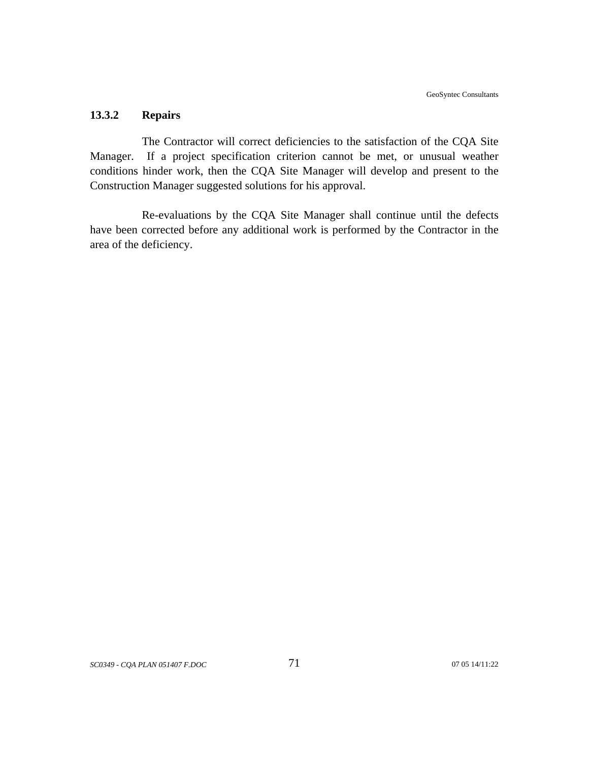### 13.3.2 Repairs

The Contractor will correct deficiencies to the satisfaction of the CQA Site Manager. If a project specification criterion cannot be met, or unusual weather conditions hinder work, then the CQA Site Manager will develop and present to the Construction Manager suggested solutions for his approval.

Re-evaluations by the CQA Site Manager shall continue until the defects have been corrected before any additional work is performed by the Contractor in the area of the deficiency.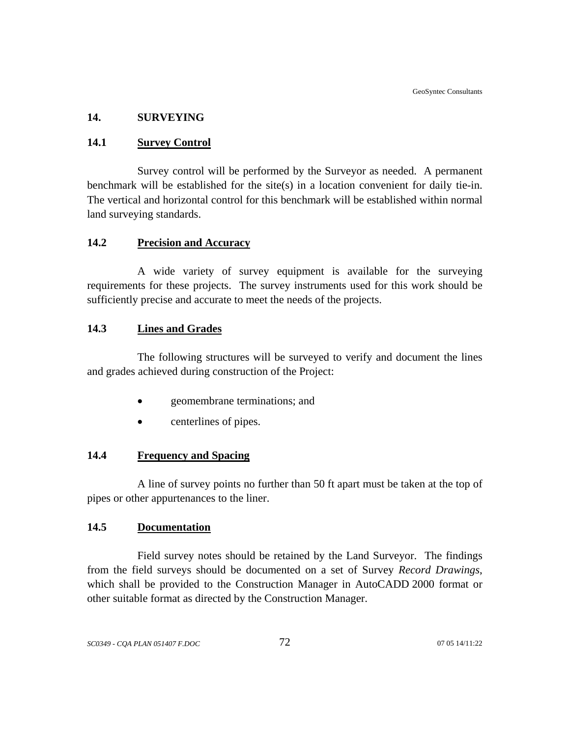## 14. SURVEYING

### 14.1 Survey Control

Survey control will be performed by the Surveyor as needed. A permanent benchmark will be established for the site(s) in a location convenient for daily tie-in. The vertical and horizontal control for this benchmark will be established within normal land surveying standards.

### 14.2 Precision and Accuracy

A wide variety of survey equipment is available for the surveying requirements for these projects. The survey instruments used for this work should be sufficiently precise and accurate to meet the needs of the projects.

### 14.3 Lines and Grades

The following structures will be surveyed to verify and document the lines and grades achieved during construction of the Project:

- geomembrane terminations; and
- centerlines of pipes.

### 14.4 Frequency and Spacing

A line of survey points no further than 50 ft apart must be taken at the top of pipes or other appurtenances to the liner.

### 14.5 Documentation

Field survey notes should be retained by the Land Surveyor. The findings from the field surveys should be documented on a set of Survey *Record Drawings*, which shall be provided to the Construction Manager in AutoCADD 2000 format or other suitable format as directed by the Construction Manager.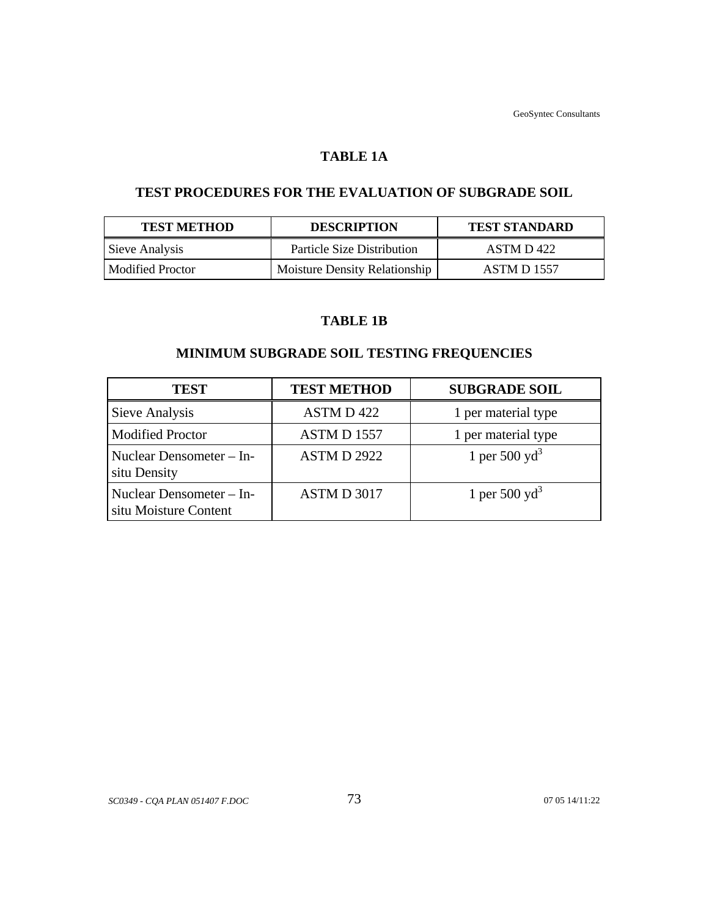## TABLE 1A

## TEST PROCEDURES FOR THE EVALUATION OF SUBGRADE SOIL

| TEST METHOD | DESCRIPTION | TEST STANDARD |
|---|---|---|
| Sieve Analysis | Particle Size Distribution | ASTM D 422 |
| Modified Proctor | Moisture Density Relationship | ASTM D 1557 |

## TABLE 1B

## MINIMUM SUBGRADE SOIL TESTING FREQUENCIES

| TEST | TEST METHOD | SUBGRADE SOIL |
|---|---|---|
| Sieve Analysis | ASTM D 422 | 1 per material type |
| Modified Proctor | ASTM D 1557 | 1 per material type |
| Nuclear Densometer – In-situ Density | ASTM D 2922 | 1 per 500 $yd^3$ |
| Nuclear Densometer – In-situ Moisture Content | ASTM D 3017 | 1 per 500 $yd^3$ |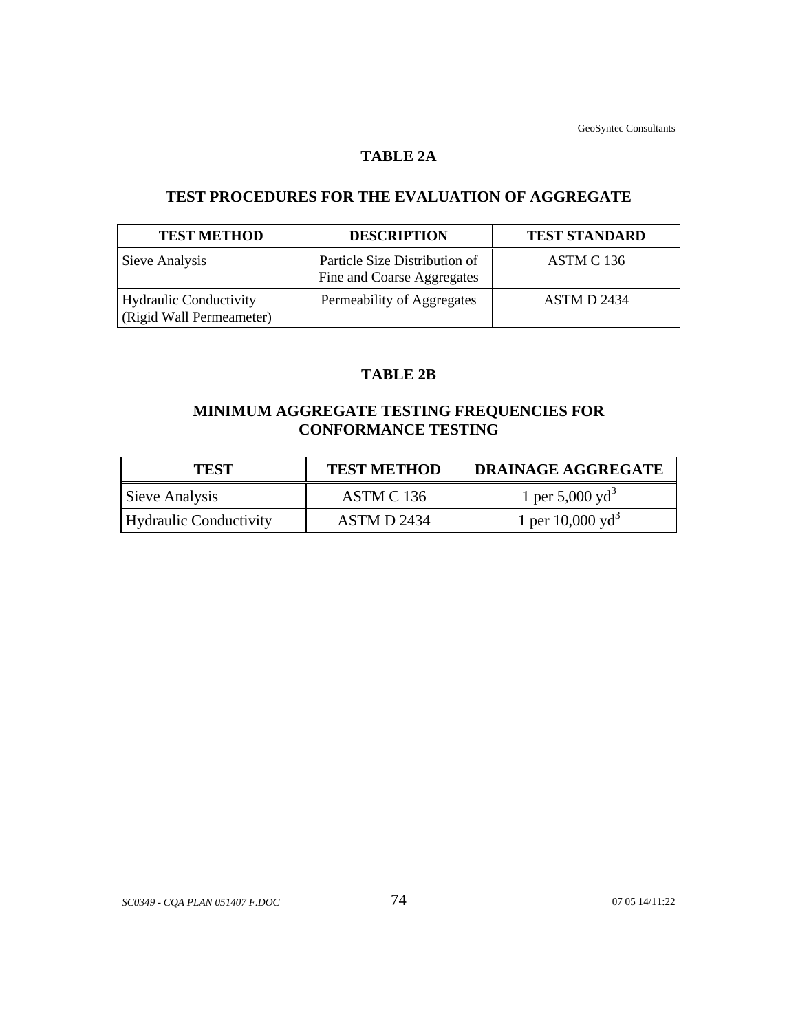## TABLE 2A

## TEST PROCEDURES FOR THE EVALUATION OF AGGREGATE

| TEST METHOD | DESCRIPTION | TEST STANDARD |
|---|---|---|
| Sieve Analysis | Particle Size Distribution of Fine and Coarse Aggregates | ASTM C 136 |
| Hydraulic Conductivity (Rigid Wall Permeameter) | Permeability of Aggregates | ASTM D 2434 |

## TABLE 2B

## MINIMUM AGGREGATE TESTING FREQUENCIES FOR CONFORMANCE TESTING

| TEST | TEST METHOD | DRAINAGE AGGREGATE |
|---|---|---|
| Sieve Analysis | ASTM C 136 | 1 per 5,000 $yd^3$ |
| Hydraulic Conductivity | ASTM D 2434 | 1 per 10,000 $yd^3$ |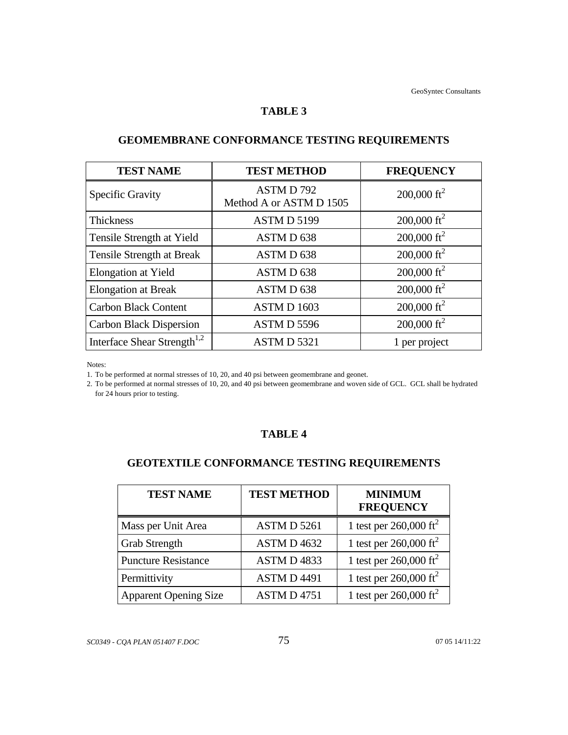## TABLE 3

## GEOMEMBRANE CONFORMANCE TESTING REQUIREMENTS

| TEST NAME | TEST METHOD | FREQUENCY |
|---|---|---|
| Specific Gravity | ASTM D 792 Method A or ASTM D 1505 | 200,000 $ft^2$ |
| Thickness | ASTM D 5199 | 200,000 $ft^2$ |
| Tensile Strength at Yield | ASTM D 638 | 200,000 $ft^2$ |
| Tensile Strength at Break | ASTM D 638 | 200,000 $ft^2$ |
| Elongation at Yield | ASTM D 638 | 200,000 $ft^2$ |
| Elongation at Break | ASTM D 638 | 200,000 $ft^2$ |
| Carbon Black Content | ASTM D 1603 | 200,000 $ft^2$ |
| Carbon Black Dispersion | ASTM D 5596 | 200,000 $ft^2$ |
| Interface Shear Strength[1,2] | ASTM D 5321 | 1 per project |

Notes:

1. To be performed at normal stresses of 10, 20, and 40 psi between geomembrane and geonet.
2. To be performed at normal stresses of 10, 20, and 40 psi between geomembrane and woven side of GCL. GCL shall be hydrated for 24 hours prior to testing.

## TABLE 4

## GEOTEXTILE CONFORMANCE TESTING REQUIREMENTS

| TEST NAME | TEST METHOD | MINIMUM FREQUENCY |
|---|---|---|
| Mass per Unit Area | ASTM D 5261 | 1 test per 260,000 $ft^2$ |
| Grab Strength | ASTM D 4632 | 1 test per 260,000 $ft^2$ |
| Puncture Resistance | ASTM D 4833 | 1 test per 260,000 $ft^2$ |
| Permittivity | ASTM D 4491 | 1 test per 260,000 $ft^2$ |
| Apparent Opening Size | ASTM D 4751 | 1 test per 260,000 $ft^2$ |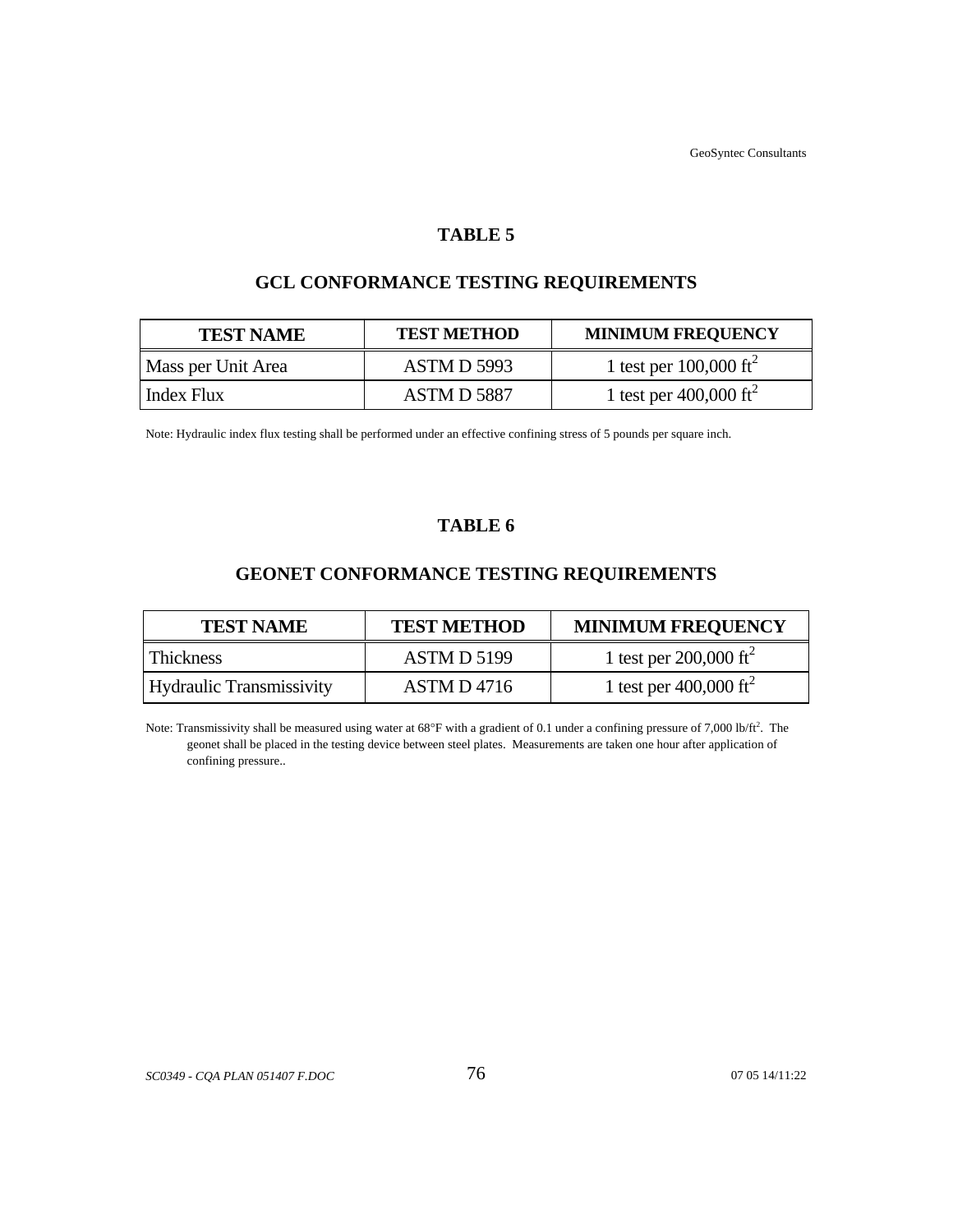## TABLE 5

## GCL CONFORMANCE TESTING REQUIREMENTS

| TEST NAME | TEST METHOD | MINIMUM FREQUENCY |
|---|---|---|
| Mass per Unit Area | ASTM D 5993 | 1 test per 100,000 $ft^2$ |
| Index Flux | ASTM D 5887 | 1 test per 400,000 $ft^2$ |

Note: Hydraulic index flux testing shall be performed under an effective confining stress of 5 pounds per square inch.

## TABLE 6

## GEONET CONFORMANCE TESTING REQUIREMENTS

| TEST NAME | TEST METHOD | MINIMUM FREQUENCY |
|---|---|---|
| Thickness | ASTM D 5199 | 1 test per 200,000 $ft^2$ |
| Hydraulic Transmissivity | ASTM D 4716 | 1 test per 400,000 $ft^2$ |

Note: Transmissivity shall be measured using water at 68°F with a gradient of 0.1 under a confining pressure of 7,000 lb/$ft^2$. The geonet shall be placed in the testing device between steel plates. Measurements are taken one hour after application of confining pressure..